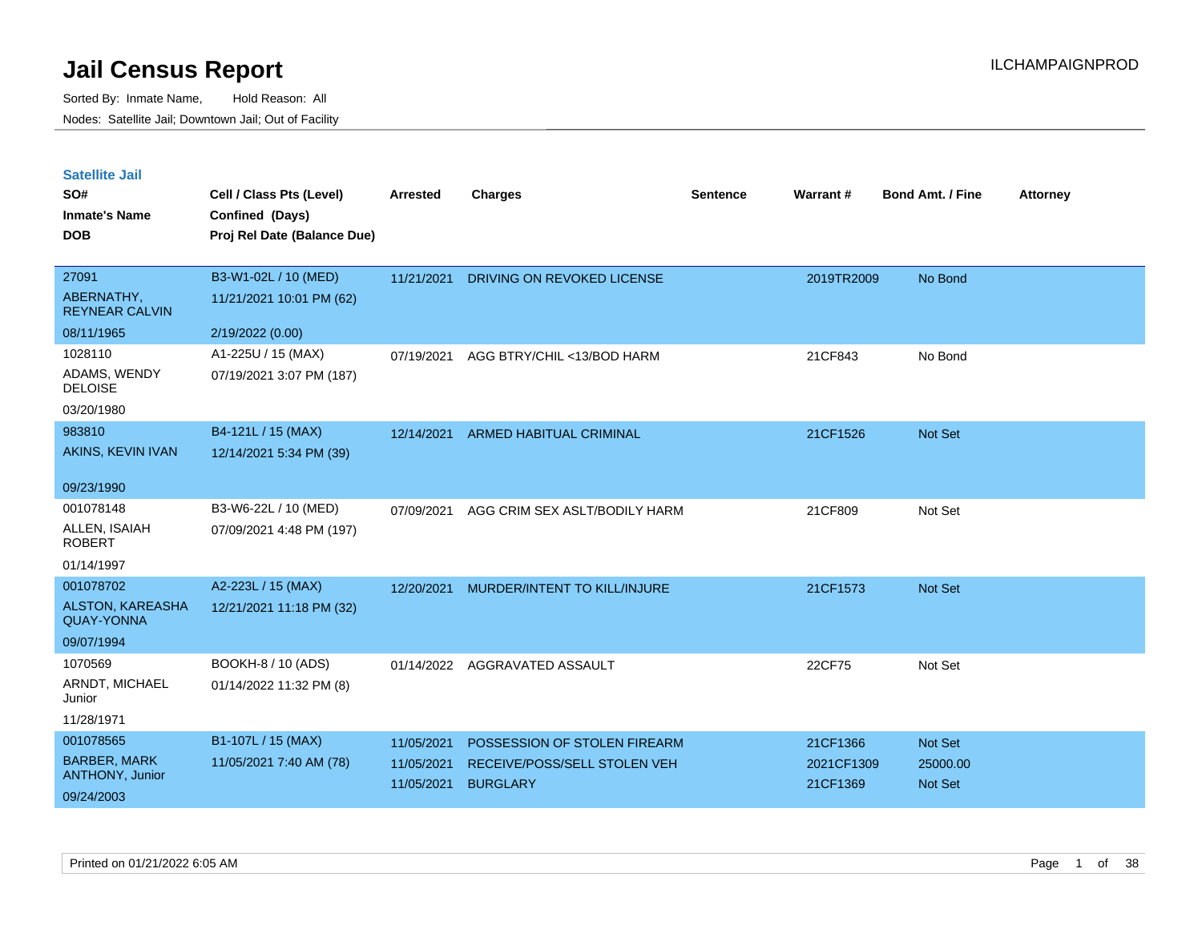# Jail Census Report

Sorted By: Inmate Name, Hold Reason: All

Nodes: Satellite Jail; Downtown Jail; Out of Facility

ILCHAMPAIGNPROD

## Satellite Jail

| SO# / Inmate's Name / DOB | Cell / Class Pts (Level) / Confined (Days) / Proj Rel Date (Balance Due) | Arrested | Charges | Sentence | Warrant # | Bond Amt. / Fine | Attorney |
|---|---|---|---|---|---|---|---|
| 27091<br>ABERNATHY, REYNEAR CALVIN<br>08/11/1965 | B3-W1-02L / 10 (MED)<br>11/21/2021 10:01 PM (62)<br>2/19/2022 (0.00) | 11/21/2021 | DRIVING ON REVOKED LICENSE | | 2019TR2009 | No Bond | |
| 1028110<br>ADAMS, WENDY DELOISE<br>03/20/1980 | A1-225U / 15 (MAX)<br>07/19/2021 3:07 PM (187) | 07/19/2021 | AGG BTRY/CHIL <13/BOD HARM | | 21CF843 | No Bond | |
| 983810<br>AKINS, KEVIN IVAN<br>09/23/1990 | B4-121L / 15 (MAX)<br>12/14/2021 5:34 PM (39) | 12/14/2021 | ARMED HABITUAL CRIMINAL | | 21CF1526 | Not Set | |
| 001078148<br>ALLEN, ISAIAH ROBERT<br>01/14/1997 | B3-W6-22L / 10 (MED)<br>07/09/2021 4:48 PM (197) | 07/09/2021 | AGG CRIM SEX ASLT/BODILY HARM | | 21CF809 | Not Set | |
| 001078702<br>ALSTON, KAREASHA QUAY-YONNA<br>09/07/1994 | A2-223L / 15 (MAX)<br>12/21/2021 11:18 PM (32) | 12/20/2021 | MURDER/INTENT TO KILL/INJURE | | 21CF1573 | Not Set | |
| 1070569<br>ARNDT, MICHAEL Junior<br>11/28/1971 | BOOKH-8 / 10 (ADS)<br>01/14/2022 11:32 PM (8) | 01/14/2022 | AGGRAVATED ASSAULT | | 22CF75 | Not Set | |
| 001078565<br>BARBER, MARK ANTHONY, Junior<br>09/24/2003 | B1-107L / 15 (MAX)<br>11/05/2021 7:40 AM (78) | 11/05/2021<br>11/05/2021<br>11/05/2021 | POSSESSION OF STOLEN FIREARM<br>RECEIVE/POSS/SELL STOLEN VEH<br>BURGLARY | | 21CF1366<br>2021CF1309<br>21CF1369 | Not Set<br>25000.00<br>Not Set | |

Printed on 01/21/2022 6:05 AM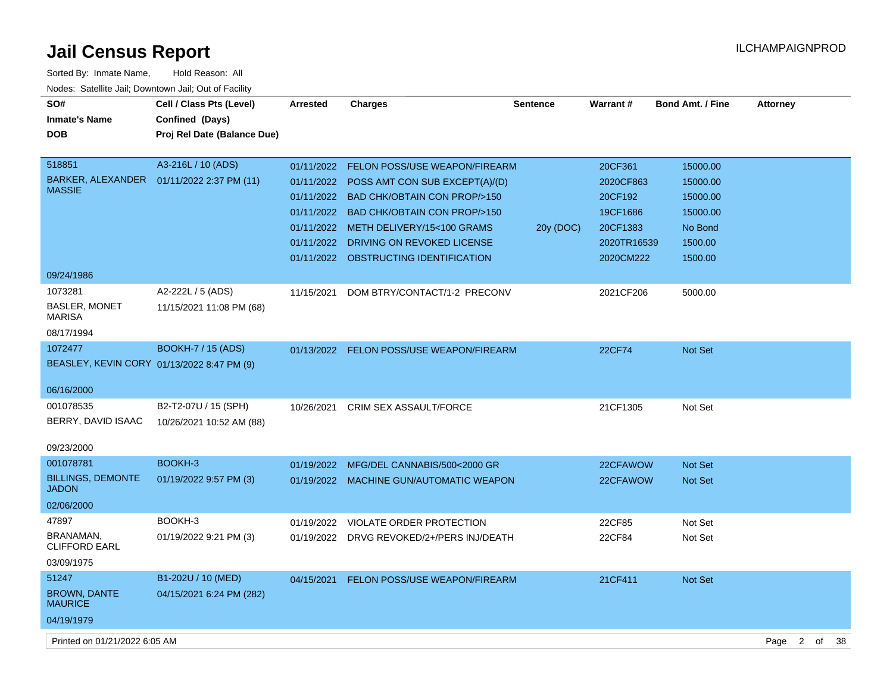# Jail Census Report

ILCHAMPAIGNPROD

Sorted By: Inmate Name, Hold Reason: All

Nodes: Satellite Jail; Downtown Jail; Out of Facility

| SO# / Inmate's Name / DOB | Cell / Class Pts (Level) / Confined (Days) / Proj Rel Date (Balance Due) | Arrested | Charges | Sentence | Warrant # | Bond Amt. / Fine | Attorney |
|---|---|---|---|---|---|---|---|
| 518851 BARKER, ALEXANDER MASSIE 09/24/1986 | A3-216L / 10 (ADS) 01/11/2022 2:37 PM (11) | 01/11/2022 | FELON POSS/USE WEAPON/FIREARM | | 20CF361 | 15000.00 | |
| | | 01/11/2022 | POSS AMT CON SUB EXCEPT(A)/(D) | | 2020CF863 | 15000.00 | |
| | | 01/11/2022 | BAD CHK/OBTAIN CON PROP/>150 | | 20CF192 | 15000.00 | |
| | | 01/11/2022 | BAD CHK/OBTAIN CON PROP/>150 | | 19CF1686 | 15000.00 | |
| | | 01/11/2022 | METH DELIVERY/15<100 GRAMS | 20y (DOC) | 20CF1383 | No Bond | |
| | | 01/11/2022 | DRIVING ON REVOKED LICENSE | | 2020TR16539 | 1500.00 | |
| | | 01/11/2022 | OBSTRUCTING IDENTIFICATION | | 2020CM222 | 1500.00 | |
| 1073281 BASLER, MONET MARISA 08/17/1994 | A2-222L / 5 (ADS) 11/15/2021 11:08 PM (68) | 11/15/2021 | DOM BTRY/CONTACT/1-2 PRECONV | | 2021CF206 | 5000.00 | |
| 1072477 BEASLEY, KEVIN CORY 06/16/2000 | BOOKH-7 / 15 (ADS) 01/13/2022 8:47 PM (9) | 01/13/2022 | FELON POSS/USE WEAPON/FIREARM | | 22CF74 | Not Set | |
| 001078535 BERRY, DAVID ISAAC 09/23/2000 | B2-T2-07U / 15 (SPH) 10/26/2021 10:52 AM (88) | 10/26/2021 | CRIM SEX ASSAULT/FORCE | | 21CF1305 | Not Set | |
| 001078781 BILLINGS, DEMONTE JADON 02/06/2000 | BOOKH-3 01/19/2022 9:57 PM (3) | 01/19/2022 | MFG/DEL CANNABIS/500<2000 GR | | 22CFAWOW | Not Set | |
| | | 01/19/2022 | MACHINE GUN/AUTOMATIC WEAPON | | 22CFAWOW | Not Set | |
| 47897 BRANAMAN, CLIFFORD EARL 03/09/1975 | BOOKH-3 01/19/2022 9:21 PM (3) | 01/19/2022 | VIOLATE ORDER PROTECTION | | 22CF85 | Not Set | |
| | | 01/19/2022 | DRVG REVOKED/2+/PERS INJ/DEATH | | 22CF84 | Not Set | |
| 51247 BROWN, DANTE MAURICE 04/19/1979 | B1-202U / 10 (MED) 04/15/2021 6:24 PM (282) | 04/15/2021 | FELON POSS/USE WEAPON/FIREARM | | 21CF411 | Not Set | |

Printed on 01/21/2022 6:05 AM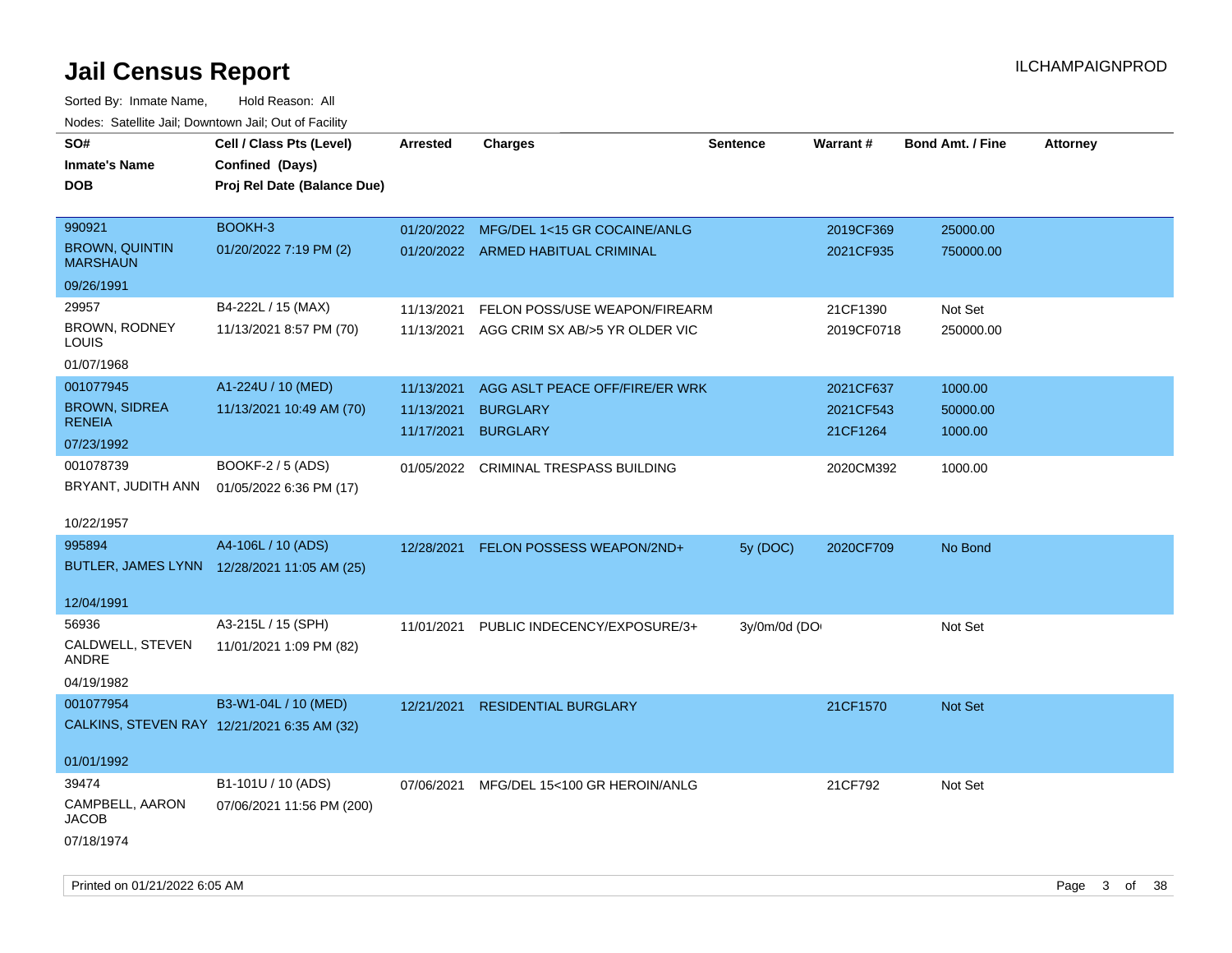# Jail Census Report

Sorted By: Inmate Name, Hold Reason: All

Nodes: Satellite Jail; Downtown Jail; Out of Facility

| SO# / Inmate's Name / DOB | Cell / Class Pts (Level) / Confined (Days) / Proj Rel Date (Balance Due) | Arrested | Charges | Sentence | Warrant # | Bond Amt. / Fine | Attorney |
|---|---|---|---|---|---|---|---|
| 990921<br>BROWN, QUINTIN MARSHAUN<br>09/26/1991 | BOOKH-3<br>01/20/2022 7:19 PM (2) | 01/20/2022<br>01/20/2022 | MFG/DEL 1<15 GR COCAINE/ANLG<br>ARMED HABITUAL CRIMINAL | | 2019CF369<br>2021CF935 | 25000.00<br>750000.00 | |
| 29957<br>BROWN, RODNEY LOUIS<br>01/07/1968 | B4-222L / 15 (MAX)<br>11/13/2021 8:57 PM (70) | 11/13/2021<br>11/13/2021 | FELON POSS/USE WEAPON/FIREARM<br>AGG CRIM SX AB/>5 YR OLDER VIC | | 21CF1390<br>2019CF0718 | Not Set<br>250000.00 | |
| 001077945<br>BROWN, SIDREA RENEIA<br>07/23/1992 | A1-224U / 10 (MED)<br>11/13/2021 10:49 AM (70) | 11/13/2021<br>11/13/2021<br>11/17/2021 | AGG ASLT PEACE OFF/FIRE/ER WRK<br>BURGLARY<br>BURGLARY | | 2021CF637<br>2021CF543<br>21CF1264 | 1000.00<br>50000.00<br>1000.00 | |
| 001078739<br>BRYANT, JUDITH ANN<br>10/22/1957 | BOOKF-2 / 5 (ADS)<br>01/05/2022 6:36 PM (17) | 01/05/2022 | CRIMINAL TRESPASS BUILDING | | 2020CM392 | 1000.00 | |
| 995894<br>BUTLER, JAMES LYNN<br>12/04/1991 | A4-106L / 10 (ADS)<br>12/28/2021 11:05 AM (25) | 12/28/2021 | FELON POSSESS WEAPON/2ND+ | 5y (DOC) | 2020CF709 | No Bond | |
| 56936<br>CALDWELL, STEVEN ANDRE<br>04/19/1982 | A3-215L / 15 (SPH)<br>11/01/2021 1:09 PM (82) | 11/01/2021 | PUBLIC INDECENCY/EXPOSURE/3+ | 3y/0m/0d (DO | | Not Set | |
| 001077954<br>CALKINS, STEVEN RAY<br>01/01/1992 | B3-W1-04L / 10 (MED)<br>12/21/2021 6:35 AM (32) | 12/21/2021 | RESIDENTIAL BURGLARY | | 21CF1570 | Not Set | |
| 39474<br>CAMPBELL, AARON JACOB<br>07/18/1974 | B1-101U / 10 (ADS)<br>07/06/2021 11:56 PM (200) | 07/06/2021 | MFG/DEL 15<100 GR HEROIN/ANLG | | 21CF792 | Not Set | |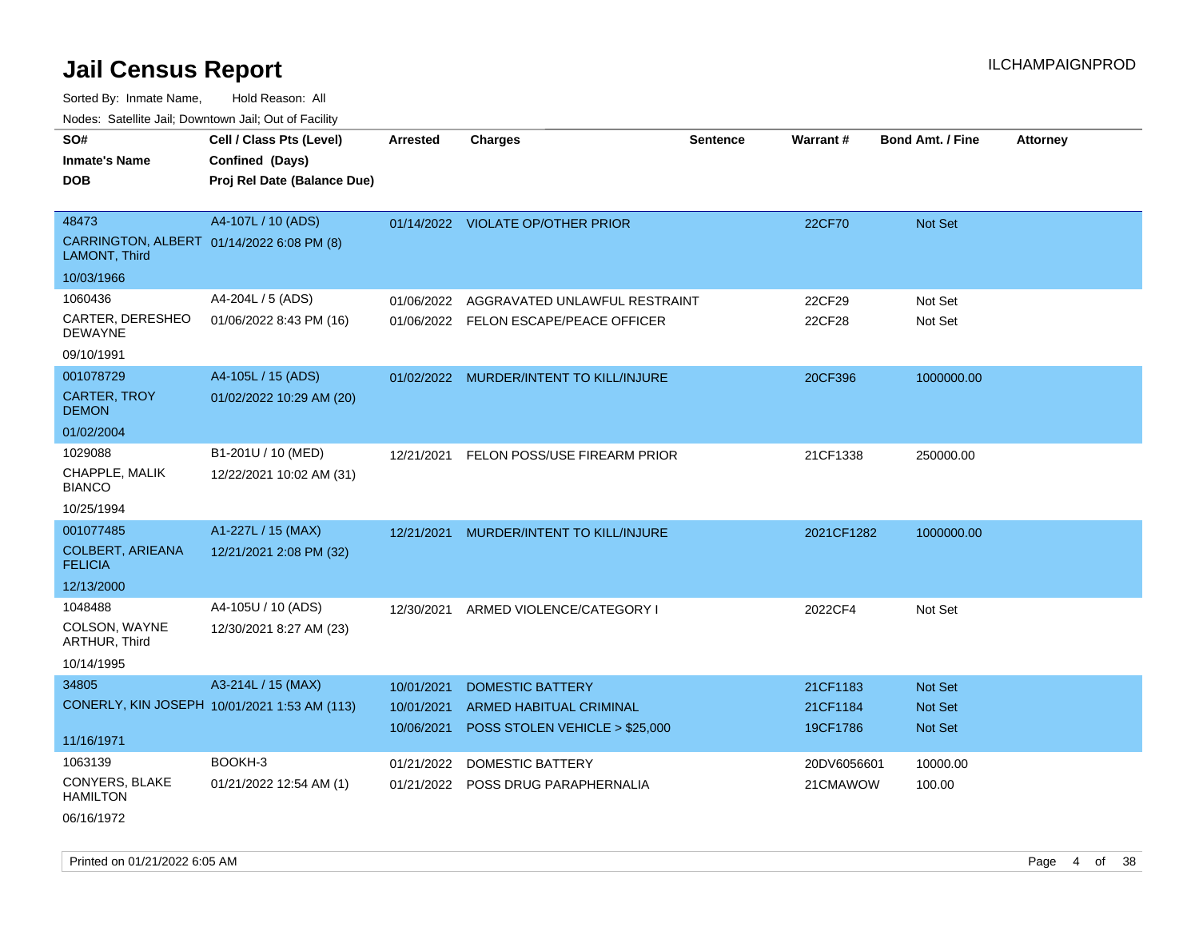# Jail Census Report

ILCHAMPAIGNPROD

Sorted By: Inmate Name, Hold Reason: All

Nodes: Satellite Jail; Downtown Jail; Out of Facility

| SO# / Inmate's Name / DOB | Cell / Class Pts (Level) / Confined (Days) / Proj Rel Date (Balance Due) | Arrested | Charges | Sentence | Warrant # | Bond Amt. / Fine | Attorney |
|---|---|---|---|---|---|---|---|
| 48473<br>CARRINGTON, ALBERT LAMONT, Third<br>10/03/1966 | A4-107L / 10 (ADS)<br>01/14/2022 6:08 PM (8) | 01/14/2022 | VIOLATE OP/OTHER PRIOR | | 22CF70 | Not Set | |
| 1060436<br>CARTER, DERESHEO DEWAYNE<br>09/10/1991 | A4-204L / 5 (ADS)<br>01/06/2022 8:43 PM (16) | 01/06/2022 | AGGRAVATED UNLAWFUL RESTRAINT | | 22CF29 | Not Set | |
| | | 01/06/2022 | FELON ESCAPE/PEACE OFFICER | | 22CF28 | Not Set | |
| 001078729<br>CARTER, TROY DEMON<br>01/02/2004 | A4-105L / 15 (ADS)<br>01/02/2022 10:29 AM (20) | 01/02/2022 | MURDER/INTENT TO KILL/INJURE | | 20CF396 | 1000000.00 | |
| 1029088<br>CHAPPLE, MALIK BIANCO<br>10/25/1994 | B1-201U / 10 (MED)<br>12/22/2021 10:02 AM (31) | 12/21/2021 | FELON POSS/USE FIREARM PRIOR | | 21CF1338 | 250000.00 | |
| 001077485<br>COLBERT, ARIEANA FELICIA<br>12/13/2000 | A1-227L / 15 (MAX)<br>12/21/2021 2:08 PM (32) | 12/21/2021 | MURDER/INTENT TO KILL/INJURE | | 2021CF1282 | 1000000.00 | |
| 1048488<br>COLSON, WAYNE ARTHUR, Third<br>10/14/1995 | A4-105U / 10 (ADS)<br>12/30/2021 8:27 AM (23) | 12/30/2021 | ARMED VIOLENCE/CATEGORY I | | 2022CF4 | Not Set | |
| 34805<br>CONERLY, KIN JOSEPH<br>11/16/1971 | A3-214L / 15 (MAX)<br>10/01/2021 1:53 AM (113) | 10/01/2021 | DOMESTIC BATTERY | | 21CF1183 | Not Set | |
| | | 10/01/2021 | ARMED HABITUAL CRIMINAL | | 21CF1184 | Not Set | |
| | | 10/06/2021 | POSS STOLEN VEHICLE > $25,000 | | 19CF1786 | Not Set | |
| 1063139<br>CONYERS, BLAKE HAMILTON<br>06/16/1972 | BOOKH-3<br>01/21/2022 12:54 AM (1) | 01/21/2022 | DOMESTIC BATTERY | | 20DV6056601 | 10000.00 | |
| | | 01/21/2022 | POSS DRUG PARAPHERNALIA | | 21CMAWOW | 100.00 | |

Printed on 01/21/2022 6:05 AM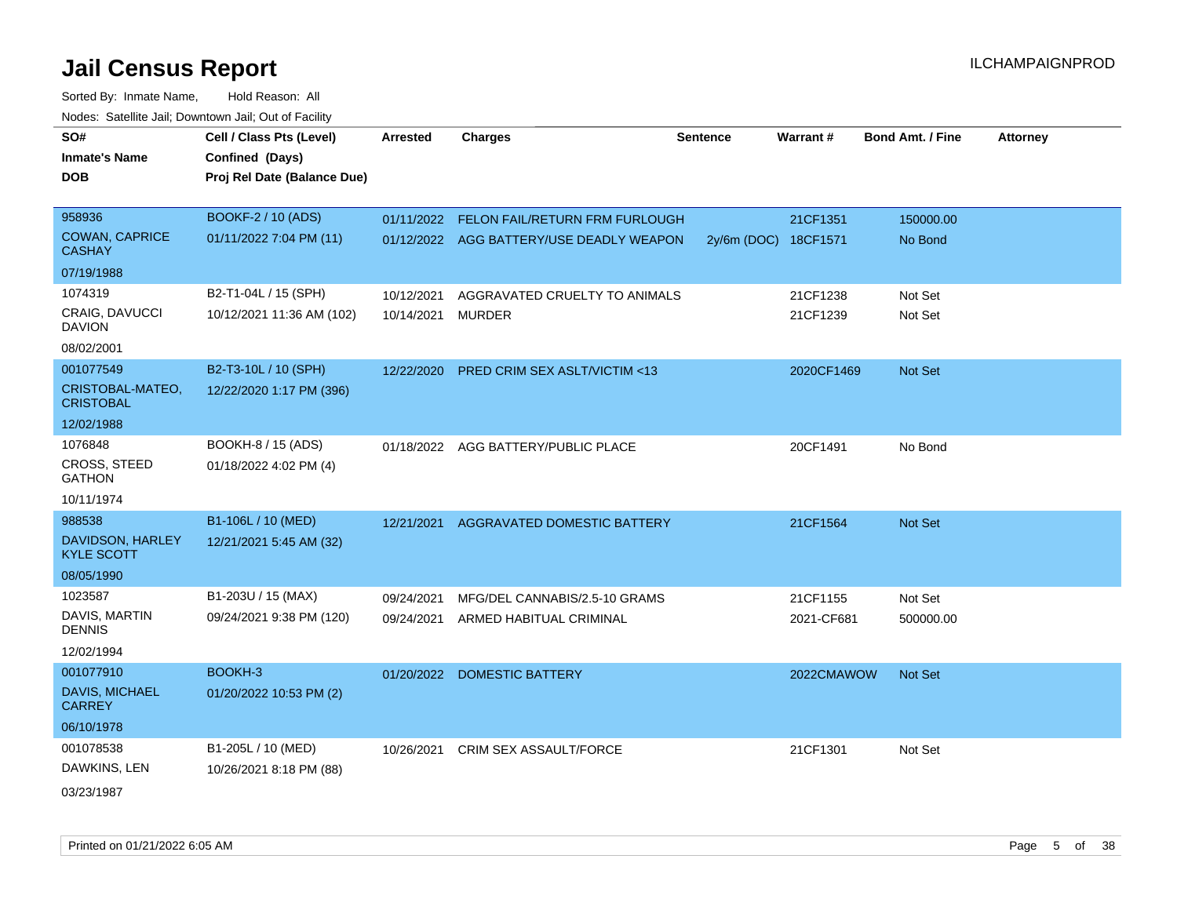# Jail Census Report

ILCHAMPAIGNPROD

Sorted By: Inmate Name, Hold Reason: All

Nodes: Satellite Jail; Downtown Jail; Out of Facility

| SO# / Inmate's Name / DOB | Cell / Class Pts (Level) / Confined (Days) / Proj Rel Date (Balance Due) | Arrested | Charges | Sentence | Warrant # | Bond Amt. / Fine | Attorney |
|---|---|---|---|---|---|---|---|
| 958936<br>COWAN, CAPRICE CASHAY<br>07/19/1988 | BOOKF-2 / 10 (ADS)<br>01/11/2022 7:04 PM (11) | 01/11/2022 | FELON FAIL/RETURN FRM FURLOUGH | | 21CF1351 | 150000.00 | |
| | | 01/12/2022 | AGG BATTERY/USE DEADLY WEAPON | 2y/6m (DOC) | 18CF1571 | No Bond | |
| 1074319<br>CRAIG, DAVUCCI DAVION<br>08/02/2001 | B2-T1-04L / 15 (SPH)<br>10/12/2021 11:36 AM (102) | 10/12/2021 | AGGRAVATED CRUELTY TO ANIMALS | | 21CF1238 | Not Set | |
| | | 10/14/2021 | MURDER | | 21CF1239 | Not Set | |
| 001077549<br>CRISTOBAL-MATEO, CRISTOBAL<br>12/02/1988 | B2-T3-10L / 10 (SPH)<br>12/22/2020 1:17 PM (396) | 12/22/2020 | PRED CRIM SEX ASLT/VICTIM <13 | | 2020CF1469 | Not Set | |
| 1076848<br>CROSS, STEED GATHON<br>10/11/1974 | BOOKH-8 / 15 (ADS)<br>01/18/2022 4:02 PM (4) | 01/18/2022 | AGG BATTERY/PUBLIC PLACE | | 20CF1491 | No Bond | |
| 988538<br>DAVIDSON, HARLEY KYLE SCOTT<br>08/05/1990 | B1-106L / 10 (MED)<br>12/21/2021 5:45 AM (32) | 12/21/2021 | AGGRAVATED DOMESTIC BATTERY | | 21CF1564 | Not Set | |
| 1023587<br>DAVIS, MARTIN DENNIS<br>12/02/1994 | B1-203U / 15 (MAX)<br>09/24/2021 9:38 PM (120) | 09/24/2021 | MFG/DEL CANNABIS/2.5-10 GRAMS | | 21CF1155 | Not Set | |
| | | 09/24/2021 | ARMED HABITUAL CRIMINAL | | 2021-CF681 | 500000.00 | |
| 001077910<br>DAVIS, MICHAEL CARREY<br>06/10/1978 | BOOKH-3<br>01/20/2022 10:53 PM (2) | 01/20/2022 | DOMESTIC BATTERY | | 2022CMAWOW | Not Set | |
| 001078538<br>DAWKINS, LEN<br>03/23/1987 | B1-205L / 10 (MED)<br>10/26/2021 8:18 PM (88) | 10/26/2021 | CRIM SEX ASSAULT/FORCE | | 21CF1301 | Not Set | |

Printed on 01/21/2022 6:05 AM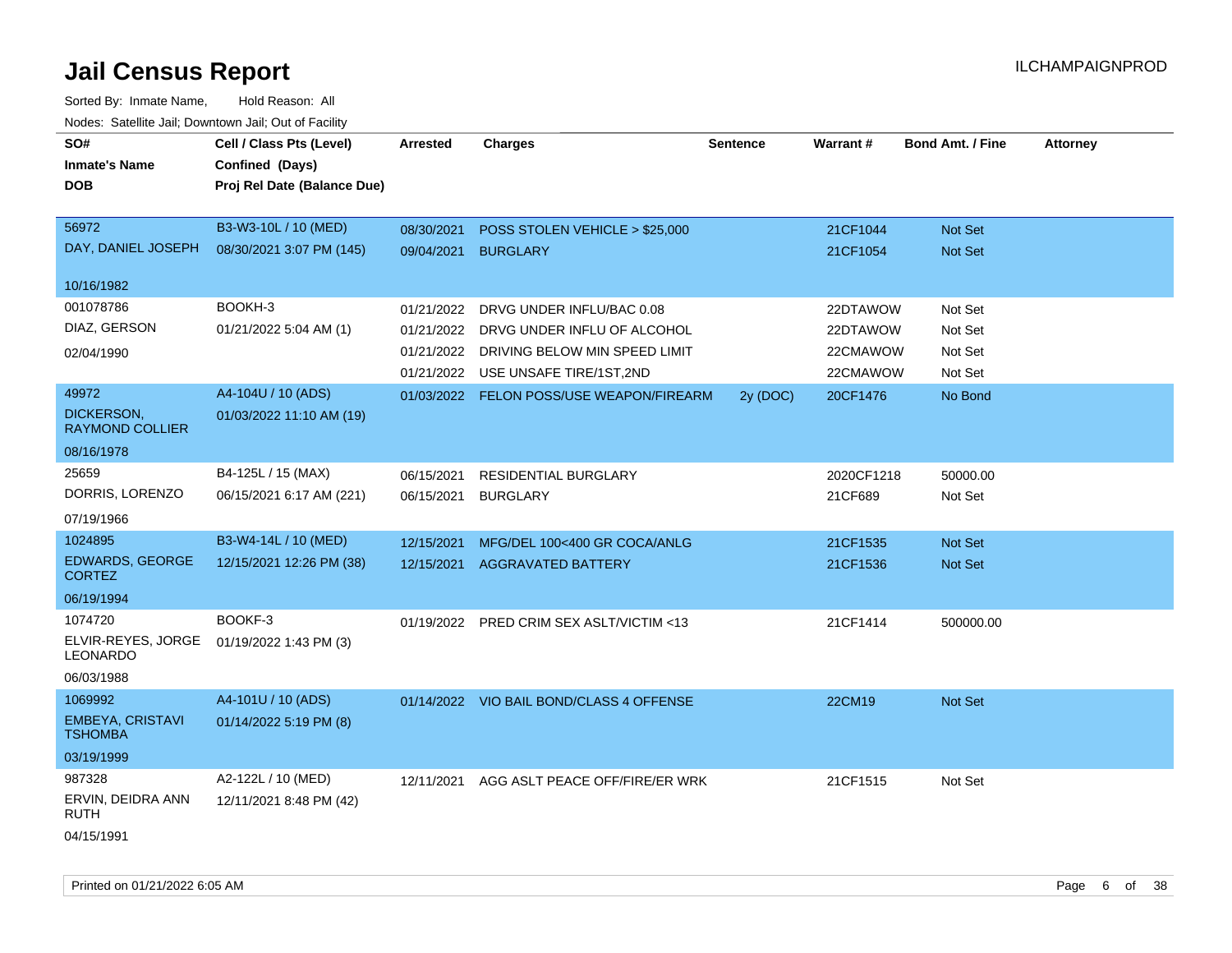# Jail Census Report

ILCHAMPAIGNPROD

Sorted By: Inmate Name, Hold Reason: All

Nodes: Satellite Jail; Downtown Jail; Out of Facility

| SO# / Inmate's Name / DOB | Cell / Class Pts (Level) / Confined (Days) / Proj Rel Date (Balance Due) | Arrested | Charges | Sentence | Warrant # | Bond Amt. / Fine | Attorney |
|---|---|---|---|---|---|---|---|
| 56972<br>DAY, DANIEL JOSEPH<br>10/16/1982 | B3-W3-10L / 10 (MED)<br>08/30/2021 3:07 PM (145) | 08/30/2021 | POSS STOLEN VEHICLE > $25,000 | | 21CF1044 | Not Set | |
| | | 09/04/2021 | BURGLARY | | 21CF1054 | Not Set | |
| 001078786<br>DIAZ, GERSON<br>02/04/1990 | BOOKH-3<br>01/21/2022 5:04 AM (1) | 01/21/2022 | DRVG UNDER INFLU/BAC 0.08 | | 22DTAWOW | Not Set | |
| | | 01/21/2022 | DRVG UNDER INFLU OF ALCOHOL | | 22DTAWOW | Not Set | |
| | | 01/21/2022 | DRIVING BELOW MIN SPEED LIMIT | | 22CMAWOW | Not Set | |
| | | 01/21/2022 | USE UNSAFE TIRE/1ST,2ND | | 22CMAWOW | Not Set | |
| 49972<br>DICKERSON, RAYMOND COLLIER<br>08/16/1978 | A4-104U / 10 (ADS)<br>01/03/2022 11:10 AM (19) | 01/03/2022 | FELON POSS/USE WEAPON/FIREARM | 2y (DOC) | 20CF1476 | No Bond | |
| 25659<br>DORRIS, LORENZO<br>07/19/1966 | B4-125L / 15 (MAX)<br>06/15/2021 6:17 AM (221) | 06/15/2021 | RESIDENTIAL BURGLARY | | 2020CF1218 | 50000.00 | |
| | | 06/15/2021 | BURGLARY | | 21CF689 | Not Set | |
| 1024895<br>EDWARDS, GEORGE CORTEZ<br>06/19/1994 | B3-W4-14L / 10 (MED)<br>12/15/2021 12:26 PM (38) | 12/15/2021 | MFG/DEL 100<400 GR COCA/ANLG | | 21CF1535 | Not Set | |
| | | 12/15/2021 | AGGRAVATED BATTERY | | 21CF1536 | Not Set | |
| 1074720<br>ELVIR-REYES, JORGE LEONARDO<br>06/03/1988 | BOOKF-3<br>01/19/2022 1:43 PM (3) | 01/19/2022 | PRED CRIM SEX ASLT/VICTIM <13 | | 21CF1414 | 500000.00 | |
| 1069992<br>EMBEYA, CRISTAVI TSHOMBA<br>03/19/1999 | A4-101U / 10 (ADS)<br>01/14/2022 5:19 PM (8) | 01/14/2022 | VIO BAIL BOND/CLASS 4 OFFENSE | | 22CM19 | Not Set | |
| 987328<br>ERVIN, DEIDRA ANN RUTH<br>04/15/1991 | A2-122L / 10 (MED)<br>12/11/2021 8:48 PM (42) | 12/11/2021 | AGG ASLT PEACE OFF/FIRE/ER WRK | | 21CF1515 | Not Set | |

Printed on 01/21/2022 6:05 AM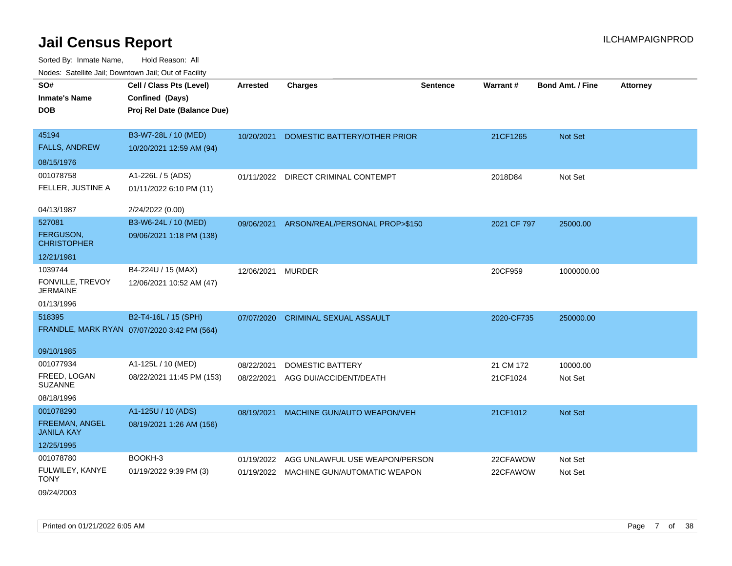# Jail Census Report

ILCHAMPAIGNPROD

Sorted By: Inmate Name, Hold Reason: All

Nodes: Satellite Jail; Downtown Jail; Out of Facility

| SO# / Inmate's Name / DOB | Cell / Class Pts (Level) / Confined (Days) / Proj Rel Date (Balance Due) | Arrested | Charges | Sentence | Warrant # | Bond Amt. / Fine | Attorney |
|---|---|---|---|---|---|---|---|
| 45194<br>FALLS, ANDREW<br>08/15/1976 | B3-W7-28L / 10 (MED)<br>10/20/2021 12:59 AM (94) | 10/20/2021 | DOMESTIC BATTERY/OTHER PRIOR | | 21CF1265 | Not Set | |
| 001078758<br>FELLER, JUSTINE A<br>04/13/1987 | A1-226L / 5 (ADS)<br>01/11/2022 6:10 PM (11)<br>2/24/2022 (0.00) | 01/11/2022 | DIRECT CRIMINAL CONTEMPT | | 2018D84 | Not Set | |
| 527081<br>FERGUSON, CHRISTOPHER<br>12/21/1981 | B3-W6-24L / 10 (MED)<br>09/06/2021 1:18 PM (138) | 09/06/2021 | ARSON/REAL/PERSONAL PROP>$150 | | 2021 CF 797 | 25000.00 | |
| 1039744<br>FONVILLE, TREVOY JERMAINE<br>01/13/1996 | B4-224U / 15 (MAX)<br>12/06/2021 10:52 AM (47) | 12/06/2021 | MURDER | | 20CF959 | 1000000.00 | |
| 518395<br>FRANDLE, MARK RYAN<br>09/10/1985 | B2-T4-16L / 15 (SPH)<br>07/07/2020 3:42 PM (564) | 07/07/2020 | CRIMINAL SEXUAL ASSAULT | | 2020-CF735 | 250000.00 | |
| 001077934<br>FREED, LOGAN SUZANNE<br>08/18/1996 | A1-125L / 10 (MED)<br>08/22/2021 11:45 PM (153) | 08/22/2021<br>08/22/2021 | DOMESTIC BATTERY<br>AGG DUI/ACCIDENT/DEATH | | 21 CM 172<br>21CF1024 | 10000.00<br>Not Set | |
| 001078290<br>FREEMAN, ANGEL JANILA KAY<br>12/25/1995 | A1-125U / 10 (ADS)<br>08/19/2021 1:26 AM (156) | 08/19/2021 | MACHINE GUN/AUTO WEAPON/VEH | | 21CF1012 | Not Set | |
| 001078780<br>FULWILEY, KANYE TONY<br>09/24/2003 | BOOKH-3<br>01/19/2022 9:39 PM (3) | 01/19/2022<br>01/19/2022 | AGG UNLAWFUL USE WEAPON/PERSON<br>MACHINE GUN/AUTOMATIC WEAPON | | 22CFAWOW<br>22CFAWOW | Not Set<br>Not Set | |

Printed on 01/21/2022 6:05 AM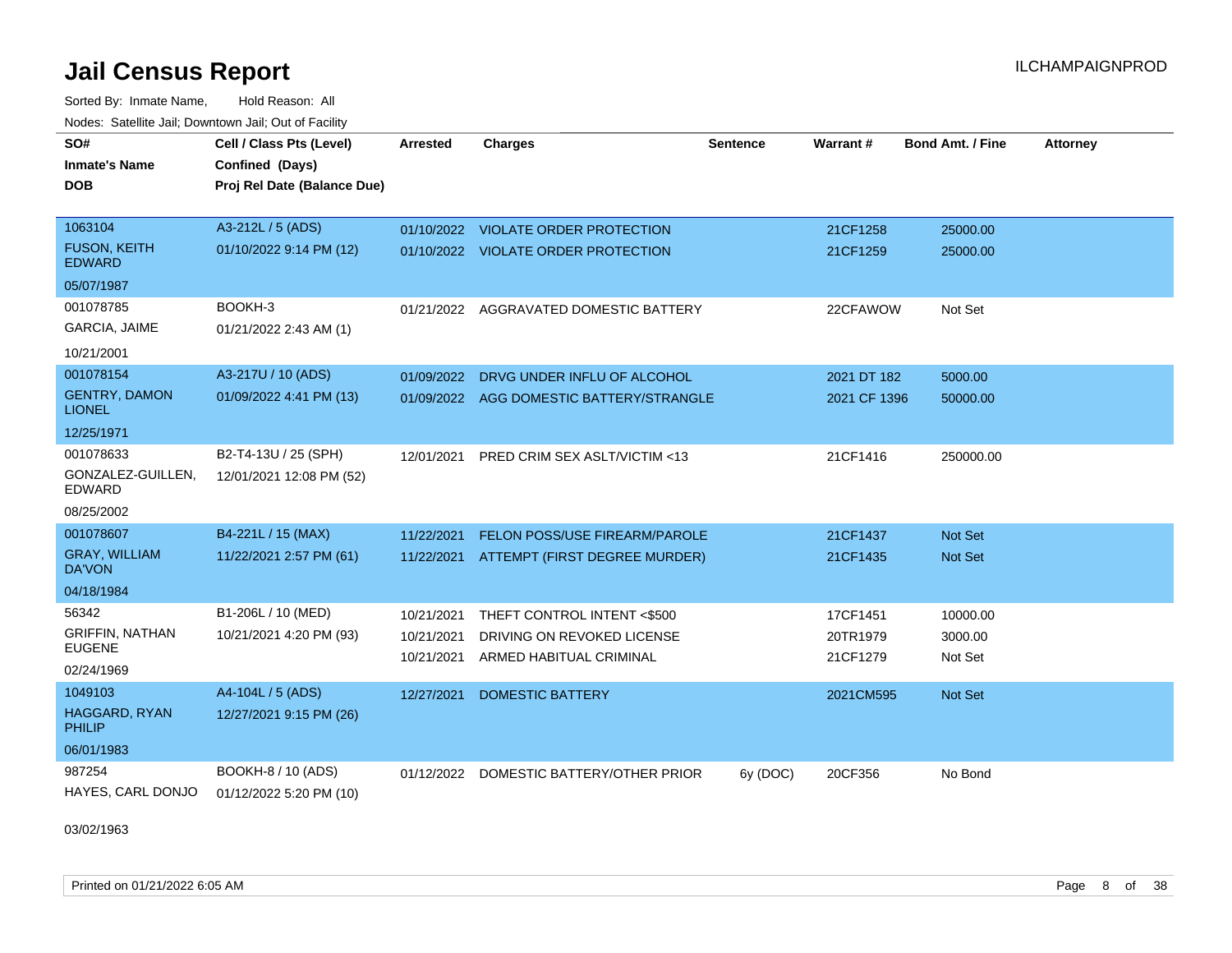# Jail Census Report

ILCHAMPAIGNPROD

Sorted By: Inmate Name, Hold Reason: All

Nodes: Satellite Jail; Downtown Jail; Out of Facility

| SO# / Inmate's Name / DOB | Cell / Class Pts (Level) / Confined (Days) / Proj Rel Date (Balance Due) | Arrested | Charges | Sentence | Warrant # | Bond Amt. / Fine | Attorney |
|---|---|---|---|---|---|---|---|
| 1063104<br>FUSON, KEITH EDWARD<br>05/07/1987 | A3-212L / 5 (ADS)<br>01/10/2022 9:14 PM (12) | 01/10/2022<br>01/10/2022 | VIOLATE ORDER PROTECTION<br>VIOLATE ORDER PROTECTION | | 21CF1258<br>21CF1259 | 25000.00<br>25000.00 | |
| 001078785<br>GARCIA, JAIME<br>10/21/2001 | BOOKH-3<br>01/21/2022 2:43 AM (1) | 01/21/2022 | AGGRAVATED DOMESTIC BATTERY | | 22CFAWOW | Not Set | |
| 001078154<br>GENTRY, DAMON LIONEL<br>12/25/1971 | A3-217U / 10 (ADS)<br>01/09/2022 4:41 PM (13) | 01/09/2022<br>01/09/2022 | DRVG UNDER INFLU OF ALCOHOL<br>AGG DOMESTIC BATTERY/STRANGLE | | 2021 DT 182<br>2021 CF 1396 | 5000.00<br>50000.00 | |
| 001078633<br>GONZALEZ-GUILLEN, EDWARD<br>08/25/2002 | B2-T4-13U / 25 (SPH)<br>12/01/2021 12:08 PM (52) | 12/01/2021 | PRED CRIM SEX ASLT/VICTIM <13 | | 21CF1416 | 250000.00 | |
| 001078607<br>GRAY, WILLIAM DA'VON<br>04/18/1984 | B4-221L / 15 (MAX)<br>11/22/2021 2:57 PM (61) | 11/22/2021<br>11/22/2021 | FELON POSS/USE FIREARM/PAROLE<br>ATTEMPT (FIRST DEGREE MURDER) | | 21CF1437<br>21CF1435 | Not Set<br>Not Set | |
| 56342<br>GRIFFIN, NATHAN EUGENE<br>02/24/1969 | B1-206L / 10 (MED)<br>10/21/2021 4:20 PM (93) | 10/21/2021<br>10/21/2021<br>10/21/2021 | THEFT CONTROL INTENT <$500<br>DRIVING ON REVOKED LICENSE<br>ARMED HABITUAL CRIMINAL | | 17CF1451<br>20TR1979<br>21CF1279 | 10000.00<br>3000.00<br>Not Set | |
| 1049103<br>HAGGARD, RYAN PHILIP<br>06/01/1983 | A4-104L / 5 (ADS)<br>12/27/2021 9:15 PM (26) | 12/27/2021 | DOMESTIC BATTERY | | 2021CM595 | Not Set | |
| 987254<br>HAYES, CARL DONJO<br>03/02/1963 | BOOKH-8 / 10 (ADS)<br>01/12/2022 5:20 PM (10) | 01/12/2022 | DOMESTIC BATTERY/OTHER PRIOR | 6y (DOC) | 20CF356 | No Bond | |

Printed on 01/21/2022 6:05 AM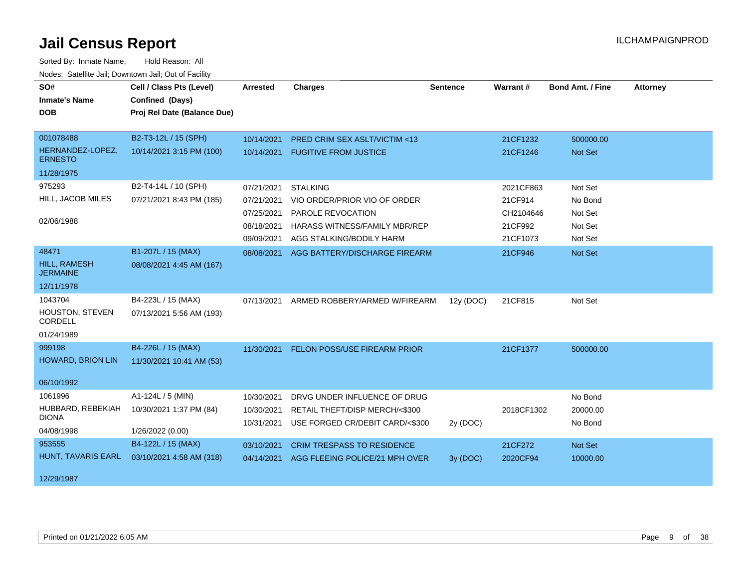# Jail Census Report

ILCHAMPAIGNPROD

Sorted By: Inmate Name, Hold Reason: All

Nodes: Satellite Jail; Downtown Jail; Out of Facility

| SO# / Inmate's Name / DOB | Cell / Class Pts (Level) / Confined (Days) / Proj Rel Date (Balance Due) | Arrested | Charges | Sentence | Warrant # | Bond Amt. / Fine | Attorney |
|---|---|---|---|---|---|---|---|
| 001078488 | B2-T3-12L / 15 (SPH) | 10/14/2021 | PRED CRIM SEX ASLT/VICTIM <13 | | 21CF1232 | 500000.00 | |
| HERNANDEZ-LOPEZ, ERNESTO | 10/14/2021 3:15 PM (100) | 10/14/2021 | FUGITIVE FROM JUSTICE | | 21CF1246 | Not Set | |
| 11/28/1975 | | | | | | | |
| 975293 | B2-T4-14L / 10 (SPH) | 07/21/2021 | STALKING | | 2021CF863 | Not Set | |
| HILL, JACOB MILES | 07/21/2021 8:43 PM (185) | 07/21/2021 | VIO ORDER/PRIOR VIO OF ORDER | | 21CF914 | No Bond | |
| 02/06/1988 | | 07/25/2021 | PAROLE REVOCATION | | CH2104646 | Not Set | |
| | | 08/18/2021 | HARASS WITNESS/FAMILY MBR/REP | | 21CF992 | Not Set | |
| | | 09/09/2021 | AGG STALKING/BODILY HARM | | 21CF1073 | Not Set | |
| 48471 | B1-207L / 15 (MAX) | 08/08/2021 | AGG BATTERY/DISCHARGE FIREARM | | 21CF946 | Not Set | |
| HILL, RAMESH JERMAINE | 08/08/2021 4:45 AM (167) | | | | | | |
| 12/11/1978 | | | | | | | |
| 1043704 | B4-223L / 15 (MAX) | 07/13/2021 | ARMED ROBBERY/ARMED W/FIREARM | 12y (DOC) | 21CF815 | Not Set | |
| HOUSTON, STEVEN CORDELL | 07/13/2021 5:56 AM (193) | | | | | | |
| 01/24/1989 | | | | | | | |
| 999198 | B4-226L / 15 (MAX) | 11/30/2021 | FELON POSS/USE FIREARM PRIOR | | 21CF1377 | 500000.00 | |
| HOWARD, BRION LIN | 11/30/2021 10:41 AM (53) | | | | | | |
| 06/10/1992 | | | | | | | |
| 1061996 | A1-124L / 5 (MIN) | 10/30/2021 | DRVG UNDER INFLUENCE OF DRUG | | | No Bond | |
| HUBBARD, REBEKIAH DIONA | 10/30/2021 1:37 PM (84) | 10/30/2021 | RETAIL THEFT/DISP MERCH/<$300 | | 2018CF1302 | 20000.00 | |
| 04/08/1998 | 1/26/2022 (0.00) | 10/31/2021 | USE FORGED CR/DEBIT CARD/<$300 | 2y (DOC) | | No Bond | |
| 953555 | B4-122L / 15 (MAX) | 03/10/2021 | CRIM TRESPASS TO RESIDENCE | | 21CF272 | Not Set | |
| HUNT, TAVARIS EARL | 03/10/2021 4:58 AM (318) | 04/14/2021 | AGG FLEEING POLICE/21 MPH OVER | 3y (DOC) | 2020CF94 | 10000.00 | |
| 12/29/1987 | | | | | | | |

Printed on 01/21/2022 6:05 AM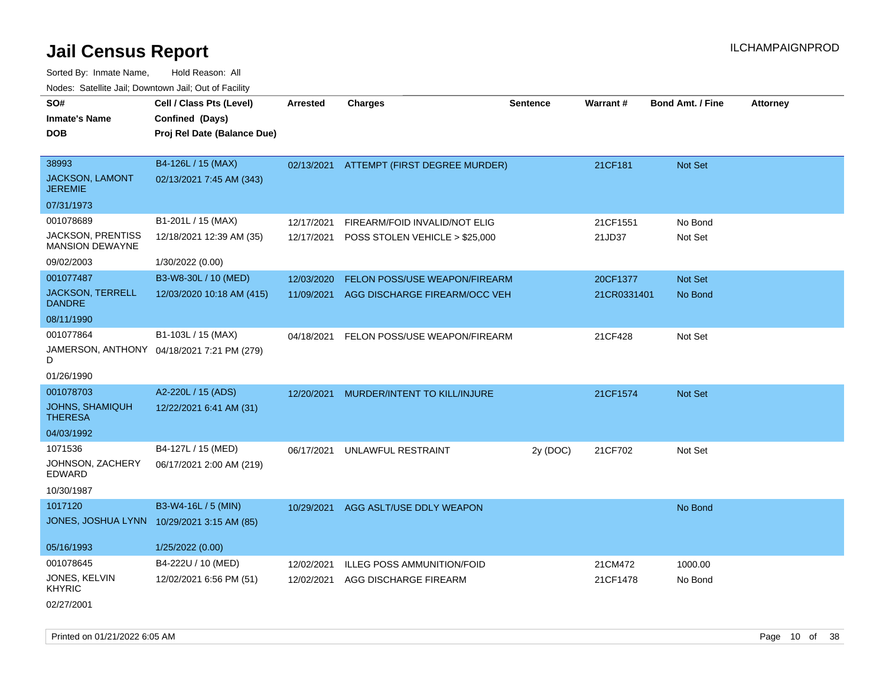# Jail Census Report

ILCHAMPAIGNPROD

Sorted By: Inmate Name,  Hold Reason: All

Nodes: Satellite Jail; Downtown Jail; Out of Facility

| SO# / Inmate's Name / DOB | Cell / Class Pts (Level) / Confined (Days) / Proj Rel Date (Balance Due) | Arrested | Charges | Sentence | Warrant # | Bond Amt. / Fine | Attorney |
|---|---|---|---|---|---|---|---|
| 38993<br>JACKSON, LAMONT JEREMIE<br>07/31/1973 | B4-126L / 15 (MAX)<br>02/13/2021 7:45 AM (343) | 02/13/2021 | ATTEMPT (FIRST DEGREE MURDER) | | 21CF181 | Not Set | |
| 001078689<br>JACKSON, PRENTISS MANSION DEWAYNE<br>09/02/2003 | B1-201L / 15 (MAX)<br>12/18/2021 12:39 AM (35)<br>1/30/2022 (0.00) | 12/17/2021<br>12/17/2021 | FIREARM/FOID INVALID/NOT ELIG<br>POSS STOLEN VEHICLE > $25,000 | | 21CF1551<br>21JD37 | No Bond<br>Not Set | |
| 001077487<br>JACKSON, TERRELL DANDRE<br>08/11/1990 | B3-W8-30L / 10 (MED)<br>12/03/2020 10:18 AM (415) | 12/03/2020<br>11/09/2021 | FELON POSS/USE WEAPON/FIREARM<br>AGG DISCHARGE FIREARM/OCC VEH | | 20CF1377<br>21CR0331401 | Not Set<br>No Bond | |
| 001077864<br>JAMERSON, ANTHONY D<br>01/26/1990 | B1-103L / 15 (MAX)<br>04/18/2021 7:21 PM (279) | 04/18/2021 | FELON POSS/USE WEAPON/FIREARM | | 21CF428 | Not Set | |
| 001078703<br>JOHNS, SHAMIQUH THERESA<br>04/03/1992 | A2-220L / 15 (ADS)<br>12/22/2021 6:41 AM (31) | 12/20/2021 | MURDER/INTENT TO KILL/INJURE | | 21CF1574 | Not Set | |
| 1071536<br>JOHNSON, ZACHERY EDWARD<br>10/30/1987 | B4-127L / 15 (MED)<br>06/17/2021 2:00 AM (219) | 06/17/2021 | UNLAWFUL RESTRAINT | 2y (DOC) | 21CF702 | Not Set | |
| 1017120<br>JONES, JOSHUA LYNN<br>05/16/1993 | B3-W4-16L / 5 (MIN)<br>10/29/2021 3:15 AM (85)<br>1/25/2022 (0.00) | 10/29/2021 | AGG ASLT/USE DDLY WEAPON | | | No Bond | |
| 001078645<br>JONES, KELVIN KHYRIC<br>02/27/2001 | B4-222U / 10 (MED)<br>12/02/2021 6:56 PM (51) | 12/02/2021<br>12/02/2021 | ILLEG POSS AMMUNITION/FOID<br>AGG DISCHARGE FIREARM | | 21CM472<br>21CF1478 | 1000.00<br>No Bond | |

Printed on 01/21/2022 6:05 AM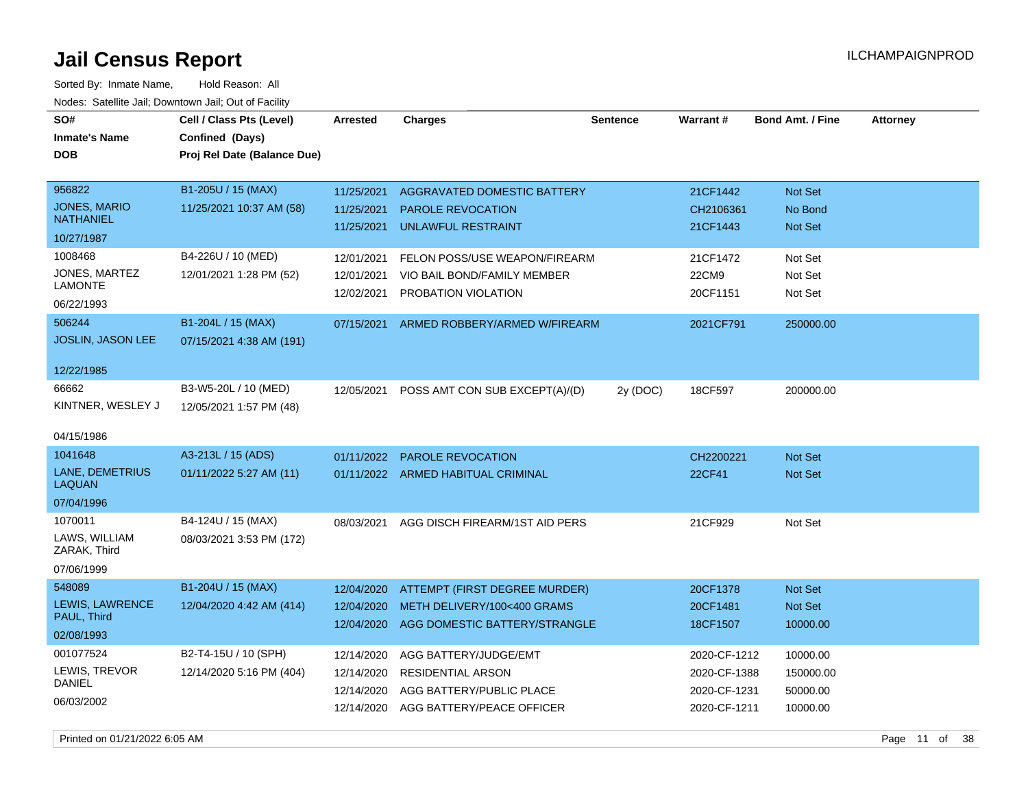# Jail Census Report

ILCHAMPAIGNPROD

Sorted By: Inmate Name, Hold Reason: All

Nodes: Satellite Jail; Downtown Jail; Out of Facility

| SO# / Inmate's Name / DOB | Cell / Class Pts (Level) / Confined (Days) / Proj Rel Date (Balance Due) | Arrested | Charges | Sentence | Warrant # | Bond Amt. / Fine | Attorney |
|---|---|---|---|---|---|---|---|
| 956822<br>JONES, MARIO NATHANIEL<br>10/27/1987 | B1-205U / 15 (MAX)<br>11/25/2021 10:37 AM (58) | 11/25/2021<br>11/25/2021<br>11/25/2021 | AGGRAVATED DOMESTIC BATTERY<br>PAROLE REVOCATION<br>UNLAWFUL RESTRAINT | | 21CF1442<br>CH2106361<br>21CF1443 | Not Set<br>No Bond<br>Not Set | |
| 1008468<br>JONES, MARTEZ LAMONTE<br>06/22/1993 | B4-226U / 10 (MED)<br>12/01/2021 1:28 PM (52) | 12/01/2021<br>12/01/2021<br>12/02/2021 | FELON POSS/USE WEAPON/FIREARM<br>VIO BAIL BOND/FAMILY MEMBER<br>PROBATION VIOLATION | | 21CF1472<br>22CM9<br>20CF1151 | Not Set<br>Not Set<br>Not Set | |
| 506244<br>JOSLIN, JASON LEE<br>12/22/1985 | B1-204L / 15 (MAX)<br>07/15/2021 4:38 AM (191) | 07/15/2021 | ARMED ROBBERY/ARMED W/FIREARM | | 2021CF791 | 250000.00 | |
| 66662<br>KINTNER, WESLEY J<br>04/15/1986 | B3-W5-20L / 10 (MED)<br>12/05/2021 1:57 PM (48) | 12/05/2021 | POSS AMT CON SUB EXCEPT(A)/(D) | 2y (DOC) | 18CF597 | 200000.00 | |
| 1041648<br>LANE, DEMETRIUS LAQUAN<br>07/04/1996 | A3-213L / 15 (ADS)<br>01/11/2022 5:27 AM (11) | 01/11/2022<br>01/11/2022 | PAROLE REVOCATION<br>ARMED HABITUAL CRIMINAL | | CH2200221<br>22CF41 | Not Set<br>Not Set | |
| 1070011<br>LAWS, WILLIAM ZARAK, Third<br>07/06/1999 | B4-124U / 15 (MAX)<br>08/03/2021 3:53 PM (172) | 08/03/2021 | AGG DISCH FIREARM/1ST AID PERS | | 21CF929 | Not Set | |
| 548089<br>LEWIS, LAWRENCE PAUL, Third<br>02/08/1993 | B1-204U / 15 (MAX)<br>12/04/2020 4:42 AM (414) | 12/04/2020<br>12/04/2020<br>12/04/2020 | ATTEMPT (FIRST DEGREE MURDER)<br>METH DELIVERY/100<400 GRAMS<br>AGG DOMESTIC BATTERY/STRANGLE | | 20CF1378<br>20CF1481<br>18CF1507 | Not Set<br>Not Set<br>10000.00 | |
| 001077524<br>LEWIS, TREVOR DANIEL<br>06/03/2002 | B2-T4-15U / 10 (SPH)<br>12/14/2020 5:16 PM (404) | 12/14/2020<br>12/14/2020<br>12/14/2020<br>12/14/2020 | AGG BATTERY/JUDGE/EMT<br>RESIDENTIAL ARSON<br>AGG BATTERY/PUBLIC PLACE<br>AGG BATTERY/PEACE OFFICER | | 2020-CF-1212<br>2020-CF-1388<br>2020-CF-1231<br>2020-CF-1211 | 10000.00<br>150000.00<br>50000.00<br>10000.00 | |

Printed on 01/21/2022 6:05 AM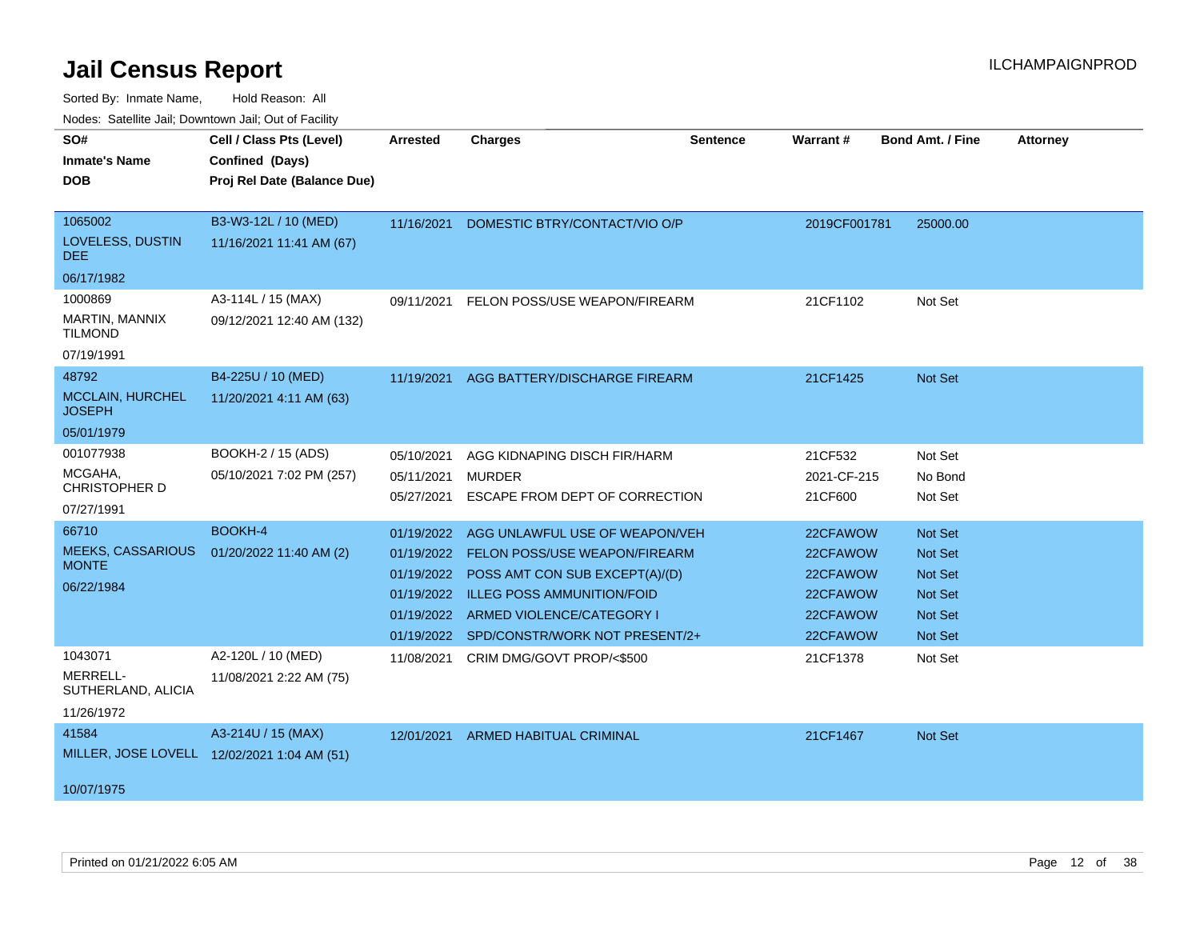# Jail Census Report

ILCHAMPAIGNPROD

Sorted By: Inmate Name, Hold Reason: All

Nodes: Satellite Jail; Downtown Jail; Out of Facility

| SO# / Inmate's Name / DOB | Cell / Class Pts (Level) / Confined (Days) / Proj Rel Date (Balance Due) | Arrested | Charges | Sentence | Warrant # | Bond Amt. / Fine | Attorney |
|---|---|---|---|---|---|---|---|
| 1065002<br>LOVELESS, DUSTIN DEE<br>06/17/1982 | B3-W3-12L / 10 (MED)<br>11/16/2021 11:41 AM (67) | 11/16/2021 | DOMESTIC BTRY/CONTACT/VIO O/P | | 2019CF001781 | 25000.00 | |
| 1000869<br>MARTIN, MANNIX TILMOND<br>07/19/1991 | A3-114L / 15 (MAX)<br>09/12/2021 12:40 AM (132) | 09/11/2021 | FELON POSS/USE WEAPON/FIREARM | | 21CF1102 | Not Set | |
| 48792<br>MCCLAIN, HURCHEL JOSEPH<br>05/01/1979 | B4-225U / 10 (MED)<br>11/20/2021 4:11 AM (63) | 11/19/2021 | AGG BATTERY/DISCHARGE FIREARM | | 21CF1425 | Not Set | |
| 001077938<br>MCGAHA, CHRISTOPHER D<br>07/27/1991 | BOOKH-2 / 15 (ADS)<br>05/10/2021 7:02 PM (257) | 05/10/2021 | AGG KIDNAPING DISCH FIR/HARM | | 21CF532 | Not Set | |
| | | 05/11/2021 | MURDER | | 2021-CF-215 | No Bond | |
| | | 05/27/2021 | ESCAPE FROM DEPT OF CORRECTION | | 21CF600 | Not Set | |
| 66710<br>MEEKS, CASSARIOUS MONTE<br>06/22/1984 | BOOKH-4<br>01/20/2022 11:40 AM (2) | 01/19/2022 | AGG UNLAWFUL USE OF WEAPON/VEH | | 22CFAWOW | Not Set | |
| | | 01/19/2022 | FELON POSS/USE WEAPON/FIREARM | | 22CFAWOW | Not Set | |
| | | 01/19/2022 | POSS AMT CON SUB EXCEPT(A)/(D) | | 22CFAWOW | Not Set | |
| | | 01/19/2022 | ILLEG POSS AMMUNITION/FOID | | 22CFAWOW | Not Set | |
| | | 01/19/2022 | ARMED VIOLENCE/CATEGORY I | | 22CFAWOW | Not Set | |
| | | 01/19/2022 | SPD/CONSTR/WORK NOT PRESENT/2+ | | 22CFAWOW | Not Set | |
| 1043071<br>MERRELL-SUTHERLAND, ALICIA<br>11/26/1972 | A2-120L / 10 (MED)<br>11/08/2021 2:22 AM (75) | 11/08/2021 | CRIM DMG/GOVT PROP/<$500 | | 21CF1378 | Not Set | |
| 41584<br>MILLER, JOSE LOVELL<br>10/07/1975 | A3-214U / 15 (MAX)<br>12/02/2021 1:04 AM (51) | 12/01/2021 | ARMED HABITUAL CRIMINAL | | 21CF1467 | Not Set | |

Printed on 01/21/2022 6:05 AM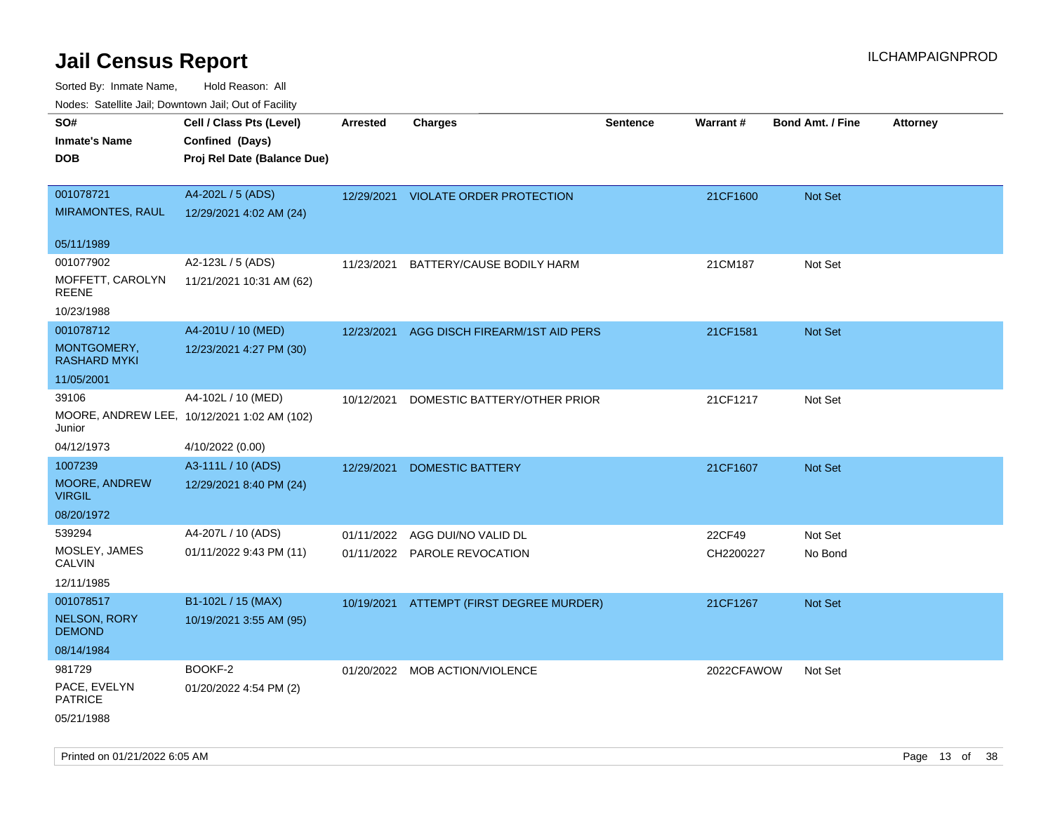# Jail Census Report

ILCHAMPAIGNPROD

Sorted By: Inmate Name, Hold Reason: All

Nodes: Satellite Jail; Downtown Jail; Out of Facility

| SO# / Inmate's Name / DOB | Cell / Class Pts (Level) / Confined (Days) / Proj Rel Date (Balance Due) | Arrested | Charges | Sentence | Warrant # | Bond Amt. / Fine | Attorney |
|---|---|---|---|---|---|---|---|
| 001078721<br>MIRAMONTES, RAUL<br>05/11/1989 | A4-202L / 5 (ADS)<br>12/29/2021 4:02 AM (24) | 12/29/2021 | VIOLATE ORDER PROTECTION | | 21CF1600 | Not Set | |
| 001077902<br>MOFFETT, CAROLYN REENE<br>10/23/1988 | A2-123L / 5 (ADS)<br>11/21/2021 10:31 AM (62) | 11/23/2021 | BATTERY/CAUSE BODILY HARM | | 21CM187 | Not Set | |
| 001078712<br>MONTGOMERY, RASHARD MYKI<br>11/05/2001 | A4-201U / 10 (MED)<br>12/23/2021 4:27 PM (30) | 12/23/2021 | AGG DISCH FIREARM/1ST AID PERS | | 21CF1581 | Not Set | |
| 39106<br>MOORE, ANDREW LEE, Junior<br>04/12/1973 | A4-102L / 10 (MED)<br>10/12/2021 1:02 AM (102)<br>4/10/2022 (0.00) | 10/12/2021 | DOMESTIC BATTERY/OTHER PRIOR | | 21CF1217 | Not Set | |
| 1007239<br>MOORE, ANDREW VIRGIL<br>08/20/1972 | A3-111L / 10 (ADS)<br>12/29/2021 8:40 PM (24) | 12/29/2021 | DOMESTIC BATTERY | | 21CF1607 | Not Set | |
| 539294<br>MOSLEY, JAMES CALVIN<br>12/11/1985 | A4-207L / 10 (ADS)<br>01/11/2022 9:43 PM (11) | 01/11/2022 | AGG DUI/NO VALID DL | | 22CF49 | Not Set | |
| | | 01/11/2022 | PAROLE REVOCATION | | CH2200227 | No Bond | |
| 001078517<br>NELSON, RORY DEMOND<br>08/14/1984 | B1-102L / 15 (MAX)<br>10/19/2021 3:55 AM (95) | 10/19/2021 | ATTEMPT (FIRST DEGREE MURDER) | | 21CF1267 | Not Set | |
| 981729<br>PACE, EVELYN PATRICE<br>05/21/1988 | BOOKF-2<br>01/20/2022 4:54 PM (2) | 01/20/2022 | MOB ACTION/VIOLENCE | | 2022CFAWOW | Not Set | |

Printed on 01/21/2022 6:05 AM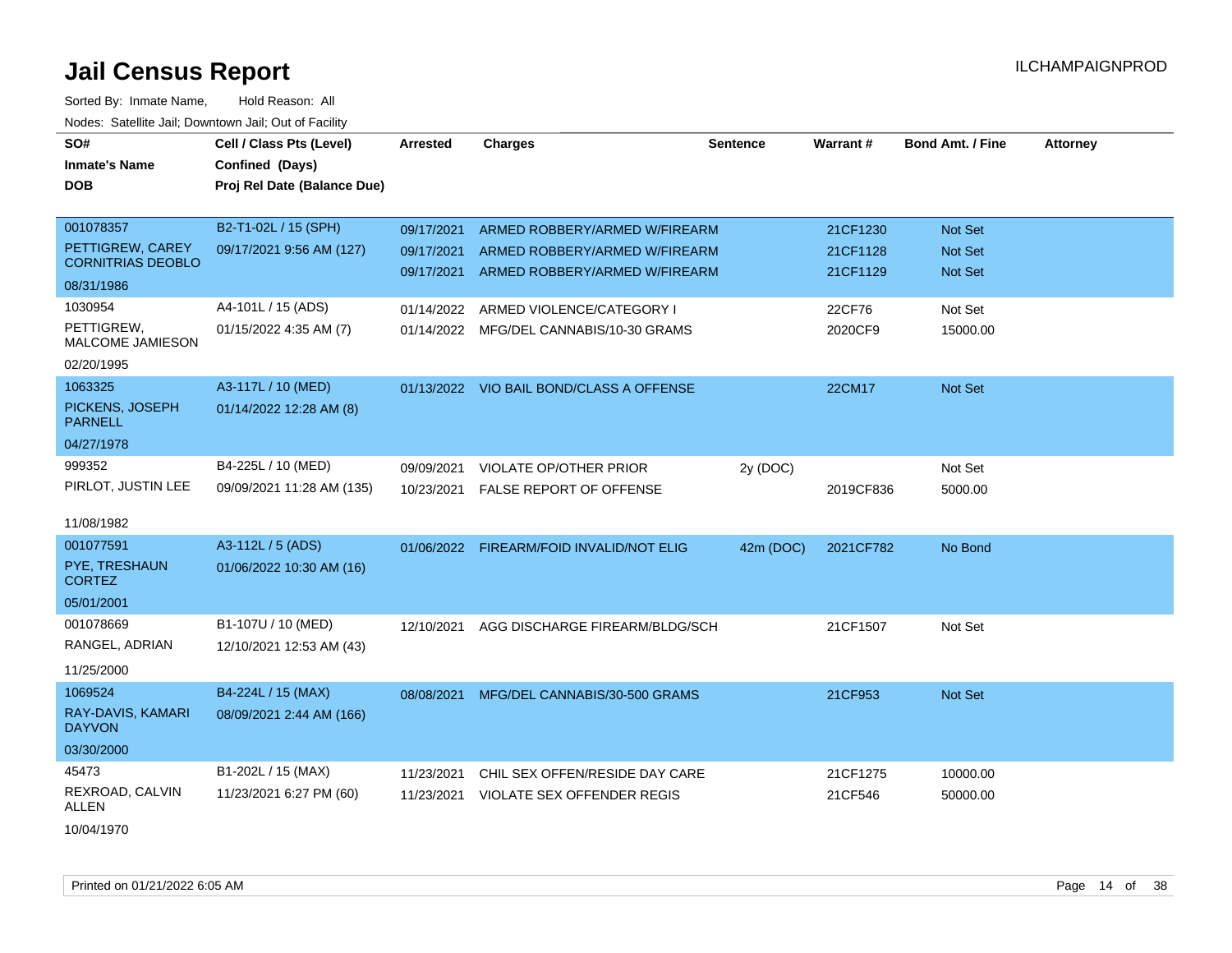# Jail Census Report

ILCHAMPAIGNPROD

Sorted By: Inmate Name, Hold Reason: All

Nodes: Satellite Jail; Downtown Jail; Out of Facility

| SO# / Inmate's Name / DOB | Cell / Class Pts (Level) / Confined (Days) / Proj Rel Date (Balance Due) | Arrested | Charges | Sentence | Warrant # | Bond Amt. / Fine | Attorney |
|---|---|---|---|---|---|---|---|
| 001078357<br>PETTIGREW, CAREY CORNITRIAS DEOBLO<br>08/31/1986 | B2-T1-02L / 15 (SPH)<br>09/17/2021 9:56 AM (127) | 09/17/2021 | ARMED ROBBERY/ARMED W/FIREARM | | 21CF1230 | Not Set | |
| | | 09/17/2021 | ARMED ROBBERY/ARMED W/FIREARM | | 21CF1128 | Not Set | |
| | | 09/17/2021 | ARMED ROBBERY/ARMED W/FIREARM | | 21CF1129 | Not Set | |
| 1030954<br>PETTIGREW, MALCOME JAMIESON<br>02/20/1995 | A4-101L / 15 (ADS)<br>01/15/2022 4:35 AM (7) | 01/14/2022 | ARMED VIOLENCE/CATEGORY I | | 22CF76 | Not Set | |
| | | 01/14/2022 | MFG/DEL CANNABIS/10-30 GRAMS | | 2020CF9 | 15000.00 | |
| 1063325<br>PICKENS, JOSEPH PARNELL<br>04/27/1978 | A3-117L / 10 (MED)<br>01/14/2022 12:28 AM (8) | 01/13/2022 | VIO BAIL BOND/CLASS A OFFENSE | | 22CM17 | Not Set | |
| 999352<br>PIRLOT, JUSTIN LEE<br>11/08/1982 | B4-225L / 10 (MED)<br>09/09/2021 11:28 AM (135) | 09/09/2021 | VIOLATE OP/OTHER PRIOR | 2y (DOC) | | Not Set | |
| | | 10/23/2021 | FALSE REPORT OF OFFENSE | | 2019CF836 | 5000.00 | |
| 001077591<br>PYE, TRESHAUN CORTEZ<br>05/01/2001 | A3-112L / 5 (ADS)<br>01/06/2022 10:30 AM (16) | 01/06/2022 | FIREARM/FOID INVALID/NOT ELIG | 42m (DOC) | 2021CF782 | No Bond | |
| 001078669<br>RANGEL, ADRIAN<br>11/25/2000 | B1-107U / 10 (MED)<br>12/10/2021 12:53 AM (43) | 12/10/2021 | AGG DISCHARGE FIREARM/BLDG/SCH | | 21CF1507 | Not Set | |
| 1069524<br>RAY-DAVIS, KAMARI DAYVON<br>03/30/2000 | B4-224L / 15 (MAX)<br>08/09/2021 2:44 AM (166) | 08/08/2021 | MFG/DEL CANNABIS/30-500 GRAMS | | 21CF953 | Not Set | |
| 45473<br>REXROAD, CALVIN ALLEN<br>10/04/1970 | B1-202L / 15 (MAX)<br>11/23/2021 6:27 PM (60) | 11/23/2021 | CHIL SEX OFFEN/RESIDE DAY CARE | | 21CF1275 | 10000.00 | |
| | | 11/23/2021 | VIOLATE SEX OFFENDER REGIS | | 21CF546 | 50000.00 | |

Printed on 01/21/2022 6:05 AM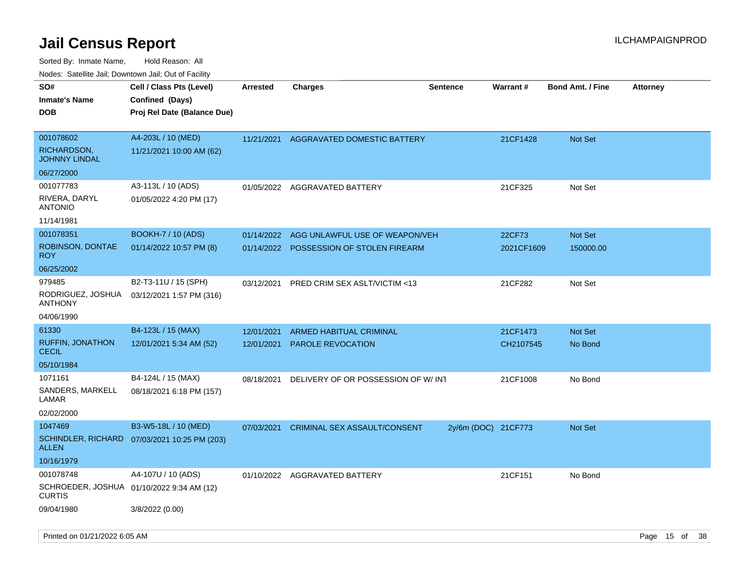# Jail Census Report

ILCHAMPAIGNPROD

Sorted By: Inmate Name, Hold Reason: All

Nodes: Satellite Jail; Downtown Jail; Out of Facility

| SO# / Inmate's Name / DOB | Cell / Class Pts (Level) / Confined (Days) / Proj Rel Date (Balance Due) | Arrested | Charges | Sentence | Warrant # | Bond Amt. / Fine | Attorney |
|---|---|---|---|---|---|---|---|
| 001078602 RICHARDSON, JOHNNY LINDAL 06/27/2000 | A4-203L / 10 (MED) 11/21/2021 10:00 AM (62) | 11/21/2021 | AGGRAVATED DOMESTIC BATTERY | | 21CF1428 | Not Set | |
| 001077783 RIVERA, DARYL ANTONIO 11/14/1981 | A3-113L / 10 (ADS) 01/05/2022 4:20 PM (17) | 01/05/2022 | AGGRAVATED BATTERY | | 21CF325 | Not Set | |
| 001078351 ROBINSON, DONTAE ROY 06/25/2002 | BOOKH-7 / 10 (ADS) 01/14/2022 10:57 PM (8) | 01/14/2022 | AGG UNLAWFUL USE OF WEAPON/VEH | | 22CF73 | Not Set | |
| | | 01/14/2022 | POSSESSION OF STOLEN FIREARM | | 2021CF1609 | 150000.00 | |
| 979485 RODRIGUEZ, JOSHUA ANTHONY 04/06/1990 | B2-T3-11U / 15 (SPH) 03/12/2021 1:57 PM (316) | 03/12/2021 | PRED CRIM SEX ASLT/VICTIM <13 | | 21CF282 | Not Set | |
| 61330 RUFFIN, JONATHON CECIL 05/10/1984 | B4-123L / 15 (MAX) 12/01/2021 5:34 AM (52) | 12/01/2021 | ARMED HABITUAL CRIMINAL | | 21CF1473 | Not Set | |
| | | 12/01/2021 | PAROLE REVOCATION | | CH2107545 | No Bond | |
| 1071161 SANDERS, MARKELL LAMAR 02/02/2000 | B4-124L / 15 (MAX) 08/18/2021 6:18 PM (157) | 08/18/2021 | DELIVERY OF OR POSSESSION OF W/ INT | | 21CF1008 | No Bond | |
| 1047469 SCHINDLER, RICHARD ALLEN 10/16/1979 | B3-W5-18L / 10 (MED) 07/03/2021 10:25 PM (203) | 07/03/2021 | CRIMINAL SEX ASSAULT/CONSENT | 2y/6m (DOC) | 21CF773 | Not Set | |
| 001078748 SCHROEDER, JOSHUA CURTIS 09/04/1980 | A4-107U / 10 (ADS) 01/10/2022 9:34 AM (12) 3/8/2022 (0.00) | 01/10/2022 | AGGRAVATED BATTERY | | 21CF151 | No Bond | |

Printed on 01/21/2022 6:05 AM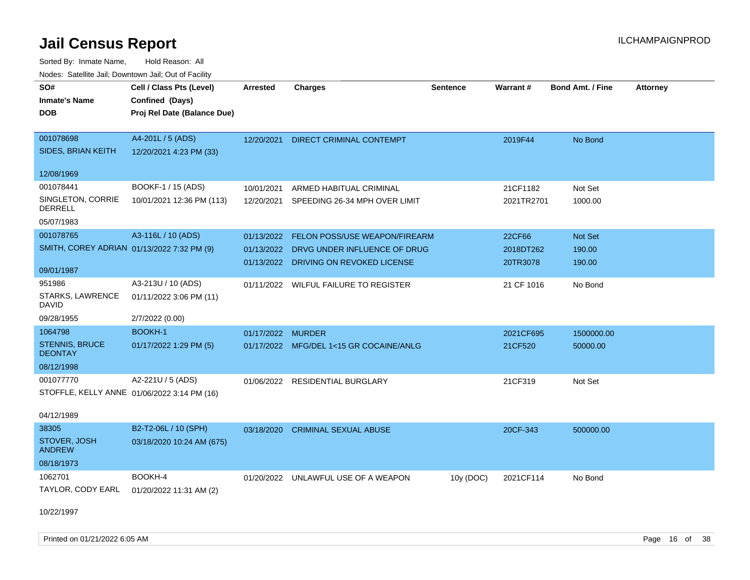# Jail Census Report

ILCHAMPAIGNPROD

Sorted By: Inmate Name, Hold Reason: All

Nodes: Satellite Jail; Downtown Jail; Out of Facility

| SO# / Inmate's Name / DOB | Cell / Class Pts (Level) / Confined (Days) / Proj Rel Date (Balance Due) | Arrested | Charges | Sentence | Warrant # | Bond Amt. / Fine | Attorney |
|---|---|---|---|---|---|---|---|
| 001078698<br>SIDES, BRIAN KEITH<br>12/08/1969 | A4-201L / 5 (ADS)<br>12/20/2021 4:23 PM (33) | 12/20/2021 | DIRECT CRIMINAL CONTEMPT | | 2019F44 | No Bond | |
| 001078441<br>SINGLETON, CORRIE DERRELL<br>05/07/1983 | BOOKF-1 / 15 (ADS)<br>10/01/2021 12:36 PM (113) | 10/01/2021<br>12/20/2021 | ARMED HABITUAL CRIMINAL<br>SPEEDING 26-34 MPH OVER LIMIT | | 21CF1182<br>2021TR2701 | Not Set<br>1000.00 | |
| 001078765<br>SMITH, COREY ADRIAN<br>09/01/1987 | A3-116L / 10 (ADS)<br>01/13/2022 7:32 PM (9) | 01/13/2022<br>01/13/2022<br>01/13/2022 | FELON POSS/USE WEAPON/FIREARM<br>DRVG UNDER INFLUENCE OF DRUG<br>DRIVING ON REVOKED LICENSE | | 22CF66<br>2018DT262<br>20TR3078 | Not Set<br>190.00<br>190.00 | |
| 951986<br>STARKS, LAWRENCE DAVID<br>09/28/1955 | A3-213U / 10 (ADS)<br>01/11/2022 3:06 PM (11)<br>2/7/2022 (0.00) | 01/11/2022 | WILFUL FAILURE TO REGISTER | | 21 CF 1016 | No Bond | |
| 1064798<br>STENNIS, BRUCE DEONTAY<br>08/12/1998 | BOOKH-1<br>01/17/2022 1:29 PM (5) | 01/17/2022<br>01/17/2022 | MURDER<br>MFG/DEL 1<15 GR COCAINE/ANLG | | 2021CF695<br>21CF520 | 1500000.00<br>50000.00 | |
| 001077770<br>STOFFLE, KELLY ANNE<br>04/12/1989 | A2-221U / 5 (ADS)<br>01/06/2022 3:14 PM (16) | 01/06/2022 | RESIDENTIAL BURGLARY | | 21CF319 | Not Set | |
| 38305<br>STOVER, JOSH ANDREW<br>08/18/1973 | B2-T2-06L / 10 (SPH)<br>03/18/2020 10:24 AM (675) | 03/18/2020 | CRIMINAL SEXUAL ABUSE | | 20CF-343 | 500000.00 | |
| 1062701<br>TAYLOR, CODY EARL<br>10/22/1997 | BOOKH-4<br>01/20/2022 11:31 AM (2) | 01/20/2022 | UNLAWFUL USE OF A WEAPON | 10y (DOC) | 2021CF114 | No Bond | |

Printed on 01/21/2022 6:05 AM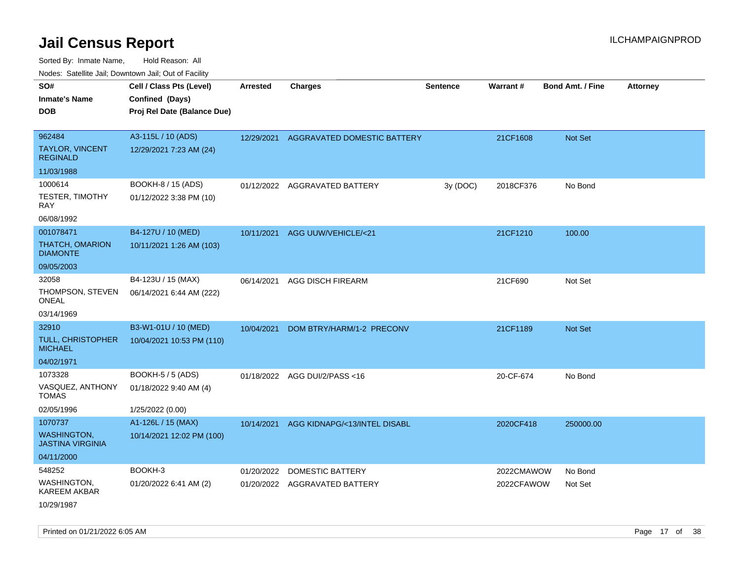# Jail Census Report

ILCHAMPAIGNPROD

Sorted By: Inmate Name, Hold Reason: All

Nodes: Satellite Jail; Downtown Jail; Out of Facility

| SO# / Inmate's Name / DOB | Cell / Class Pts (Level) / Confined (Days) / Proj Rel Date (Balance Due) | Arrested | Charges | Sentence | Warrant # | Bond Amt. / Fine | Attorney |
|---|---|---|---|---|---|---|---|
| 962484<br>TAYLOR, VINCENT REGINALD<br>11/03/1988 | A3-115L / 10 (ADS)<br>12/29/2021 7:23 AM (24) | 12/29/2021 | AGGRAVATED DOMESTIC BATTERY | | 21CF1608 | Not Set | |
| 1000614<br>TESTER, TIMOTHY RAY<br>06/08/1992 | BOOKH-8 / 15 (ADS)<br>01/12/2022 3:38 PM (10) | 01/12/2022 | AGGRAVATED BATTERY | 3y (DOC) | 2018CF376 | No Bond | |
| 001078471<br>THATCH, OMARION DIAMONTE<br>09/05/2003 | B4-127U / 10 (MED)<br>10/11/2021 1:26 AM (103) | 10/11/2021 | AGG UUW/VEHICLE/<21 | | 21CF1210 | 100.00 | |
| 32058<br>THOMPSON, STEVEN ONEAL<br>03/14/1969 | B4-123U / 15 (MAX)<br>06/14/2021 6:44 AM (222) | 06/14/2021 | AGG DISCH FIREARM | | 21CF690 | Not Set | |
| 32910<br>TULL, CHRISTOPHER MICHAEL<br>04/02/1971 | B3-W1-01U / 10 (MED)<br>10/04/2021 10:53 PM (110) | 10/04/2021 | DOM BTRY/HARM/1-2 PRECONV | | 21CF1189 | Not Set | |
| 1073328<br>VASQUEZ, ANTHONY TOMAS<br>02/05/1996 | BOOKH-5 / 5 (ADS)<br>01/18/2022 9:40 AM (4)<br>1/25/2022 (0.00) | 01/18/2022 | AGG DUI/2/PASS <16 | | 20-CF-674 | No Bond | |
| 1070737<br>WASHINGTON, JASTINA VIRGINIA<br>04/11/2000 | A1-126L / 15 (MAX)<br>10/14/2021 12:02 PM (100) | 10/14/2021 | AGG KIDNAPG/<13/INTEL DISABL | | 2020CF418 | 250000.00 | |
| 548252<br>WASHINGTON, KAREEM AKBAR<br>10/29/1987 | BOOKH-3<br>01/20/2022 6:41 AM (2) | 01/20/2022<br>01/20/2022 | DOMESTIC BATTERY<br>AGGRAVATED BATTERY | | 2022CMAWOW<br>2022CFAWOW | No Bond<br>Not Set | |

Printed on 01/21/2022 6:05 AM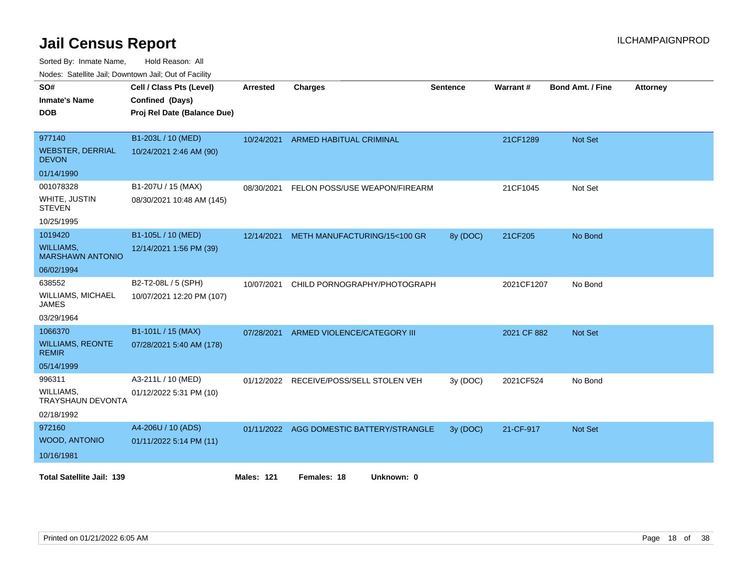# Jail Census Report

ILCHAMPAIGNPROD

Sorted By: Inmate Name, Hold Reason: All

Nodes: Satellite Jail; Downtown Jail; Out of Facility

| SO# / Inmate's Name / DOB | Cell / Class Pts (Level) / Confined (Days) / Proj Rel Date (Balance Due) | Arrested | Charges | Sentence | Warrant # | Bond Amt. / Fine | Attorney |
|---|---|---|---|---|---|---|---|
| 977140 WEBSTER, DERRIAL DEVON 01/14/1990 | B1-203L / 10 (MED) 10/24/2021 2:46 AM (90) | 10/24/2021 | ARMED HABITUAL CRIMINAL | | 21CF1289 | Not Set | |
| 001078328 WHITE, JUSTIN STEVEN 10/25/1995 | B1-207U / 15 (MAX) 08/30/2021 10:48 AM (145) | 08/30/2021 | FELON POSS/USE WEAPON/FIREARM | | 21CF1045 | Not Set | |
| 1019420 WILLIAMS, MARSHAWN ANTONIO 06/02/1994 | B1-105L / 10 (MED) 12/14/2021 1:56 PM (39) | 12/14/2021 | METH MANUFACTURING/15<100 GR | 8y (DOC) | 21CF205 | No Bond | |
| 638552 WILLIAMS, MICHAEL JAMES 03/29/1964 | B2-T2-08L / 5 (SPH) 10/07/2021 12:20 PM (107) | 10/07/2021 | CHILD PORNOGRAPHY/PHOTOGRAPH | | 2021CF1207 | No Bond | |
| 1066370 WILLIAMS, REONTE REMIR 05/14/1999 | B1-101L / 15 (MAX) 07/28/2021 5:40 AM (178) | 07/28/2021 | ARMED VIOLENCE/CATEGORY III | | 2021 CF 882 | Not Set | |
| 996311 WILLIAMS, TRAYSHAUN DEVONTA 02/18/1992 | A3-211L / 10 (MED) 01/12/2022 5:31 PM (10) | 01/12/2022 | RECEIVE/POSS/SELL STOLEN VEH | 3y (DOC) | 2021CF524 | No Bond | |
| 972160 WOOD, ANTONIO 10/16/1981 | A4-206U / 10 (ADS) 01/11/2022 5:14 PM (11) | 01/11/2022 | AGG DOMESTIC BATTERY/STRANGLE | 3y (DOC) | 21-CF-917 | Not Set | |

**Total Satellite Jail: 139** **Males: 121** **Females: 18** **Unknown: 0**

Printed on 01/21/2022 6:05 AM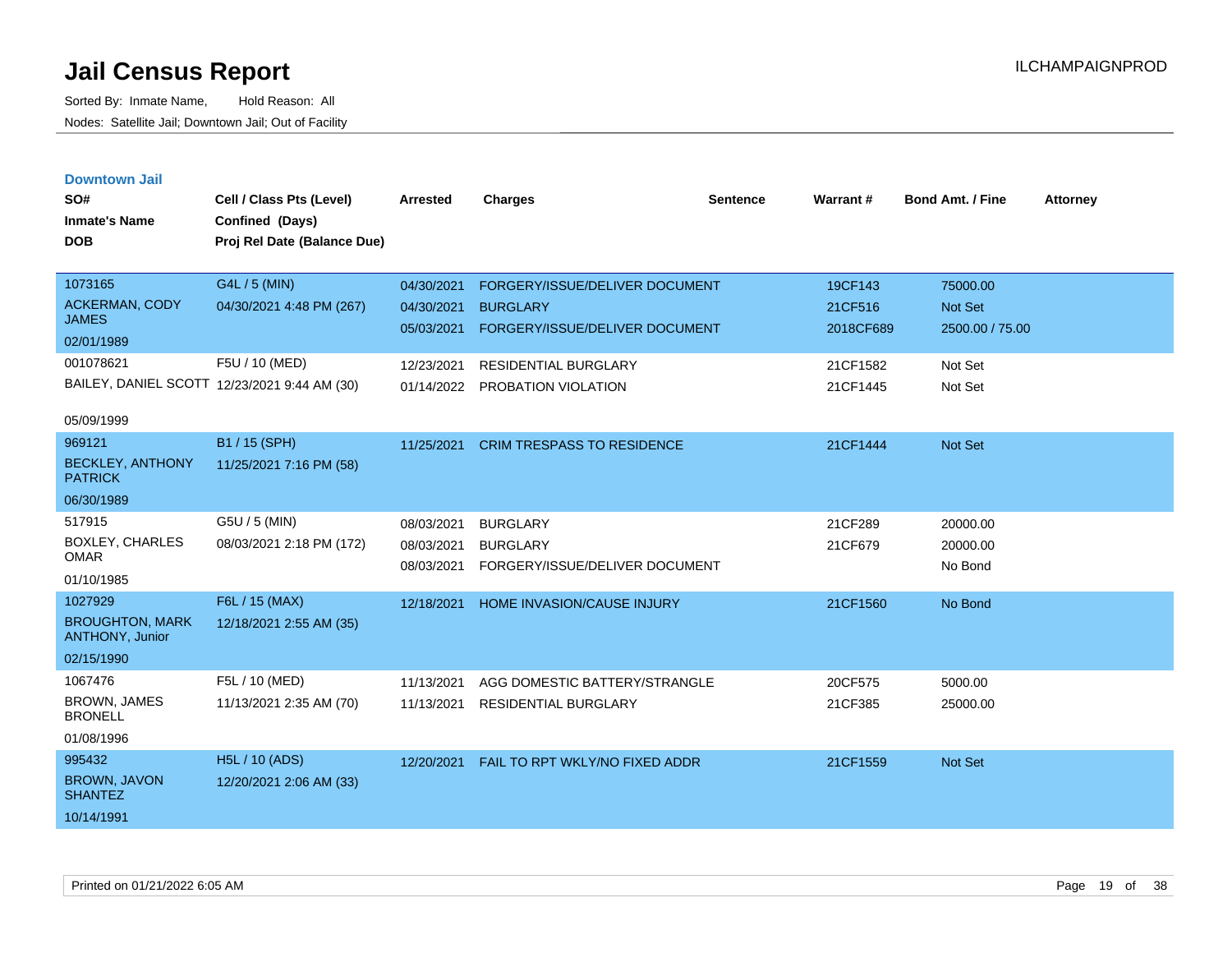# Jail Census Report

Sorted By: Inmate Name, Hold Reason: All

Nodes: Satellite Jail; Downtown Jail; Out of Facility

ILCHAMPAIGNPROD

### Downtown Jail

| SO# / Inmate's Name / DOB | Cell / Class Pts (Level) / Confined (Days) / Proj Rel Date (Balance Due) | Arrested | Charges | Sentence | Warrant # | Bond Amt. / Fine | Attorney |
|---|---|---|---|---|---|---|---|
| 1073165 ACKERMAN, CODY JAMES 02/01/1989 | G4L / 5 (MIN) 04/30/2021 4:48 PM (267) | 04/30/2021 | FORGERY/ISSUE/DELIVER DOCUMENT | | 19CF143 | 75000.00 | |
| | | 04/30/2021 | BURGLARY | | 21CF516 | Not Set | |
| | | 05/03/2021 | FORGERY/ISSUE/DELIVER DOCUMENT | | 2018CF689 | 2500.00 / 75.00 | |
| 001078621 BAILEY, DANIEL SCOTT 05/09/1999 | F5U / 10 (MED) 12/23/2021 9:44 AM (30) | 12/23/2021 | RESIDENTIAL BURGLARY | | 21CF1582 | Not Set | |
| | | 01/14/2022 | PROBATION VIOLATION | | 21CF1445 | Not Set | |
| 969121 BECKLEY, ANTHONY PATRICK 06/30/1989 | B1 / 15 (SPH) 11/25/2021 7:16 PM (58) | 11/25/2021 | CRIM TRESPASS TO RESIDENCE | | 21CF1444 | Not Set | |
| 517915 BOXLEY, CHARLES OMAR 01/10/1985 | G5U / 5 (MIN) 08/03/2021 2:18 PM (172) | 08/03/2021 | BURGLARY | | 21CF289 | 20000.00 | |
| | | 08/03/2021 | BURGLARY | | 21CF679 | 20000.00 | |
| | | 08/03/2021 | FORGERY/ISSUE/DELIVER DOCUMENT | | | No Bond | |
| 1027929 BROUGHTON, MARK ANTHONY, Junior 02/15/1990 | F6L / 15 (MAX) 12/18/2021 2:55 AM (35) | 12/18/2021 | HOME INVASION/CAUSE INJURY | | 21CF1560 | No Bond | |
| 1067476 BROWN, JAMES BRONELL 01/08/1996 | F5L / 10 (MED) 11/13/2021 2:35 AM (70) | 11/13/2021 | AGG DOMESTIC BATTERY/STRANGLE | | 20CF575 | 5000.00 | |
| | | 11/13/2021 | RESIDENTIAL BURGLARY | | 21CF385 | 25000.00 | |
| 995432 BROWN, JAVON SHANTEZ 10/14/1991 | H5L / 10 (ADS) 12/20/2021 2:06 AM (33) | 12/20/2021 | FAIL TO RPT WKLY/NO FIXED ADDR | | 21CF1559 | Not Set | |

Printed on 01/21/2022 6:05 AM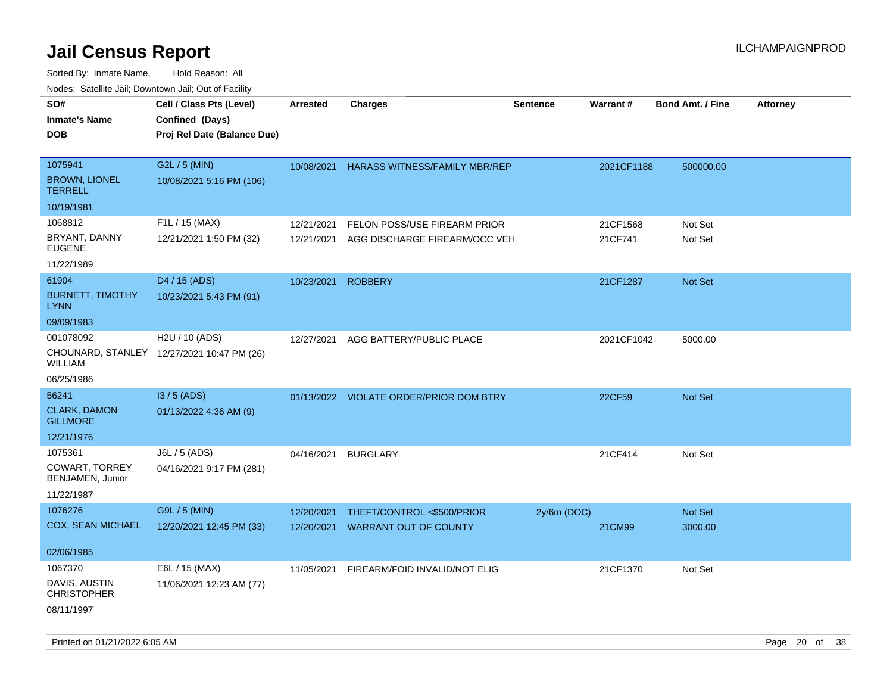# Jail Census Report

ILCHAMPAIGNPROD

Sorted By: Inmate Name, Hold Reason: All

Nodes: Satellite Jail; Downtown Jail; Out of Facility

| SO# / Inmate's Name / DOB | Cell / Class Pts (Level) / Confined (Days) / Proj Rel Date (Balance Due) | Arrested | Charges | Sentence | Warrant # | Bond Amt. / Fine | Attorney |
|---|---|---|---|---|---|---|---|
| 1075941<br>BROWN, LIONEL TERRELL<br>10/19/1981 | G2L / 5 (MIN)<br>10/08/2021 5:16 PM (106) | 10/08/2021 | HARASS WITNESS/FAMILY MBR/REP | | 2021CF1188 | 500000.00 | |
| 1068812<br>BRYANT, DANNY EUGENE<br>11/22/1989 | F1L / 15 (MAX)<br>12/21/2021 1:50 PM (32) | 12/21/2021 | FELON POSS/USE FIREARM PRIOR | | 21CF1568 | Not Set | |
| | | 12/21/2021 | AGG DISCHARGE FIREARM/OCC VEH | | 21CF741 | Not Set | |
| 61904<br>BURNETT, TIMOTHY LYNN<br>09/09/1983 | D4 / 15 (ADS)<br>10/23/2021 5:43 PM (91) | 10/23/2021 | ROBBERY | | 21CF1287 | Not Set | |
| 001078092<br>CHOUNARD, STANLEY WILLIAM<br>06/25/1986 | H2U / 10 (ADS)<br>12/27/2021 10:47 PM (26) | 12/27/2021 | AGG BATTERY/PUBLIC PLACE | | 2021CF1042 | 5000.00 | |
| 56241<br>CLARK, DAMON GILLMORE<br>12/21/1976 | I3 / 5 (ADS)<br>01/13/2022 4:36 AM (9) | 01/13/2022 | VIOLATE ORDER/PRIOR DOM BTRY | | 22CF59 | Not Set | |
| 1075361<br>COWART, TORREY BENJAMEN, Junior<br>11/22/1987 | J6L / 5 (ADS)<br>04/16/2021 9:17 PM (281) | 04/16/2021 | BURGLARY | | 21CF414 | Not Set | |
| 1076276<br>COX, SEAN MICHAEL<br>02/06/1985 | G9L / 5 (MIN)<br>12/20/2021 12:45 PM (33) | 12/20/2021 | THEFT/CONTROL <$500/PRIOR | 2y/6m (DOC) | | Not Set | |
| | | 12/20/2021 | WARRANT OUT OF COUNTY | | 21CM99 | 3000.00 | |
| 1067370<br>DAVIS, AUSTIN CHRISTOPHER<br>08/11/1997 | E6L / 15 (MAX)<br>11/06/2021 12:23 AM (77) | 11/05/2021 | FIREARM/FOID INVALID/NOT ELIG | | 21CF1370 | Not Set | |

Printed on 01/21/2022 6:05 AM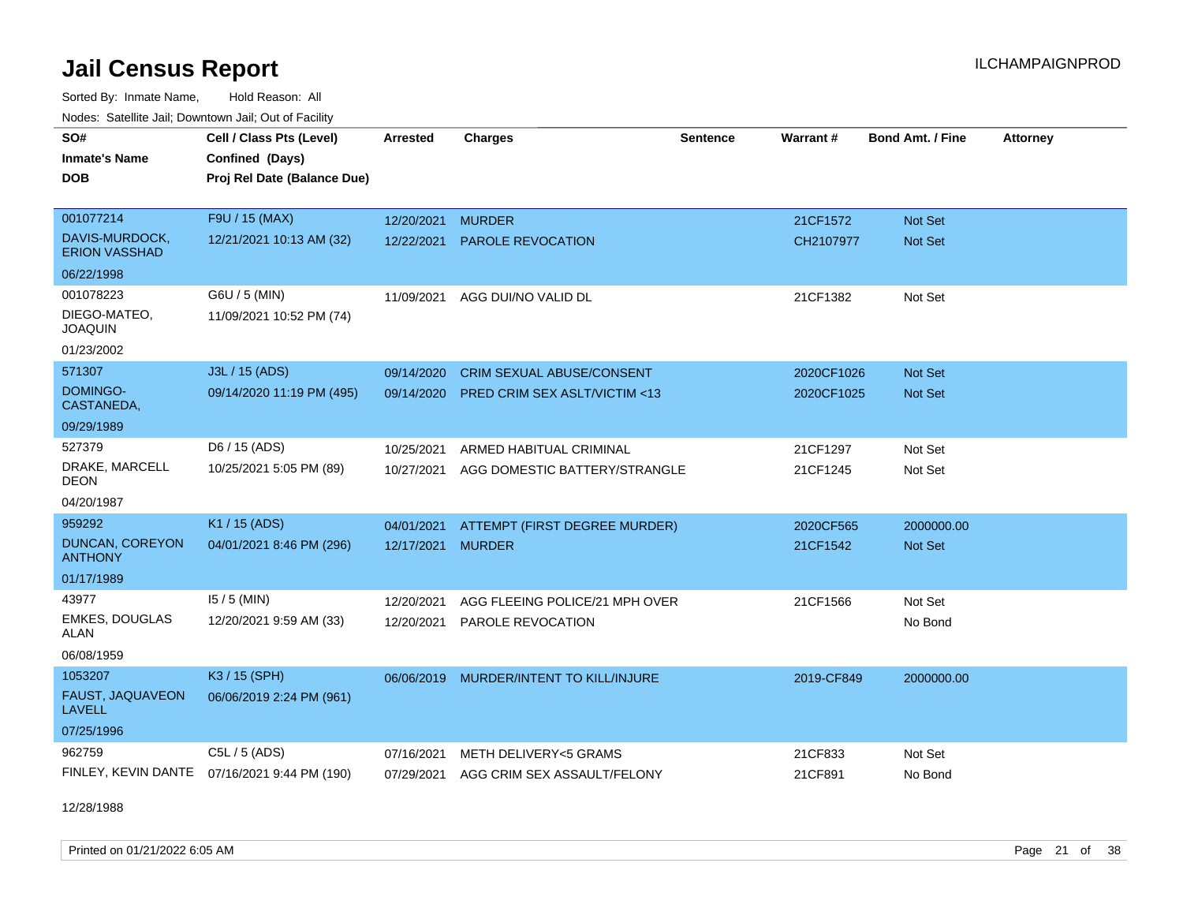# Jail Census Report

Sorted By: Inmate Name, Hold Reason: All

Nodes: Satellite Jail; Downtown Jail; Out of Facility

| SO# / Inmate's Name / DOB | Cell / Class Pts (Level) / Confined (Days) / Proj Rel Date (Balance Due) | Arrested | Charges | Sentence | Warrant # | Bond Amt. / Fine | Attorney |
|---|---|---|---|---|---|---|---|
| 001077214<br>DAVIS-MURDOCK, ERION VASSHAD<br>06/22/1998 | F9U / 15 (MAX)<br>12/21/2021 10:13 AM (32) | 12/20/2021<br>12/22/2021 | MURDER<br>PAROLE REVOCATION | | 21CF1572<br>CH2107977 | Not Set<br>Not Set | |
| 001078223<br>DIEGO-MATEO, JOAQUIN<br>01/23/2002 | G6U / 5 (MIN)<br>11/09/2021 10:52 PM (74) | 11/09/2021 | AGG DUI/NO VALID DL | | 21CF1382 | Not Set | |
| 571307<br>DOMINGO-CASTANEDA,<br>09/29/1989 | J3L / 15 (ADS)<br>09/14/2020 11:19 PM (495) | 09/14/2020<br>09/14/2020 | CRIM SEXUAL ABUSE/CONSENT<br>PRED CRIM SEX ASLT/VICTIM <13 | | 2020CF1026<br>2020CF1025 | Not Set<br>Not Set | |
| 527379<br>DRAKE, MARCELL DEON<br>04/20/1987 | D6 / 15 (ADS)<br>10/25/2021 5:05 PM (89) | 10/25/2021<br>10/27/2021 | ARMED HABITUAL CRIMINAL<br>AGG DOMESTIC BATTERY/STRANGLE | | 21CF1297<br>21CF1245 | Not Set<br>Not Set | |
| 959292<br>DUNCAN, COREYON ANTHONY<br>01/17/1989 | K1 / 15 (ADS)<br>04/01/2021 8:46 PM (296) | 04/01/2021<br>12/17/2021 | ATTEMPT (FIRST DEGREE MURDER)<br>MURDER | | 2020CF565<br>21CF1542 | 2000000.00<br>Not Set | |
| 43977<br>EMKES, DOUGLAS ALAN<br>06/08/1959 | I5 / 5 (MIN)<br>12/20/2021 9:59 AM (33) | 12/20/2021<br>12/20/2021 | AGG FLEEING POLICE/21 MPH OVER<br>PAROLE REVOCATION | | 21CF1566 | Not Set<br>No Bond | |
| 1053207<br>FAUST, JAQUAVEON LAVELL<br>07/25/1996 | K3 / 15 (SPH)<br>06/06/2019 2:24 PM (961) | 06/06/2019 | MURDER/INTENT TO KILL/INJURE | | 2019-CF849 | 2000000.00 | |
| 962759<br>FINLEY, KEVIN DANTE<br>12/28/1988 | C5L / 5 (ADS)<br>07/16/2021 9:44 PM (190) | 07/16/2021<br>07/29/2021 | METH DELIVERY<5 GRAMS<br>AGG CRIM SEX ASSAULT/FELONY | | 21CF833<br>21CF891 | Not Set<br>No Bond | |

Printed on 01/21/2022 6:05 AM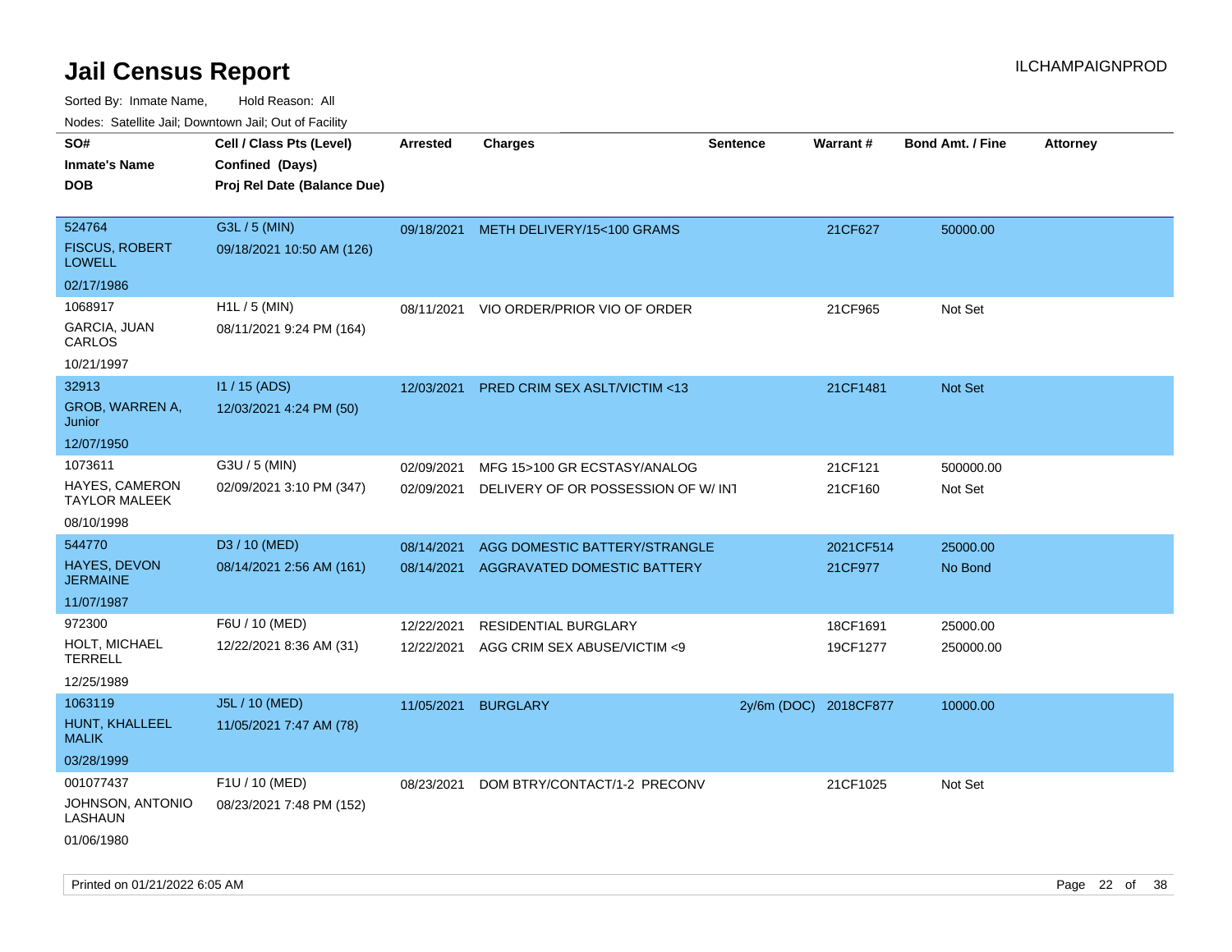# Jail Census Report

ILCHAMPAIGNPROD

Sorted By: Inmate Name, Hold Reason: All

Nodes: Satellite Jail; Downtown Jail; Out of Facility

| SO# / Inmate's Name / DOB | Cell / Class Pts (Level) / Confined (Days) / Proj Rel Date (Balance Due) | Arrested | Charges | Sentence | Warrant # | Bond Amt. / Fine | Attorney |
|---|---|---|---|---|---|---|---|
| 524764<br>FISCUS, ROBERT LOWELL<br>02/17/1986 | G3L / 5 (MIN)<br>09/18/2021 10:50 AM (126) | 09/18/2021 | METH DELIVERY/15<100 GRAMS | | 21CF627 | 50000.00 | |
| 1068917<br>GARCIA, JUAN CARLOS<br>10/21/1997 | H1L / 5 (MIN)<br>08/11/2021 9:24 PM (164) | 08/11/2021 | VIO ORDER/PRIOR VIO OF ORDER | | 21CF965 | Not Set | |
| 32913<br>GROB, WARREN A, Junior<br>12/07/1950 | I1 / 15 (ADS)<br>12/03/2021 4:24 PM (50) | 12/03/2021 | PRED CRIM SEX ASLT/VICTIM <13 | | 21CF1481 | Not Set | |
| 1073611<br>HAYES, CAMERON TAYLOR MALEEK<br>08/10/1998 | G3U / 5 (MIN)<br>02/09/2021 3:10 PM (347) | 02/09/2021<br>02/09/2021 | MFG 15>100 GR ECSTASY/ANALOG<br>DELIVERY OF OR POSSESSION OF W/ INT | | 21CF121<br>21CF160 | 500000.00<br>Not Set | |
| 544770<br>HAYES, DEVON JERMAINE<br>11/07/1987 | D3 / 10 (MED)<br>08/14/2021 2:56 AM (161) | 08/14/2021<br>08/14/2021 | AGG DOMESTIC BATTERY/STRANGLE<br>AGGRAVATED DOMESTIC BATTERY | | 2021CF514<br>21CF977 | 25000.00<br>No Bond | |
| 972300<br>HOLT, MICHAEL TERRELL<br>12/25/1989 | F6U / 10 (MED)<br>12/22/2021 8:36 AM (31) | 12/22/2021<br>12/22/2021 | RESIDENTIAL BURGLARY<br>AGG CRIM SEX ABUSE/VICTIM <9 | | 18CF1691<br>19CF1277 | 25000.00<br>250000.00 | |
| 1063119<br>HUNT, KHALLEEL MALIK<br>03/28/1999 | J5L / 10 (MED)<br>11/05/2021 7:47 AM (78) | 11/05/2021 | BURGLARY | 2y/6m (DOC) | 2018CF877 | 10000.00 | |
| 001077437<br>JOHNSON, ANTONIO LASHAUN<br>01/06/1980 | F1U / 10 (MED)<br>08/23/2021 7:48 PM (152) | 08/23/2021 | DOM BTRY/CONTACT/1-2 PRECONV | | 21CF1025 | Not Set | |

Printed on 01/21/2022 6:05 AM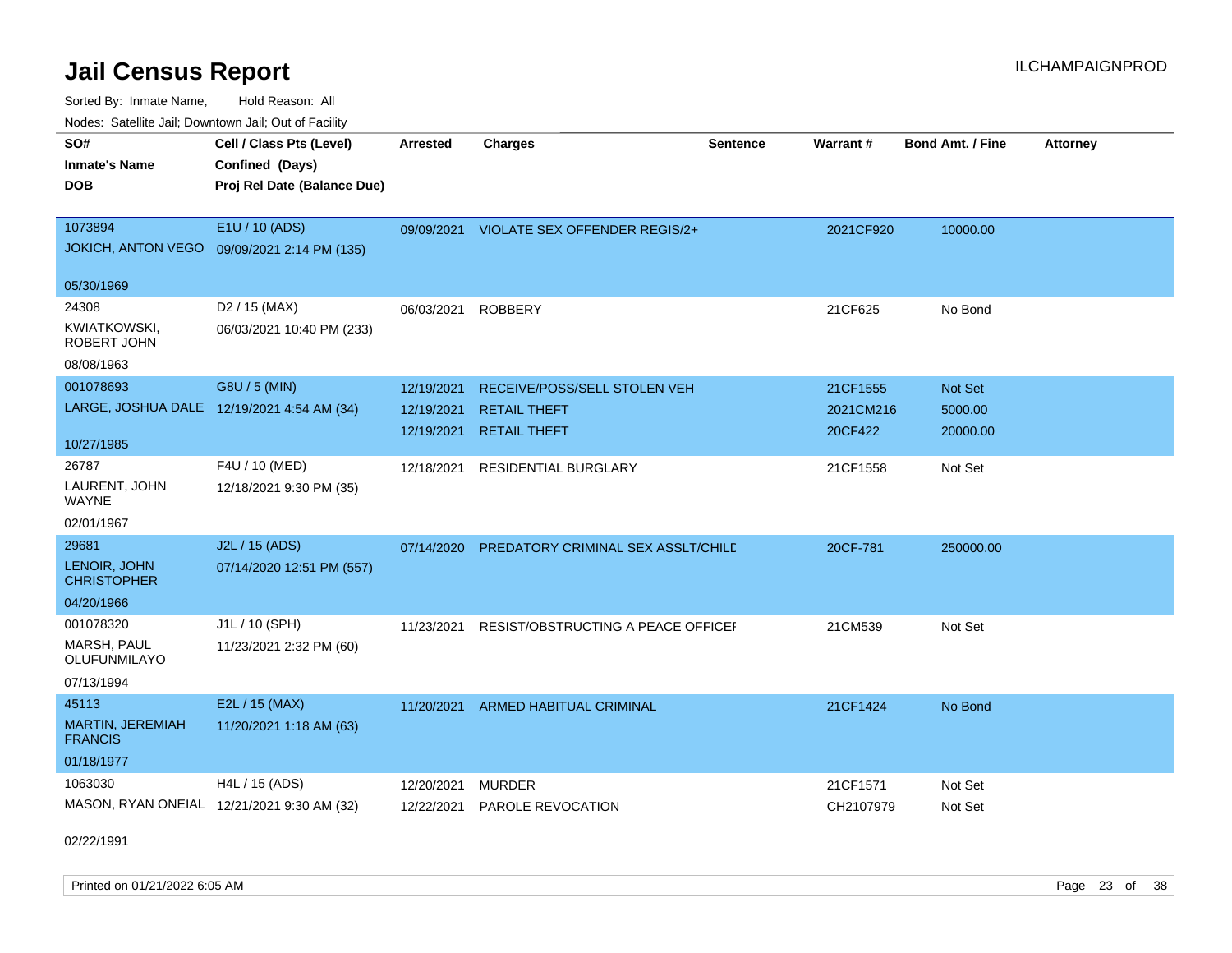# Jail Census Report

Sorted By: Inmate Name, Hold Reason: All

Nodes: Satellite Jail; Downtown Jail; Out of Facility

ILCHAMPAIGNPROD

| SO# / Inmate's Name / DOB | Cell / Class Pts (Level) / Confined (Days) / Proj Rel Date (Balance Due) | Arrested | Charges | Sentence | Warrant # | Bond Amt. / Fine | Attorney |
|---|---|---|---|---|---|---|---|
| 1073894<br>JOKICH, ANTON VEGO<br>05/30/1969 | E1U / 10 (ADS)<br>09/09/2021 2:14 PM (135) | 09/09/2021 | VIOLATE SEX OFFENDER REGIS/2+ | | 2021CF920 | 10000.00 | |
| 24308<br>KWIATKOWSKI, ROBERT JOHN<br>08/08/1963 | D2 / 15 (MAX)<br>06/03/2021 10:40 PM (233) | 06/03/2021 | ROBBERY | | 21CF625 | No Bond | |
| 001078693<br>LARGE, JOSHUA DALE<br>10/27/1985 | G8U / 5 (MIN)<br>12/19/2021 4:54 AM (34) | 12/19/2021<br>12/19/2021<br>12/19/2021 | RECEIVE/POSS/SELL STOLEN VEH<br>RETAIL THEFT<br>RETAIL THEFT | | 21CF1555<br>2021CM216<br>20CF422 | Not Set<br>5000.00<br>20000.00 | |
| 26787<br>LAURENT, JOHN WAYNE<br>02/01/1967 | F4U / 10 (MED)<br>12/18/2021 9:30 PM (35) | 12/18/2021 | RESIDENTIAL BURGLARY | | 21CF1558 | Not Set | |
| 29681<br>LENOIR, JOHN CHRISTOPHER<br>04/20/1966 | J2L / 15 (ADS)<br>07/14/2020 12:51 PM (557) | 07/14/2020 | PREDATORY CRIMINAL SEX ASSLT/CHILD | | 20CF-781 | 250000.00 | |
| 001078320<br>MARSH, PAUL OLUFUNMILAYO<br>07/13/1994 | J1L / 10 (SPH)<br>11/23/2021 2:32 PM (60) | 11/23/2021 | RESIST/OBSTRUCTING A PEACE OFFICER | | 21CM539 | Not Set | |
| 45113<br>MARTIN, JEREMIAH FRANCIS<br>01/18/1977 | E2L / 15 (MAX)<br>11/20/2021 1:18 AM (63) | 11/20/2021 | ARMED HABITUAL CRIMINAL | | 21CF1424 | No Bond | |
| 1063030<br>MASON, RYAN ONEIAL<br>02/22/1991 | H4L / 15 (ADS)<br>12/21/2021 9:30 AM (32) | 12/20/2021<br>12/22/2021 | MURDER<br>PAROLE REVOCATION | | 21CF1571<br>CH2107979 | Not Set<br>Not Set | |

Printed on 01/21/2022 6:05 AM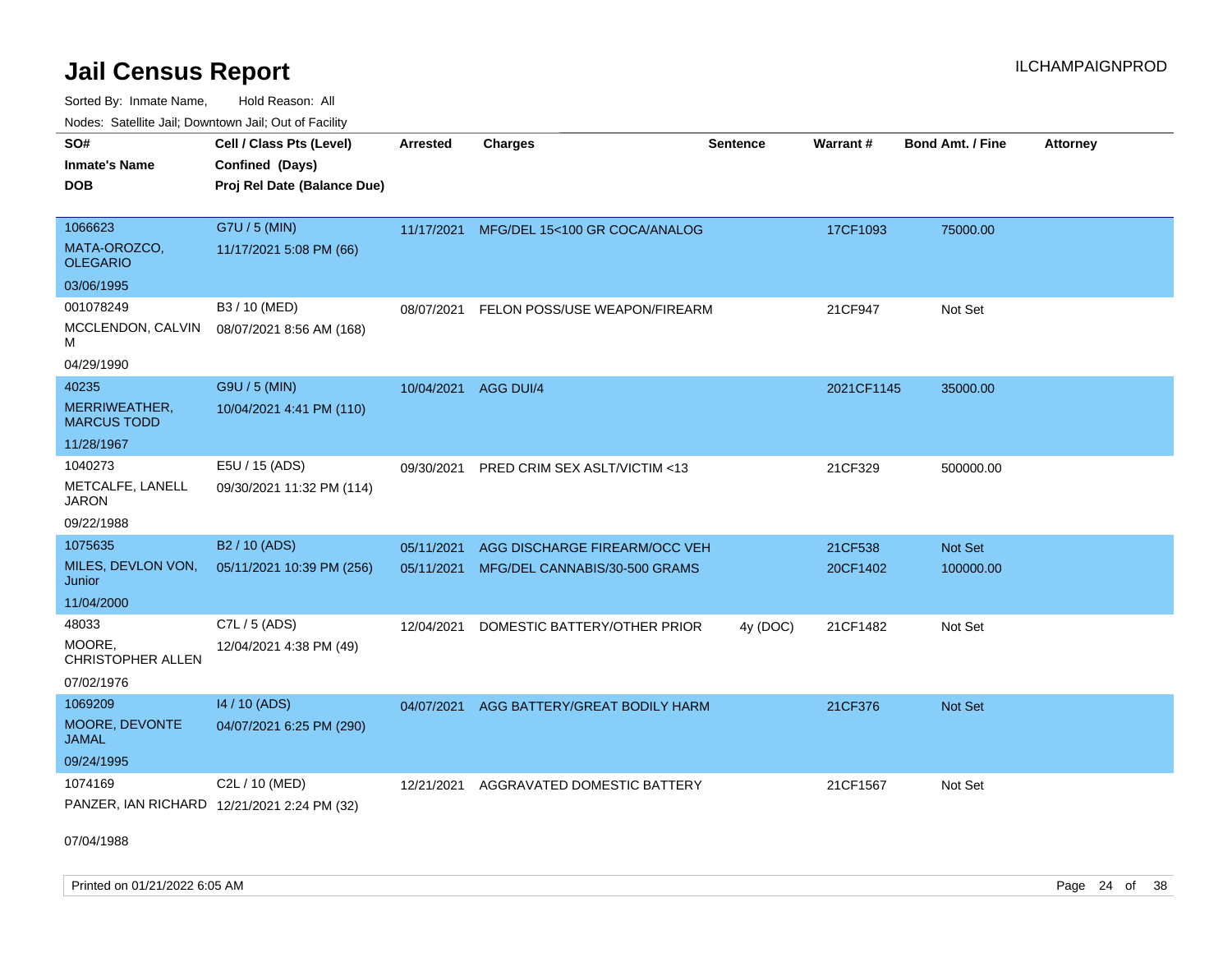# Jail Census Report

ILCHAMPAIGNPROD

Sorted By: Inmate Name, Hold Reason: All

Nodes: Satellite Jail; Downtown Jail; Out of Facility

| SO# / Inmate's Name / DOB | Cell / Class Pts (Level) / Confined (Days) / Proj Rel Date (Balance Due) | Arrested | Charges | Sentence | Warrant # | Bond Amt. / Fine | Attorney |
|---|---|---|---|---|---|---|---|
| 1066623 MATA-OROZCO, OLEGARIO 03/06/1995 | G7U / 5 (MIN) 11/17/2021 5:08 PM (66) | 11/17/2021 | MFG/DEL 15<100 GR COCA/ANALOG | | 17CF1093 | 75000.00 | |
| 001078249 MCCLENDON, CALVIN M 04/29/1990 | B3 / 10 (MED) 08/07/2021 8:56 AM (168) | 08/07/2021 | FELON POSS/USE WEAPON/FIREARM | | 21CF947 | Not Set | |
| 40235 MERRIWEATHER, MARCUS TODD 11/28/1967 | G9U / 5 (MIN) 10/04/2021 4:41 PM (110) | 10/04/2021 | AGG DUI/4 | | 2021CF1145 | 35000.00 | |
| 1040273 METCALFE, LANELL JARON 09/22/1988 | E5U / 15 (ADS) 09/30/2021 11:32 PM (114) | 09/30/2021 | PRED CRIM SEX ASLT/VICTIM <13 | | 21CF329 | 500000.00 | |
| 1075635 MILES, DEVLON VON, Junior 11/04/2000 | B2 / 10 (ADS) 05/11/2021 10:39 PM (256) | 05/11/2021 | AGG DISCHARGE FIREARM/OCC VEH | | 21CF538 | Not Set | |
| | | 05/11/2021 | MFG/DEL CANNABIS/30-500 GRAMS | | 20CF1402 | 100000.00 | |
| 48033 MOORE, CHRISTOPHER ALLEN 07/02/1976 | C7L / 5 (ADS) 12/04/2021 4:38 PM (49) | 12/04/2021 | DOMESTIC BATTERY/OTHER PRIOR | 4y (DOC) | 21CF1482 | Not Set | |
| 1069209 MOORE, DEVONTE JAMAL 09/24/1995 | I4 / 10 (ADS) 04/07/2021 6:25 PM (290) | 04/07/2021 | AGG BATTERY/GREAT BODILY HARM | | 21CF376 | Not Set | |
| 1074169 PANZER, IAN RICHARD 07/04/1988 | C2L / 10 (MED) 12/21/2021 2:24 PM (32) | 12/21/2021 | AGGRAVATED DOMESTIC BATTERY | | 21CF1567 | Not Set | |

Printed on 01/21/2022 6:05 AM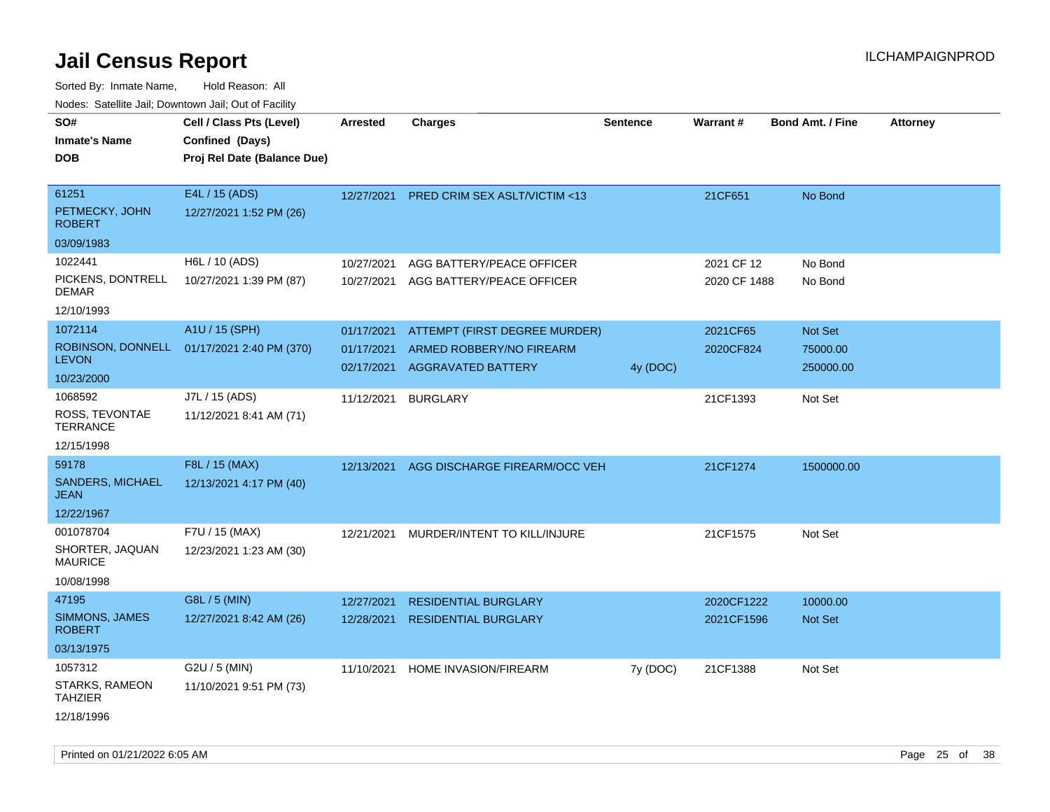# Jail Census Report

ILCHAMPAIGNPROD

Sorted By: Inmate Name, Hold Reason: All

Nodes: Satellite Jail; Downtown Jail; Out of Facility

| SO# / Inmate's Name / DOB | Cell / Class Pts (Level) / Confined (Days) / Proj Rel Date (Balance Due) | Arrested | Charges | Sentence | Warrant # | Bond Amt. / Fine | Attorney |
|---|---|---|---|---|---|---|---|
| 61251 PETMECKY, JOHN ROBERT 03/09/1983 | E4L / 15 (ADS) 12/27/2021 1:52 PM (26) | 12/27/2021 | PRED CRIM SEX ASLT/VICTIM <13 | | 21CF651 | No Bond | |
| 1022441 PICKENS, DONTRELL DEMAR 12/10/1993 | H6L / 10 (ADS) 10/27/2021 1:39 PM (87) | 10/27/2021 | AGG BATTERY/PEACE OFFICER | | 2021 CF 12 | No Bond | |
| | | 10/27/2021 | AGG BATTERY/PEACE OFFICER | | 2020 CF 1488 | No Bond | |
| 1072114 ROBINSON, DONNELL LEVON 10/23/2000 | A1U / 15 (SPH) 01/17/2021 2:40 PM (370) | 01/17/2021 | ATTEMPT (FIRST DEGREE MURDER) | | 2021CF65 | Not Set | |
| | | 01/17/2021 | ARMED ROBBERY/NO FIREARM | | 2020CF824 | 75000.00 | |
| | | 02/17/2021 | AGGRAVATED BATTERY | 4y (DOC) | | 250000.00 | |
| 1068592 ROSS, TEVONTAE TERRANCE 12/15/1998 | J7L / 15 (ADS) 11/12/2021 8:41 AM (71) | 11/12/2021 | BURGLARY | | 21CF1393 | Not Set | |
| 59178 SANDERS, MICHAEL JEAN 12/22/1967 | F8L / 15 (MAX) 12/13/2021 4:17 PM (40) | 12/13/2021 | AGG DISCHARGE FIREARM/OCC VEH | | 21CF1274 | 1500000.00 | |
| 001078704 SHORTER, JAQUAN MAURICE 10/08/1998 | F7U / 15 (MAX) 12/23/2021 1:23 AM (30) | 12/21/2021 | MURDER/INTENT TO KILL/INJURE | | 21CF1575 | Not Set | |
| 47195 SIMMONS, JAMES ROBERT 03/13/1975 | G8L / 5 (MIN) 12/27/2021 8:42 AM (26) | 12/27/2021 | RESIDENTIAL BURGLARY | | 2020CF1222 | 10000.00 | |
| | | 12/28/2021 | RESIDENTIAL BURGLARY | | 2021CF1596 | Not Set | |
| 1057312 STARKS, RAMEON TAHZIER 12/18/1996 | G2U / 5 (MIN) 11/10/2021 9:51 PM (73) | 11/10/2021 | HOME INVASION/FIREARM | 7y (DOC) | 21CF1388 | Not Set | |

Printed on 01/21/2022 6:05 AM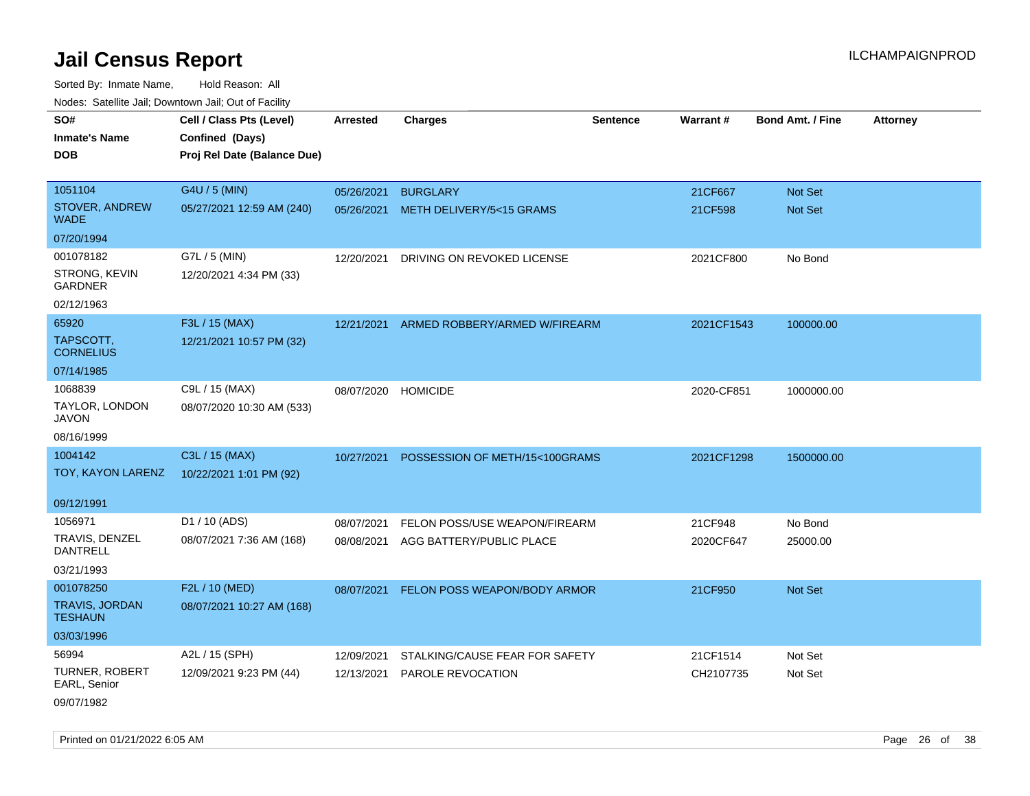# Jail Census Report

ILCHAMPAIGNPROD

Sorted By: Inmate Name, Hold Reason: All

Nodes: Satellite Jail; Downtown Jail; Out of Facility

| SO# / Inmate's Name / DOB | Cell / Class Pts (Level) / Confined (Days) / Proj Rel Date (Balance Due) | Arrested | Charges | Sentence | Warrant # | Bond Amt. / Fine | Attorney |
|---|---|---|---|---|---|---|---|
| 1051104<br>STOVER, ANDREW WADE<br>07/20/1994 | G4U / 5 (MIN)<br>05/27/2021 12:59 AM (240) | 05/26/2021<br>05/26/2021 | BURGLARY<br>METH DELIVERY/5<15 GRAMS | | 21CF667<br>21CF598 | Not Set<br>Not Set | |
| 001078182<br>STRONG, KEVIN GARDNER<br>02/12/1963 | G7L / 5 (MIN)<br>12/20/2021 4:34 PM (33) | 12/20/2021 | DRIVING ON REVOKED LICENSE | | 2021CF800 | No Bond | |
| 65920<br>TAPSCOTT, CORNELIUS<br>07/14/1985 | F3L / 15 (MAX)<br>12/21/2021 10:57 PM (32) | 12/21/2021 | ARMED ROBBERY/ARMED W/FIREARM | | 2021CF1543 | 100000.00 | |
| 1068839<br>TAYLOR, LONDON JAVON<br>08/16/1999 | C9L / 15 (MAX)<br>08/07/2020 10:30 AM (533) | 08/07/2020 | HOMICIDE | | 2020-CF851 | 1000000.00 | |
| 1004142<br>TOY, KAYON LARENZ<br>09/12/1991 | C3L / 15 (MAX)<br>10/22/2021 1:01 PM (92) | 10/27/2021 | POSSESSION OF METH/15<100GRAMS | | 2021CF1298 | 1500000.00 | |
| 1056971<br>TRAVIS, DENZEL DANTRELL<br>03/21/1993 | D1 / 10 (ADS)<br>08/07/2021 7:36 AM (168) | 08/07/2021<br>08/08/2021 | FELON POSS/USE WEAPON/FIREARM<br>AGG BATTERY/PUBLIC PLACE | | 21CF948<br>2020CF647 | No Bond<br>25000.00 | |
| 001078250<br>TRAVIS, JORDAN TESHAUN<br>03/03/1996 | F2L / 10 (MED)<br>08/07/2021 10:27 AM (168) | 08/07/2021 | FELON POSS WEAPON/BODY ARMOR | | 21CF950 | Not Set | |
| 56994<br>TURNER, ROBERT EARL, Senior<br>09/07/1982 | A2L / 15 (SPH)<br>12/09/2021 9:23 PM (44) | 12/09/2021<br>12/13/2021 | STALKING/CAUSE FEAR FOR SAFETY<br>PAROLE REVOCATION | | 21CF1514<br>CH2107735 | Not Set<br>Not Set | |

Printed on 01/21/2022 6:05 AM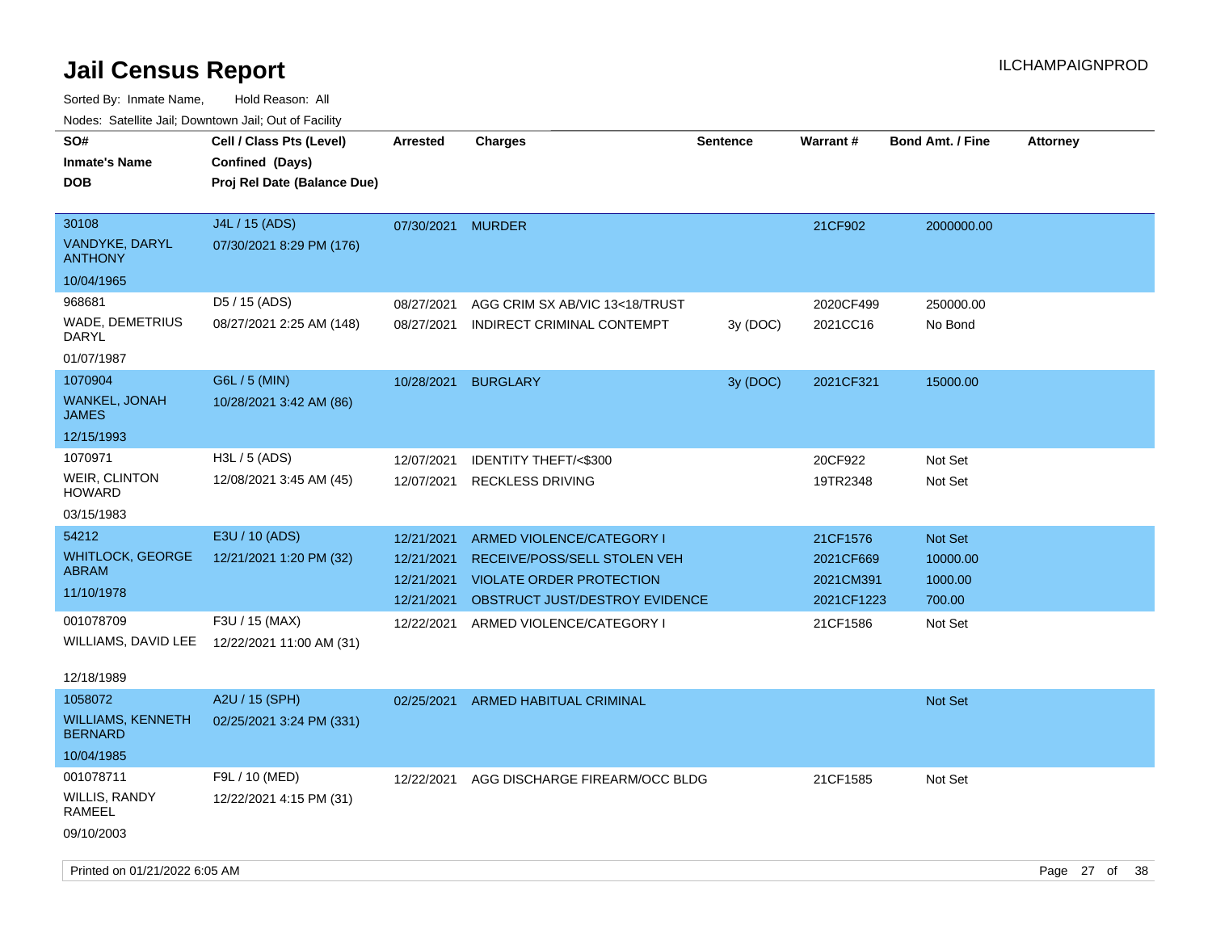# Jail Census Report

ILCHAMPAIGNPROD

Sorted By: Inmate Name, Hold Reason: All

Nodes: Satellite Jail; Downtown Jail; Out of Facility

| SO# / Inmate's Name / DOB | Cell / Class Pts (Level) / Confined (Days) / Proj Rel Date (Balance Due) | Arrested | Charges | Sentence | Warrant # | Bond Amt. / Fine | Attorney |
|---|---|---|---|---|---|---|---|
| 30108<br>VANDYKE, DARYL ANTHONY<br>10/04/1965 | J4L / 15 (ADS)<br>07/30/2021 8:29 PM (176) | 07/30/2021 | MURDER | | 21CF902 | 2000000.00 | |
| 968681<br>WADE, DEMETRIUS DARYL<br>01/07/1987 | D5 / 15 (ADS)<br>08/27/2021 2:25 AM (148) | 08/27/2021 | AGG CRIM SX AB/VIC 13<18/TRUST | | 2020CF499 | 250000.00 | |
| | | 08/27/2021 | INDIRECT CRIMINAL CONTEMPT | 3y (DOC) | 2021CC16 | No Bond | |
| 1070904<br>WANKEL, JONAH JAMES<br>12/15/1993 | G6L / 5 (MIN)<br>10/28/2021 3:42 AM (86) | 10/28/2021 | BURGLARY | 3y (DOC) | 2021CF321 | 15000.00 | |
| 1070971<br>WEIR, CLINTON HOWARD<br>03/15/1983 | H3L / 5 (ADS)<br>12/08/2021 3:45 AM (45) | 12/07/2021 | IDENTITY THEFT/<$300 | | 20CF922 | Not Set | |
| | | 12/07/2021 | RECKLESS DRIVING | | 19TR2348 | Not Set | |
| 54212<br>WHITLOCK, GEORGE ABRAM<br>11/10/1978 | E3U / 10 (ADS)<br>12/21/2021 1:20 PM (32) | 12/21/2021 | ARMED VIOLENCE/CATEGORY I | | 21CF1576 | Not Set | |
| | | 12/21/2021 | RECEIVE/POSS/SELL STOLEN VEH | | 2021CF669 | 10000.00 | |
| | | 12/21/2021 | VIOLATE ORDER PROTECTION | | 2021CM391 | 1000.00 | |
| | | 12/21/2021 | OBSTRUCT JUST/DESTROY EVIDENCE | | 2021CF1223 | 700.00 | |
| 001078709<br>WILLIAMS, DAVID LEE<br>12/18/1989 | F3U / 15 (MAX)<br>12/22/2021 11:00 AM (31) | 12/22/2021 | ARMED VIOLENCE/CATEGORY I | | 21CF1586 | Not Set | |
| 1058072<br>WILLIAMS, KENNETH BERNARD<br>10/04/1985 | A2U / 15 (SPH)<br>02/25/2021 3:24 PM (331) | 02/25/2021 | ARMED HABITUAL CRIMINAL | | | Not Set | |
| 001078711<br>WILLIS, RANDY RAMEEL<br>09/10/2003 | F9L / 10 (MED)<br>12/22/2021 4:15 PM (31) | 12/22/2021 | AGG DISCHARGE FIREARM/OCC BLDG | | 21CF1585 | Not Set | |

Printed on 01/21/2022 6:05 AM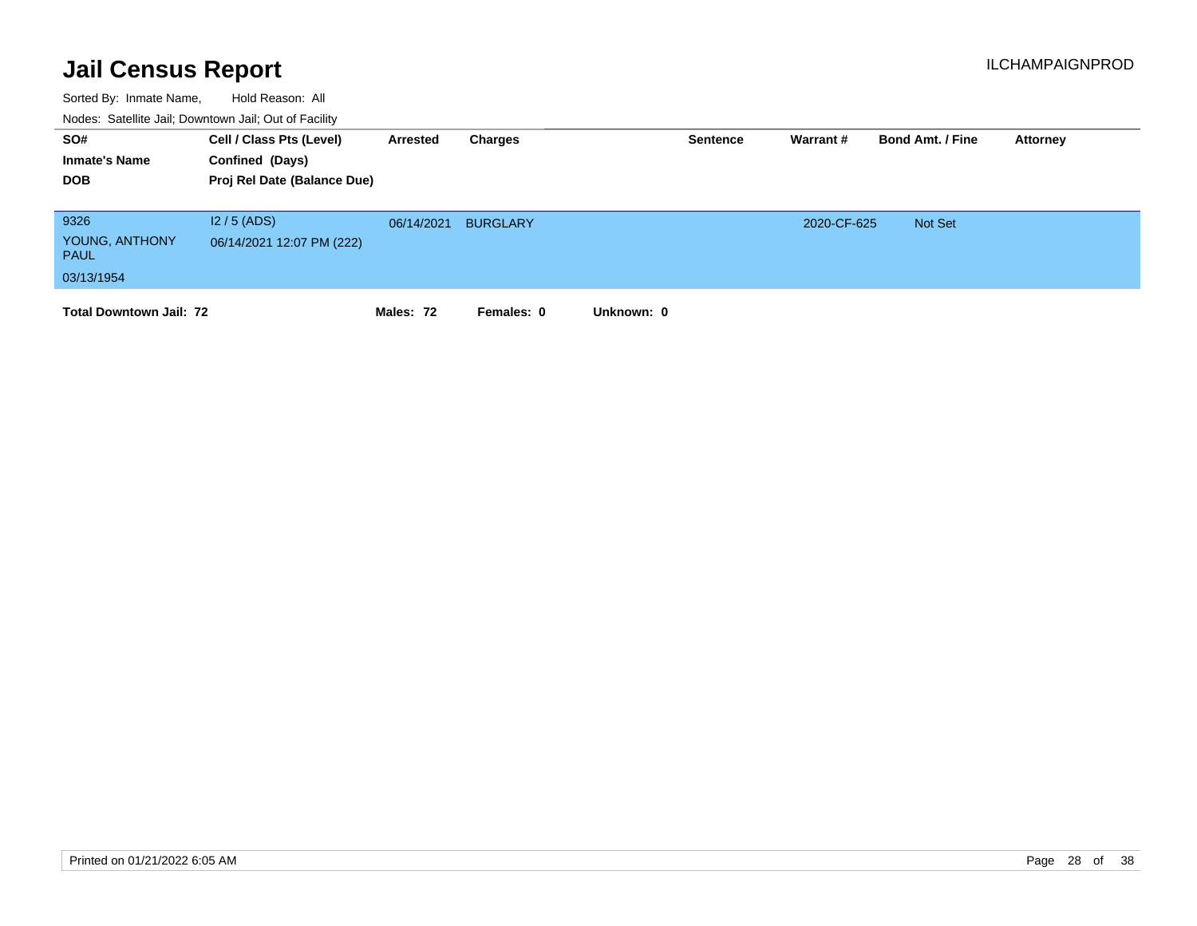# Jail Census Report

Sorted By: Inmate Name, Hold Reason: All

Nodes: Satellite Jail; Downtown Jail; Out of Facility

| SO# / Inmate's Name / DOB | Cell / Class Pts (Level) / Confined (Days) / Proj Rel Date (Balance Due) | Arrested | Charges | Sentence | Warrant # | Bond Amt. / Fine | Attorney |
|---|---|---|---|---|---|---|---|
| 9326<br>YOUNG, ANTHONY PAUL<br>03/13/1954 | I2 / 5 (ADS)<br>06/14/2021 12:07 PM (222) | 06/14/2021 | BURGLARY | | 2020-CF-625 | Not Set | |

**Total Downtown Jail: 72** **Males: 72** **Females: 0** **Unknown: 0**

Printed on 01/21/2022 6:05 AM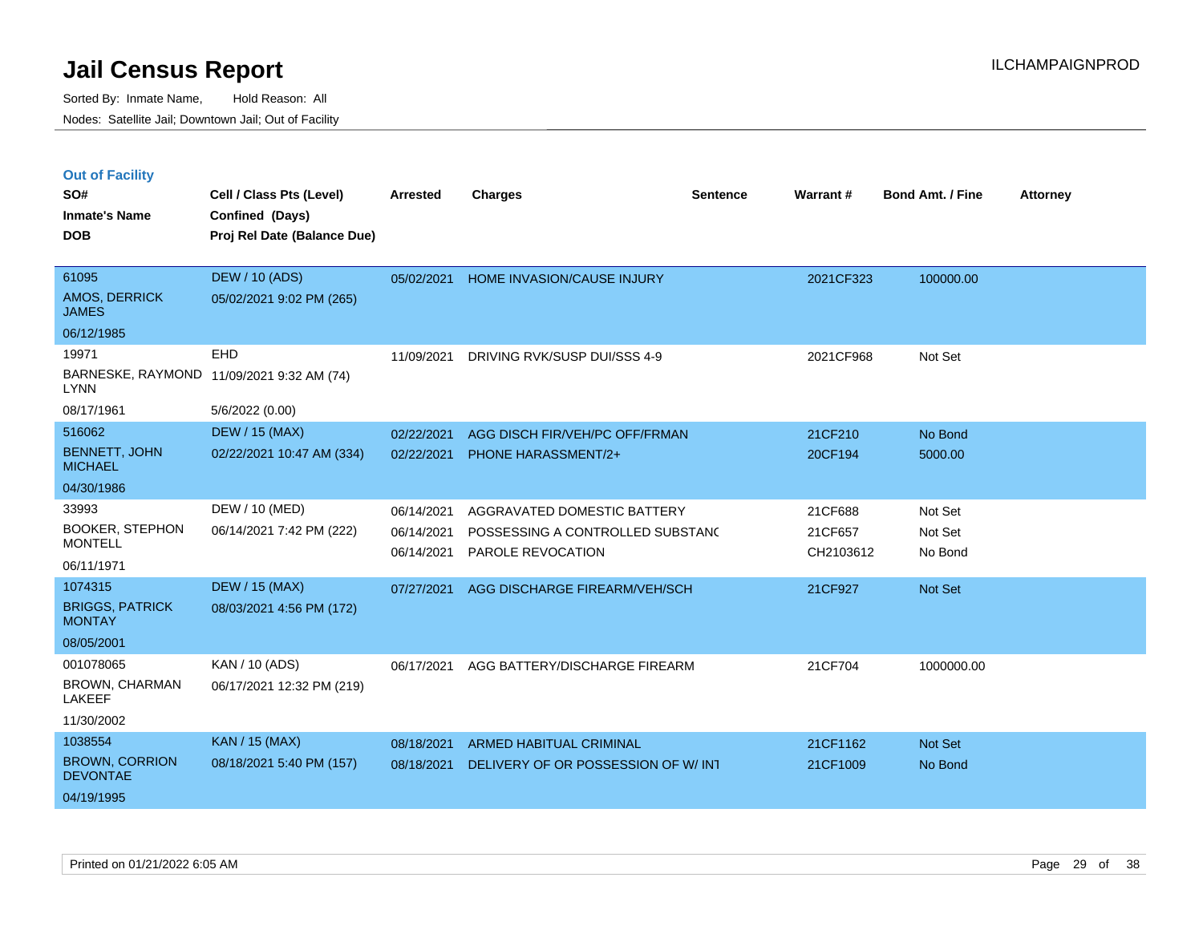# Jail Census Report

Sorted By: Inmate Name, Hold Reason: All

Nodes: Satellite Jail; Downtown Jail; Out of Facility

## Out of Facility

| SO# / Inmate's Name / DOB | Cell / Class Pts (Level) / Confined (Days) / Proj Rel Date (Balance Due) | Arrested | Charges | Sentence | Warrant # | Bond Amt. / Fine | Attorney |
|---|---|---|---|---|---|---|---|
| 61095<br>AMOS, DERRICK JAMES<br>06/12/1985 | DEW / 10 (ADS)<br>05/02/2021 9:02 PM (265) | 05/02/2021 | HOME INVASION/CAUSE INJURY | | 2021CF323 | 100000.00 | |
| 19971<br>BARNESKE, RAYMOND LYNN<br>08/17/1961 | EHD<br>11/09/2021 9:32 AM (74)<br>5/6/2022 (0.00) | 11/09/2021 | DRIVING RVK/SUSP DUI/SSS 4-9 | | 2021CF968 | Not Set | |
| 516062<br>BENNETT, JOHN MICHAEL<br>04/30/1986 | DEW / 15 (MAX)<br>02/22/2021 10:47 AM (334) | 02/22/2021<br>02/22/2021 | AGG DISCH FIR/VEH/PC OFF/FRMAN<br>PHONE HARASSMENT/2+ | | 21CF210<br>20CF194 | No Bond<br>5000.00 | |
| 33993<br>BOOKER, STEPHON MONTELL<br>06/11/1971 | DEW / 10 (MED)<br>06/14/2021 7:42 PM (222) | 06/14/2021<br>06/14/2021<br>06/14/2021 | AGGRAVATED DOMESTIC BATTERY<br>POSSESSING A CONTROLLED SUBSTANC<br>PAROLE REVOCATION | | 21CF688<br>21CF657<br>CH2103612 | Not Set<br>Not Set<br>No Bond | |
| 1074315<br>BRIGGS, PATRICK MONTAY<br>08/05/2001 | DEW / 15 (MAX)<br>08/03/2021 4:56 PM (172) | 07/27/2021 | AGG DISCHARGE FIREARM/VEH/SCH | | 21CF927 | Not Set | |
| 001078065<br>BROWN, CHARMAN LAKEEF<br>11/30/2002 | KAN / 10 (ADS)<br>06/17/2021 12:32 PM (219) | 06/17/2021 | AGG BATTERY/DISCHARGE FIREARM | | 21CF704 | 1000000.00 | |
| 1038554<br>BROWN, CORRION DEVONTAE<br>04/19/1995 | KAN / 15 (MAX)<br>08/18/2021 5:40 PM (157) | 08/18/2021<br>08/18/2021 | ARMED HABITUAL CRIMINAL<br>DELIVERY OF OR POSSESSION OF W/ INT | | 21CF1162<br>21CF1009 | Not Set<br>No Bond | |

Printed on 01/21/2022 6:05 AM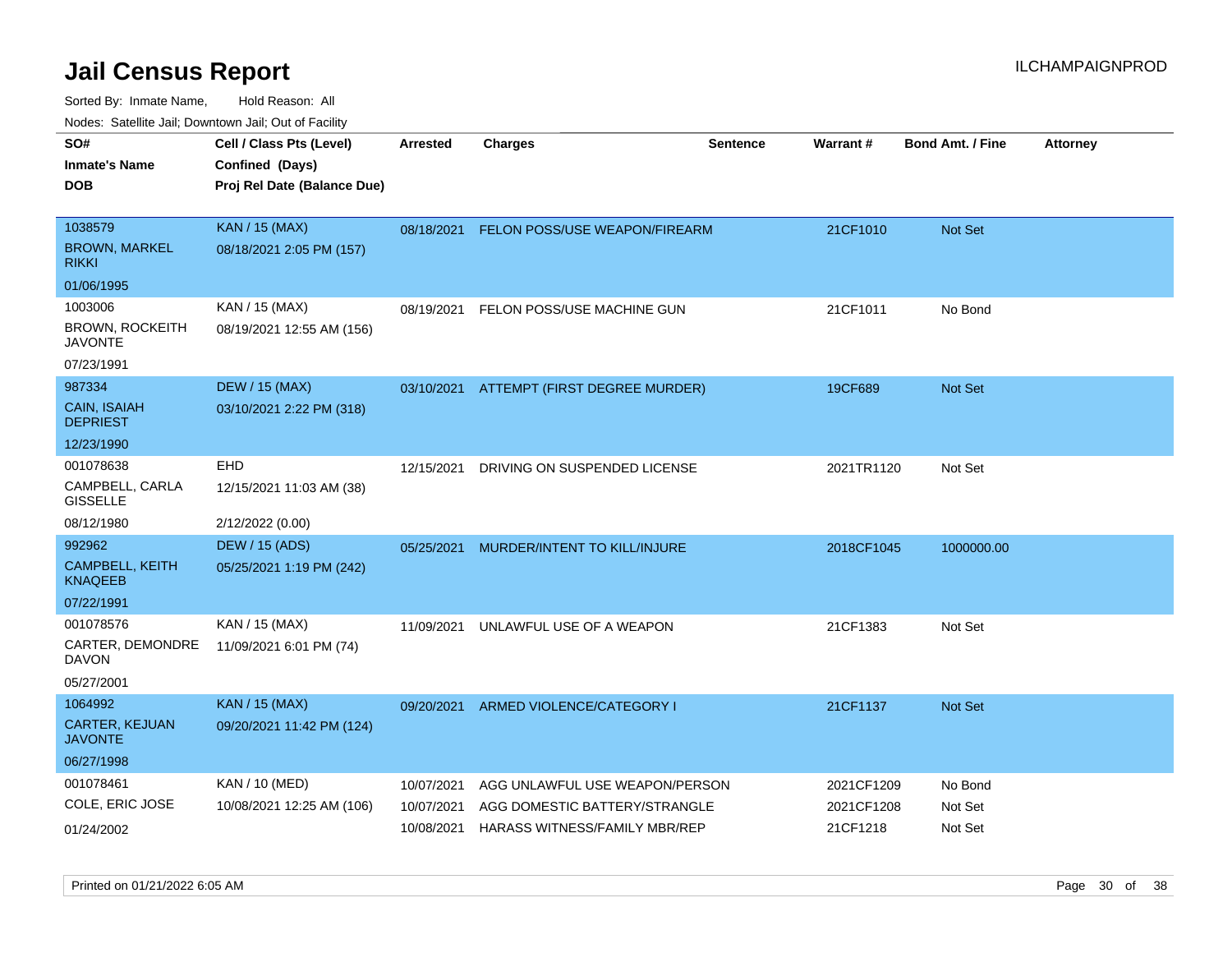# Jail Census Report

ILCHAMPAIGNPROD

Sorted By: Inmate Name, Hold Reason: All

Nodes: Satellite Jail; Downtown Jail; Out of Facility

| SO#<br>Inmate's Name<br>DOB | Cell / Class Pts (Level)<br>Confined (Days)<br>Proj Rel Date (Balance Due) | Arrested | Charges | Sentence | Warrant # | Bond Amt. / Fine | Attorney |
|---|---|---|---|---|---|---|---|
| 1038579<br>BROWN, MARKEL RIKKI<br>01/06/1995 | KAN / 15 (MAX)<br>08/18/2021 2:05 PM (157) | 08/18/2021 | FELON POSS/USE WEAPON/FIREARM | | 21CF1010 | Not Set | |
| 1003006<br>BROWN, ROCKEITH JAVONTE<br>07/23/1991 | KAN / 15 (MAX)<br>08/19/2021 12:55 AM (156) | 08/19/2021 | FELON POSS/USE MACHINE GUN | | 21CF1011 | No Bond | |
| 987334<br>CAIN, ISAIAH DEPRIEST<br>12/23/1990 | DEW / 15 (MAX)<br>03/10/2021 2:22 PM (318) | 03/10/2021 | ATTEMPT (FIRST DEGREE MURDER) | | 19CF689 | Not Set | |
| 001078638<br>CAMPBELL, CARLA GISSELLE<br>08/12/1980 | EHD<br>12/15/2021 11:03 AM (38)<br>2/12/2022 (0.00) | 12/15/2021 | DRIVING ON SUSPENDED LICENSE | | 2021TR1120 | Not Set | |
| 992962<br>CAMPBELL, KEITH KNAQEEB<br>07/22/1991 | DEW / 15 (ADS)<br>05/25/2021 1:19 PM (242) | 05/25/2021 | MURDER/INTENT TO KILL/INJURE | | 2018CF1045 | 1000000.00 | |
| 001078576<br>CARTER, DEMONDRE DAVON<br>05/27/2001 | KAN / 15 (MAX)<br>11/09/2021 6:01 PM (74) | 11/09/2021 | UNLAWFUL USE OF A WEAPON | | 21CF1383 | Not Set | |
| 1064992<br>CARTER, KEJUAN JAVONTE<br>06/27/1998 | KAN / 15 (MAX)<br>09/20/2021 11:42 PM (124) | 09/20/2021 | ARMED VIOLENCE/CATEGORY I | | 21CF1137 | Not Set | |
| 001078461<br>COLE, ERIC JOSE<br>01/24/2002 | KAN / 10 (MED)<br>10/08/2021 12:25 AM (106) | 10/07/2021<br>10/07/2021<br>10/08/2021 | AGG UNLAWFUL USE WEAPON/PERSON<br>AGG DOMESTIC BATTERY/STRANGLE<br>HARASS WITNESS/FAMILY MBR/REP | | 2021CF1209<br>2021CF1208<br>21CF1218 | No Bond<br>Not Set<br>Not Set | |

Printed on 01/21/2022 6:05 AM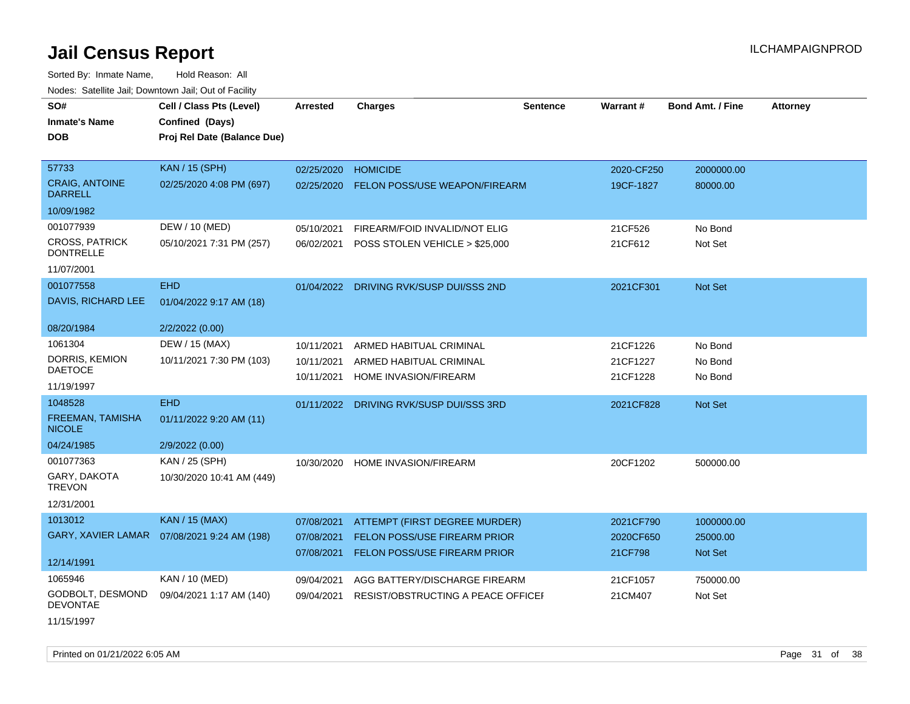# Jail Census Report

ILCHAMPAIGNPROD

Sorted By: Inmate Name, Hold Reason: All

Nodes: Satellite Jail; Downtown Jail; Out of Facility

| SO# / Inmate's Name / DOB | Cell / Class Pts (Level) / Confined (Days) / Proj Rel Date (Balance Due) | Arrested | Charges | Sentence | Warrant # | Bond Amt. / Fine | Attorney |
|---|---|---|---|---|---|---|---|
| 57733<br>CRAIG, ANTOINE DARRELL<br>10/09/1982 | KAN / 15 (SPH)<br>02/25/2020 4:08 PM (697) | 02/25/2020 | HOMICIDE | | 2020-CF250 | 2000000.00 | |
| | | 02/25/2020 | FELON POSS/USE WEAPON/FIREARM | | 19CF-1827 | 80000.00 | |
| 001077939<br>CROSS, PATRICK DONTRELLE<br>11/07/2001 | DEW / 10 (MED)<br>05/10/2021 7:31 PM (257) | 05/10/2021 | FIREARM/FOID INVALID/NOT ELIG | | 21CF526 | No Bond | |
| | | 06/02/2021 | POSS STOLEN VEHICLE > $25,000 | | 21CF612 | Not Set | |
| 001077558<br>DAVIS, RICHARD LEE<br>08/20/1984 | EHD<br>01/04/2022 9:17 AM (18)<br>2/2/2022 (0.00) | 01/04/2022 | DRIVING RVK/SUSP DUI/SSS 2ND | | 2021CF301 | Not Set | |
| 1061304<br>DORRIS, KEMION DAETOCE<br>11/19/1997 | DEW / 15 (MAX)<br>10/11/2021 7:30 PM (103) | 10/11/2021 | ARMED HABITUAL CRIMINAL | | 21CF1226 | No Bond | |
| | | 10/11/2021 | ARMED HABITUAL CRIMINAL | | 21CF1227 | No Bond | |
| | | 10/11/2021 | HOME INVASION/FIREARM | | 21CF1228 | No Bond | |
| 1048528<br>FREEMAN, TAMISHA NICOLE<br>04/24/1985 | EHD<br>01/11/2022 9:20 AM (11)<br>2/9/2022 (0.00) | 01/11/2022 | DRIVING RVK/SUSP DUI/SSS 3RD | | 2021CF828 | Not Set | |
| 001077363<br>GARY, DAKOTA TREVON<br>12/31/2001 | KAN / 25 (SPH)<br>10/30/2020 10:41 AM (449) | 10/30/2020 | HOME INVASION/FIREARM | | 20CF1202 | 500000.00 | |
| 1013012<br>GARY, XAVIER LAMAR<br>12/14/1991 | KAN / 15 (MAX)<br>07/08/2021 9:24 AM (198) | 07/08/2021 | ATTEMPT (FIRST DEGREE MURDER) | | 2021CF790 | 1000000.00 | |
| | | 07/08/2021 | FELON POSS/USE FIREARM PRIOR | | 2020CF650 | 25000.00 | |
| | | 07/08/2021 | FELON POSS/USE FIREARM PRIOR | | 21CF798 | Not Set | |
| 1065946<br>GODBOLT, DESMOND DEVONTAE<br>11/15/1997 | KAN / 10 (MED)<br>09/04/2021 1:17 AM (140) | 09/04/2021 | AGG BATTERY/DISCHARGE FIREARM | | 21CF1057 | 750000.00 | |
| | | 09/04/2021 | RESIST/OBSTRUCTING A PEACE OFFICEI | | 21CM407 | Not Set | |

Printed on 01/21/2022 6:05 AM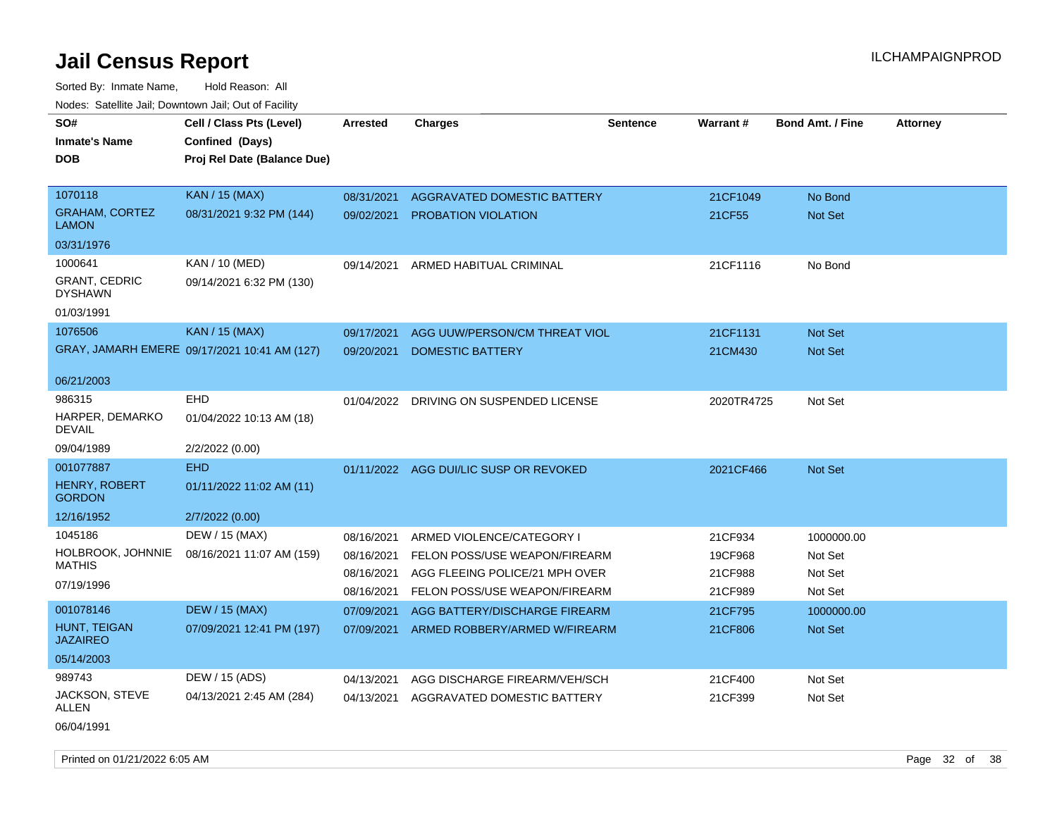# Jail Census Report

Sorted By: Inmate Name, Hold Reason: All

Nodes: Satellite Jail; Downtown Jail; Out of Facility

| SO# / Inmate's Name / DOB | Cell / Class Pts (Level) / Confined (Days) / Proj Rel Date (Balance Due) | Arrested | Charges | Sentence | Warrant # | Bond Amt. / Fine | Attorney |
|---|---|---|---|---|---|---|---|
| 1070118 GRAHAM, CORTEZ LAMON 03/31/1976 | KAN / 15 (MAX) 08/31/2021 9:32 PM (144) | 08/31/2021 | AGGRAVATED DOMESTIC BATTERY | | 21CF1049 | No Bond | |
| | | 09/02/2021 | PROBATION VIOLATION | | 21CF55 | Not Set | |
| 1000641 GRANT, CEDRIC DYSHAWN 01/03/1991 | KAN / 10 (MED) 09/14/2021 6:32 PM (130) | 09/14/2021 | ARMED HABITUAL CRIMINAL | | 21CF1116 | No Bond | |
| 1076506 GRAY, JAMARH EMERE 06/21/2003 | KAN / 15 (MAX) 09/17/2021 10:41 AM (127) | 09/17/2021 | AGG UUW/PERSON/CM THREAT VIOL | | 21CF1131 | Not Set | |
| | | 09/20/2021 | DOMESTIC BATTERY | | 21CM430 | Not Set | |
| 986315 HARPER, DEMARKO DEVAIL 09/04/1989 | EHD 01/04/2022 10:13 AM (18) 2/2/2022 (0.00) | 01/04/2022 | DRIVING ON SUSPENDED LICENSE | | 2020TR4725 | Not Set | |
| 001077887 HENRY, ROBERT GORDON 12/16/1952 | EHD 01/11/2022 11:02 AM (11) 2/7/2022 (0.00) | 01/11/2022 | AGG DUI/LIC SUSP OR REVOKED | | 2021CF466 | Not Set | |
| 1045186 HOLBROOK, JOHNNIE MATHIS 07/19/1996 | DEW / 15 (MAX) 08/16/2021 11:07 AM (159) | 08/16/2021 | ARMED VIOLENCE/CATEGORY I | | 21CF934 | 1000000.00 | |
| | | 08/16/2021 | FELON POSS/USE WEAPON/FIREARM | | 19CF968 | Not Set | |
| | | 08/16/2021 | AGG FLEEING POLICE/21 MPH OVER | | 21CF988 | Not Set | |
| | | 08/16/2021 | FELON POSS/USE WEAPON/FIREARM | | 21CF989 | Not Set | |
| 001078146 HUNT, TEIGAN JAZAIREO 05/14/2003 | DEW / 15 (MAX) 07/09/2021 12:41 PM (197) | 07/09/2021 | AGG BATTERY/DISCHARGE FIREARM | | 21CF795 | 1000000.00 | |
| | | 07/09/2021 | ARMED ROBBERY/ARMED W/FIREARM | | 21CF806 | Not Set | |
| 989743 JACKSON, STEVE ALLEN 06/04/1991 | DEW / 15 (ADS) 04/13/2021 2:45 AM (284) | 04/13/2021 | AGG DISCHARGE FIREARM/VEH/SCH | | 21CF400 | Not Set | |
| | | 04/13/2021 | AGGRAVATED DOMESTIC BATTERY | | 21CF399 | Not Set | |

Printed on 01/21/2022 6:05 AM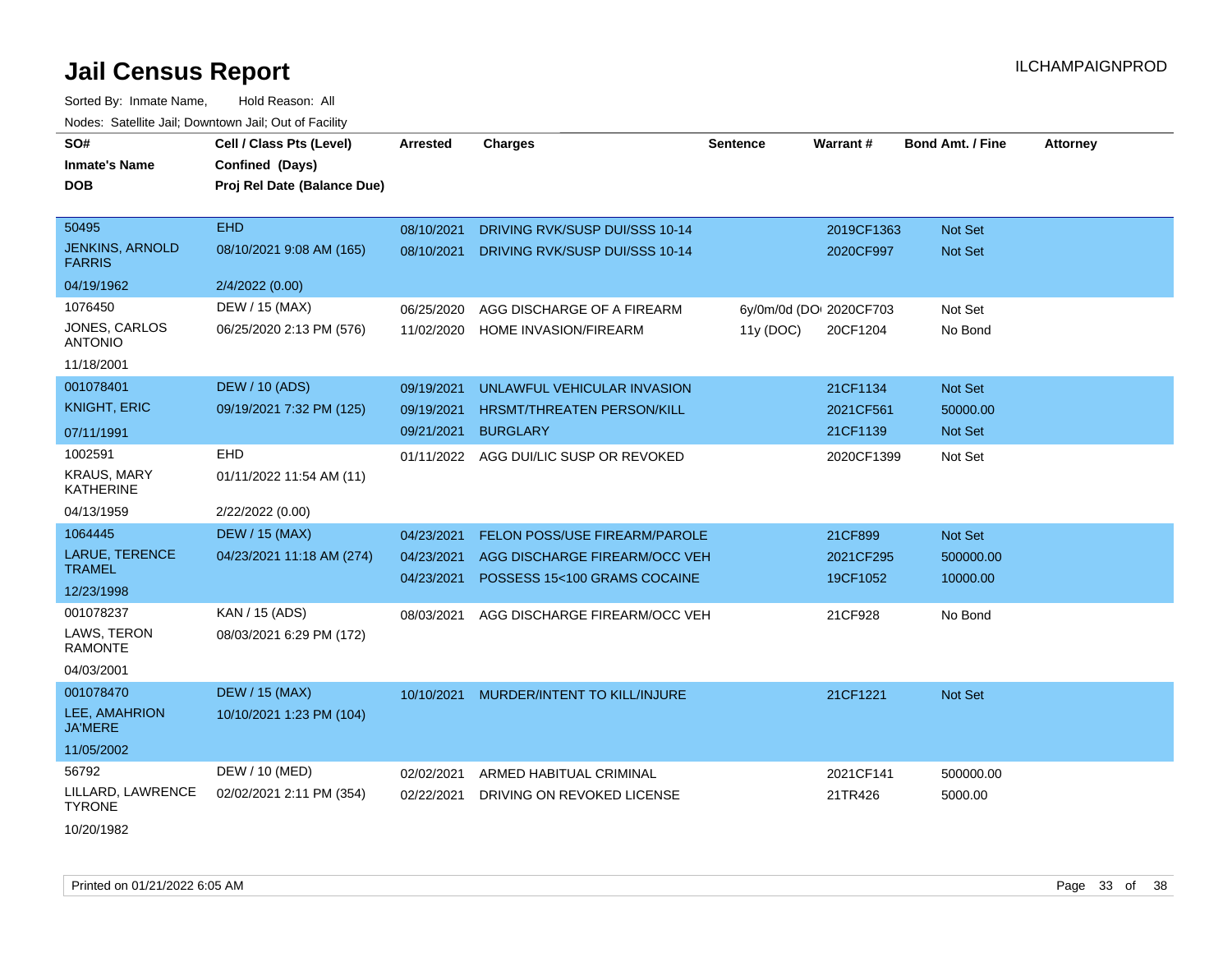# Jail Census Report

Sorted By: Inmate Name, Hold Reason: All

Nodes: Satellite Jail; Downtown Jail; Out of Facility

| SO# / Inmate's Name / DOB | Cell / Class Pts (Level) / Confined (Days) / Proj Rel Date (Balance Due) | Arrested | Charges | Sentence | Warrant # | Bond Amt. / Fine | Attorney |
|---|---|---|---|---|---|---|---|
| 50495<br>JENKINS, ARNOLD FARRIS<br>04/19/1962 | EHD<br>08/10/2021 9:08 AM (165)<br>2/4/2022 (0.00) | 08/10/2021 | DRIVING RVK/SUSP DUI/SSS 10-14 | | 2019CF1363 | Not Set | |
| | | 08/10/2021 | DRIVING RVK/SUSP DUI/SSS 10-14 | | 2020CF997 | Not Set | |
| 1076450<br>JONES, CARLOS ANTONIO<br>11/18/2001 | DEW / 15 (MAX)<br>06/25/2020 2:13 PM (576) | 06/25/2020 | AGG DISCHARGE OF A FIREARM | 6y/0m/0d (DOC) | 2020CF703 | Not Set | |
| | | 11/02/2020 | HOME INVASION/FIREARM | 11y (DOC) | 20CF1204 | No Bond | |
| 001078401<br>KNIGHT, ERIC<br>07/11/1991 | DEW / 10 (ADS)<br>09/19/2021 7:32 PM (125) | 09/19/2021 | UNLAWFUL VEHICULAR INVASION | | 21CF1134 | Not Set | |
| | | 09/19/2021 | HRSMT/THREATEN PERSON/KILL | | 2021CF561 | 50000.00 | |
| | | 09/21/2021 | BURGLARY | | 21CF1139 | Not Set | |
| 1002591<br>KRAUS, MARY KATHERINE<br>04/13/1959 | EHD<br>01/11/2022 11:54 AM (11)<br>2/22/2022 (0.00) | 01/11/2022 | AGG DUI/LIC SUSP OR REVOKED | | 2020CF1399 | Not Set | |
| 1064445<br>LARUE, TERENCE TRAMEL<br>12/23/1998 | DEW / 15 (MAX)<br>04/23/2021 11:18 AM (274) | 04/23/2021 | FELON POSS/USE FIREARM/PAROLE | | 21CF899 | Not Set | |
| | | 04/23/2021 | AGG DISCHARGE FIREARM/OCC VEH | | 2021CF295 | 500000.00 | |
| | | 04/23/2021 | POSSESS 15<100 GRAMS COCAINE | | 19CF1052 | 10000.00 | |
| 001078237<br>LAWS, TERON RAMONTE<br>04/03/2001 | KAN / 15 (ADS)<br>08/03/2021 6:29 PM (172) | 08/03/2021 | AGG DISCHARGE FIREARM/OCC VEH | | 21CF928 | No Bond | |
| 001078470<br>LEE, AMAHRION JA'MERE<br>11/05/2002 | DEW / 15 (MAX)<br>10/10/2021 1:23 PM (104) | 10/10/2021 | MURDER/INTENT TO KILL/INJURE | | 21CF1221 | Not Set | |
| 56792<br>LILLARD, LAWRENCE TYRONE<br>10/20/1982 | DEW / 10 (MED)<br>02/02/2021 2:11 PM (354) | 02/02/2021 | ARMED HABITUAL CRIMINAL | | 2021CF141 | 500000.00 | |
| | | 02/22/2021 | DRIVING ON REVOKED LICENSE | | 21TR426 | 5000.00 | |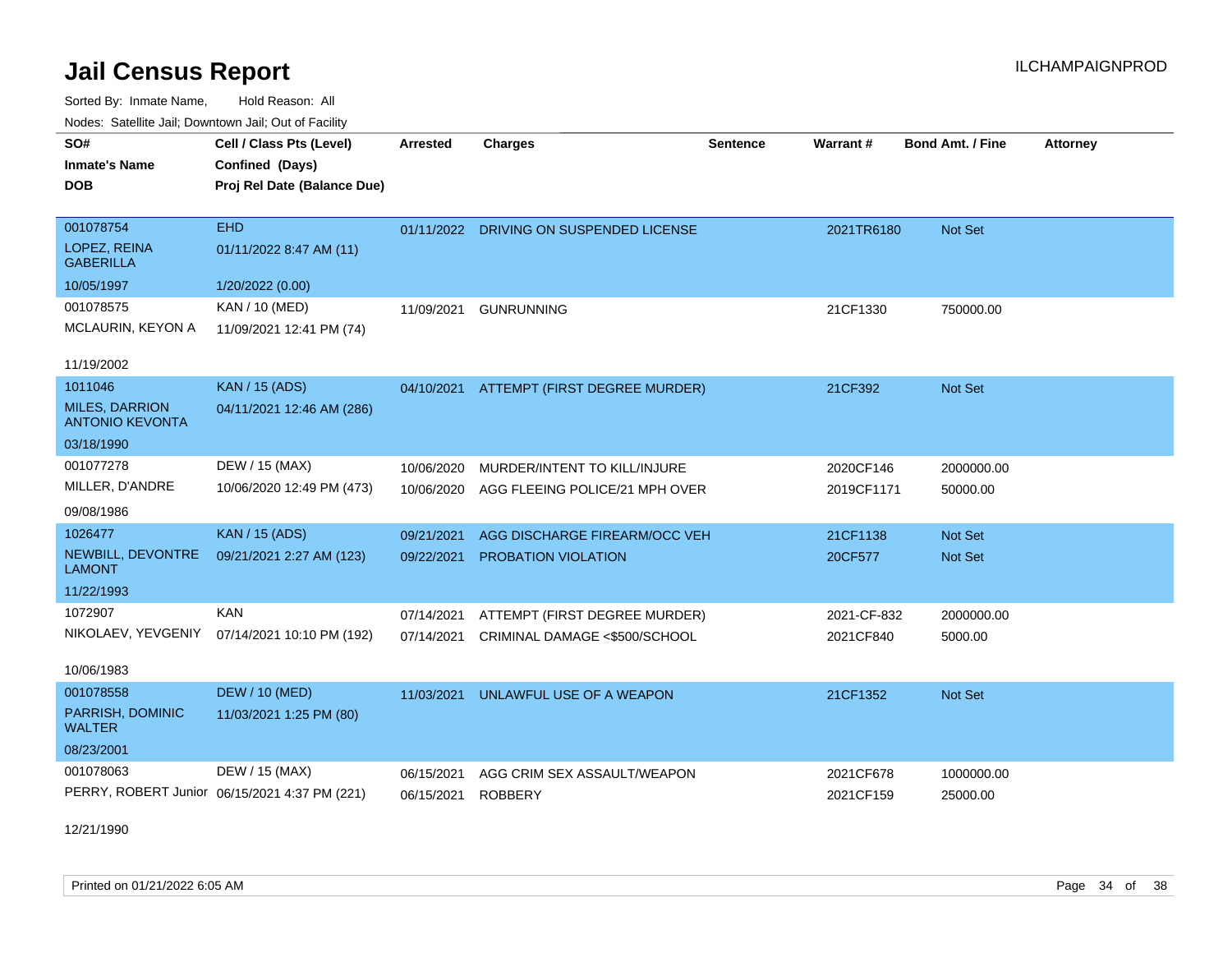# Jail Census Report

Sorted By: Inmate Name, Hold Reason: All

Nodes: Satellite Jail; Downtown Jail; Out of Facility

| SO# / Inmate's Name / DOB | Cell / Class Pts (Level) / Confined (Days) / Proj Rel Date (Balance Due) | Arrested | Charges | Sentence | Warrant # | Bond Amt. / Fine | Attorney |
|---|---|---|---|---|---|---|---|
| 001078754<br>LOPEZ, REINA GABERILLA<br>10/05/1997 | EHD<br>01/11/2022 8:47 AM (11)<br>1/20/2022 (0.00) | 01/11/2022 | DRIVING ON SUSPENDED LICENSE | | 2021TR6180 | Not Set | |
| 001078575<br>MCLAURIN, KEYON A<br>11/19/2002 | KAN / 10 (MED)<br>11/09/2021 12:41 PM (74) | 11/09/2021 | GUNRUNNING | | 21CF1330 | 750000.00 | |
| 1011046<br>MILES, DARRION ANTONIO KEVONTA<br>03/18/1990 | KAN / 15 (ADS)<br>04/11/2021 12:46 AM (286) | 04/10/2021 | ATTEMPT (FIRST DEGREE MURDER) | | 21CF392 | Not Set | |
| 001077278<br>MILLER, D'ANDRE<br>09/08/1986 | DEW / 15 (MAX)<br>10/06/2020 12:49 PM (473) | 10/06/2020 | MURDER/INTENT TO KILL/INJURE | | 2020CF146 | 2000000.00 | |
| | | 10/06/2020 | AGG FLEEING POLICE/21 MPH OVER | | 2019CF1171 | 50000.00 | |
| 1026477<br>NEWBILL, DEVONTRE LAMONT<br>11/22/1993 | KAN / 15 (ADS)<br>09/21/2021 2:27 AM (123) | 09/21/2021 | AGG DISCHARGE FIREARM/OCC VEH | | 21CF1138 | Not Set | |
| | | 09/22/2021 | PROBATION VIOLATION | | 20CF577 | Not Set | |
| 1072907<br>NIKOLAEV, YEVGENIY<br>10/06/1983 | KAN<br>07/14/2021 10:10 PM (192) | 07/14/2021 | ATTEMPT (FIRST DEGREE MURDER) | | 2021-CF-832 | 2000000.00 | |
| | | 07/14/2021 | CRIMINAL DAMAGE <$500/SCHOOL | | 2021CF840 | 5000.00 | |
| 001078558<br>PARRISH, DOMINIC WALTER<br>08/23/2001 | DEW / 10 (MED)<br>11/03/2021 1:25 PM (80) | 11/03/2021 | UNLAWFUL USE OF A WEAPON | | 21CF1352 | Not Set | |
| 001078063<br>PERRY, ROBERT Junior<br>12/21/1990 | DEW / 15 (MAX)<br>06/15/2021 4:37 PM (221) | 06/15/2021 | AGG CRIM SEX ASSAULT/WEAPON | | 2021CF678 | 1000000.00 | |
| | | 06/15/2021 | ROBBERY | | 2021CF159 | 25000.00 | |

Printed on 01/21/2022 6:05 AM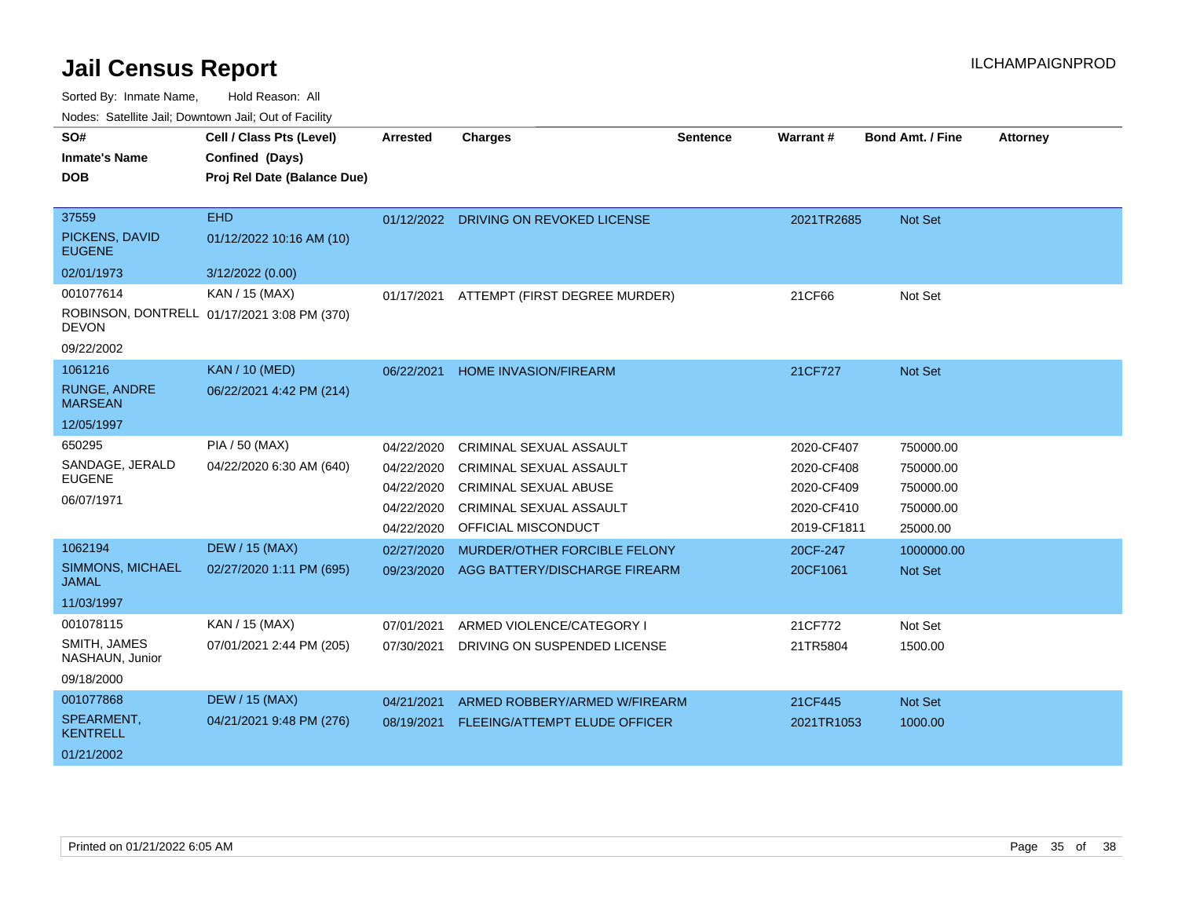# Jail Census Report

ILCHAMPAIGNPROD

Sorted By: Inmate Name, Hold Reason: All

Nodes: Satellite Jail; Downtown Jail; Out of Facility

| SO# / Inmate's Name / DOB | Cell / Class Pts (Level) / Confined (Days) / Proj Rel Date (Balance Due) | Arrested | Charges | Sentence | Warrant # | Bond Amt. / Fine | Attorney |
|---|---|---|---|---|---|---|---|
| 37559<br>PICKENS, DAVID EUGENE<br>02/01/1973 | EHD<br>01/12/2022 10:16 AM (10)<br>3/12/2022 (0.00) | 01/12/2022 | DRIVING ON REVOKED LICENSE | | 2021TR2685 | Not Set | |
| 001077614<br>ROBINSON, DONTRELL DEVON<br>09/22/2002 | KAN / 15 (MAX)<br>01/17/2021 3:08 PM (370) | 01/17/2021 | ATTEMPT (FIRST DEGREE MURDER) | | 21CF66 | Not Set | |
| 1061216<br>RUNGE, ANDRE MARSEAN<br>12/05/1997 | KAN / 10 (MED)<br>06/22/2021 4:42 PM (214) | 06/22/2021 | HOME INVASION/FIREARM | | 21CF727 | Not Set | |
| 650295<br>SANDAGE, JERALD EUGENE<br>06/07/1971 | PIA / 50 (MAX)<br>04/22/2020 6:30 AM (640) | 04/22/2020 | CRIMINAL SEXUAL ASSAULT | | 2020-CF407 | 750000.00 | |
| | | 04/22/2020 | CRIMINAL SEXUAL ASSAULT | | 2020-CF408 | 750000.00 | |
| | | 04/22/2020 | CRIMINAL SEXUAL ABUSE | | 2020-CF409 | 750000.00 | |
| | | 04/22/2020 | CRIMINAL SEXUAL ASSAULT | | 2020-CF410 | 750000.00 | |
| | | 04/22/2020 | OFFICIAL MISCONDUCT | | 2019-CF1811 | 25000.00 | |
| 1062194<br>SIMMONS, MICHAEL JAMAL<br>11/03/1997 | DEW / 15 (MAX)<br>02/27/2020 1:11 PM (695) | 02/27/2020 | MURDER/OTHER FORCIBLE FELONY | | 20CF-247 | 1000000.00 | |
| | | 09/23/2020 | AGG BATTERY/DISCHARGE FIREARM | | 20CF1061 | Not Set | |
| 001078115<br>SMITH, JAMES NASHAUN, Junior<br>09/18/2000 | KAN / 15 (MAX)<br>07/01/2021 2:44 PM (205) | 07/01/2021 | ARMED VIOLENCE/CATEGORY I | | 21CF772 | Not Set | |
| | | 07/30/2021 | DRIVING ON SUSPENDED LICENSE | | 21TR5804 | 1500.00 | |
| 001077868<br>SPEARMENT, KENTRELL<br>01/21/2002 | DEW / 15 (MAX)<br>04/21/2021 9:48 PM (276) | 04/21/2021 | ARMED ROBBERY/ARMED W/FIREARM | | 21CF445 | Not Set | |
| | | 08/19/2021 | FLEEING/ATTEMPT ELUDE OFFICER | | 2021TR1053 | 1000.00 | |

Printed on 01/21/2022 6:05 AM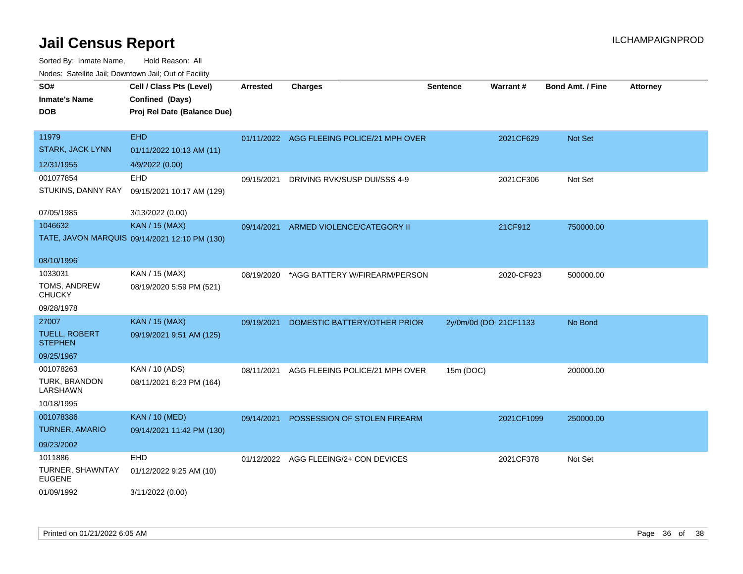# Jail Census Report

ILCHAMPAIGNPROD

Sorted By: Inmate Name, Hold Reason: All

Nodes: Satellite Jail; Downtown Jail; Out of Facility

| SO# / Inmate's Name / DOB | Cell / Class Pts (Level) / Confined (Days) / Proj Rel Date (Balance Due) | Arrested | Charges | Sentence | Warrant # | Bond Amt. / Fine | Attorney |
|---|---|---|---|---|---|---|---|
| 11979<br>STARK, JACK LYNN<br>12/31/1955 | EHD<br>01/11/2022 10:13 AM (11)<br>4/9/2022 (0.00) | 01/11/2022 | AGG FLEEING POLICE/21 MPH OVER | | 2021CF629 | Not Set | |
| 001077854<br>STUKINS, DANNY RAY<br>07/05/1985 | EHD<br>09/15/2021 10:17 AM (129)<br>3/13/2022 (0.00) | 09/15/2021 | DRIVING RVK/SUSP DUI/SSS 4-9 | | 2021CF306 | Not Set | |
| 1046632<br>TATE, JAVON MARQUIS<br>08/10/1996 | KAN / 15 (MAX)<br>09/14/2021 12:10 PM (130) | 09/14/2021 | ARMED VIOLENCE/CATEGORY II | | 21CF912 | 750000.00 | |
| 1033031<br>TOMS, ANDREW CHUCKY<br>09/28/1978 | KAN / 15 (MAX)<br>08/19/2020 5:59 PM (521) | 08/19/2020 | *AGG BATTERY W/FIREARM/PERSON | | 2020-CF923 | 500000.00 | |
| 27007<br>TUELL, ROBERT STEPHEN<br>09/25/1967 | KAN / 15 (MAX)<br>09/19/2021 9:51 AM (125) | 09/19/2021 | DOMESTIC BATTERY/OTHER PRIOR | 2y/0m/0d (DOI | 21CF1133 | No Bond | |
| 001078263<br>TURK, BRANDON LARSHAWN<br>10/18/1995 | KAN / 10 (ADS)<br>08/11/2021 6:23 PM (164) | 08/11/2021 | AGG FLEEING POLICE/21 MPH OVER | 15m (DOC) | | 200000.00 | |
| 001078386<br>TURNER, AMARIO<br>09/23/2002 | KAN / 10 (MED)<br>09/14/2021 11:42 PM (130) | 09/14/2021 | POSSESSION OF STOLEN FIREARM | | 2021CF1099 | 250000.00 | |
| 1011886<br>TURNER, SHAWNTAY EUGENE<br>01/09/1992 | EHD<br>01/12/2022 9:25 AM (10)<br>3/11/2022 (0.00) | 01/12/2022 | AGG FLEEING/2+ CON DEVICES | | 2021CF378 | Not Set | |

Printed on 01/21/2022 6:05 AM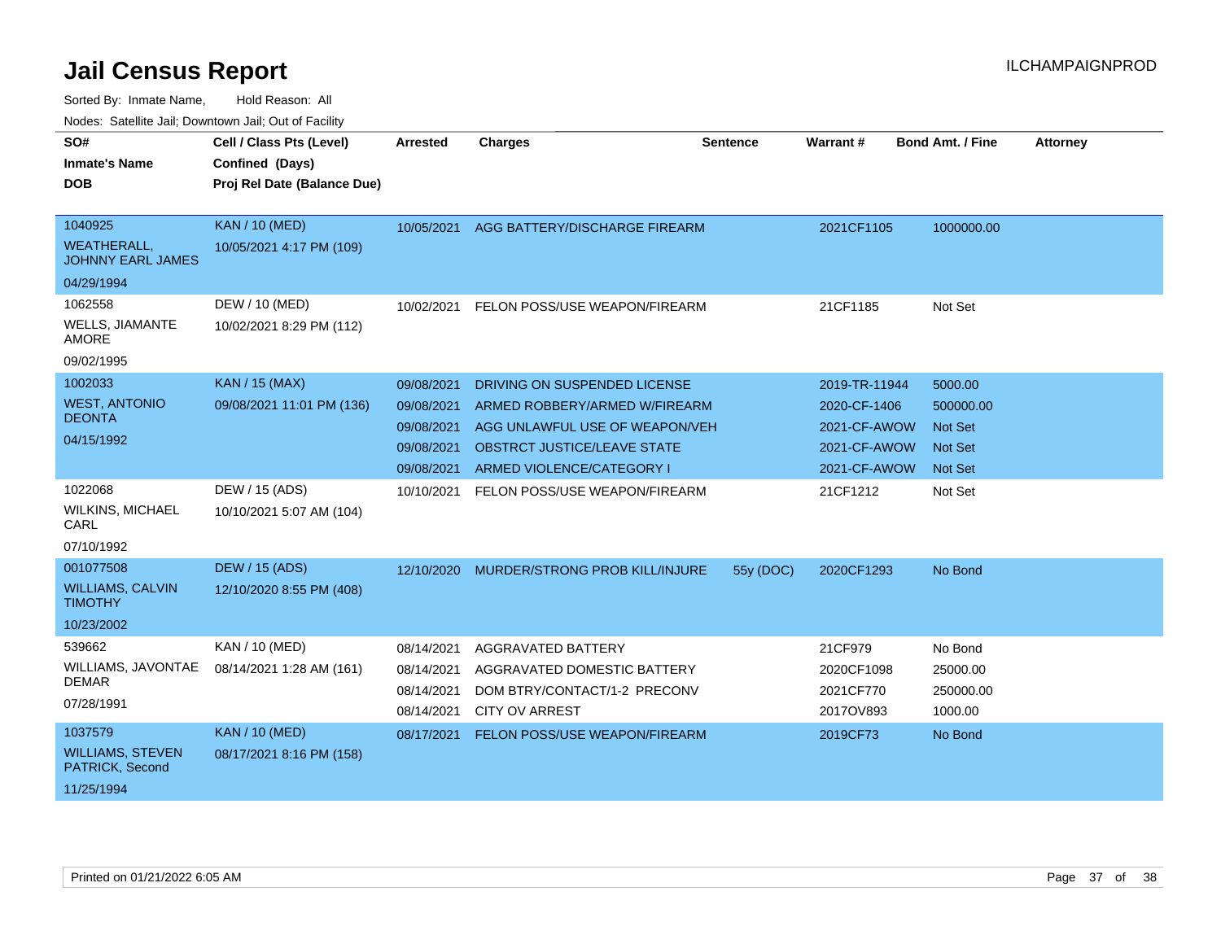# Jail Census Report

ILCHAMPAIGNPROD

Sorted By: Inmate Name, Hold Reason: All

Nodes: Satellite Jail; Downtown Jail; Out of Facility

| SO# / Inmate's Name / DOB | Cell / Class Pts (Level) / Confined (Days) / Proj Rel Date (Balance Due) | Arrested | Charges | Sentence | Warrant # | Bond Amt. / Fine | Attorney |
|---|---|---|---|---|---|---|---|
| 1040925<br>WEATHERALL, JOHNNY EARL JAMES<br>04/29/1994 | KAN / 10 (MED)<br>10/05/2021 4:17 PM (109) | 10/05/2021 | AGG BATTERY/DISCHARGE FIREARM | | 2021CF1105 | 1000000.00 | |
| 1062558<br>WELLS, JIAMANTE AMORE<br>09/02/1995 | DEW / 10 (MED)<br>10/02/2021 8:29 PM (112) | 10/02/2021 | FELON POSS/USE WEAPON/FIREARM | | 21CF1185 | Not Set | |
| 1002033<br>WEST, ANTONIO DEONTA<br>04/15/1992 | KAN / 15 (MAX)<br>09/08/2021 11:01 PM (136) | 09/08/2021 | DRIVING ON SUSPENDED LICENSE | | 2019-TR-11944 | 5000.00 | |
| | | 09/08/2021 | ARMED ROBBERY/ARMED W/FIREARM | | 2020-CF-1406 | 500000.00 | |
| | | 09/08/2021 | AGG UNLAWFUL USE OF WEAPON/VEH | | 2021-CF-AWOW | Not Set | |
| | | 09/08/2021 | OBSTRCT JUSTICE/LEAVE STATE | | 2021-CF-AWOW | Not Set | |
| | | 09/08/2021 | ARMED VIOLENCE/CATEGORY I | | 2021-CF-AWOW | Not Set | |
| 1022068<br>WILKINS, MICHAEL CARL<br>07/10/1992 | DEW / 15 (ADS)<br>10/10/2021 5:07 AM (104) | 10/10/2021 | FELON POSS/USE WEAPON/FIREARM | | 21CF1212 | Not Set | |
| 001077508<br>WILLIAMS, CALVIN TIMOTHY<br>10/23/2002 | DEW / 15 (ADS)<br>12/10/2020 8:55 PM (408) | 12/10/2020 | MURDER/STRONG PROB KILL/INJURE | 55y (DOC) | 2020CF1293 | No Bond | |
| 539662<br>WILLIAMS, JAVONTAE DEMAR<br>07/28/1991 | KAN / 10 (MED)<br>08/14/2021 1:28 AM (161) | 08/14/2021 | AGGRAVATED BATTERY | | 21CF979 | No Bond | |
| | | 08/14/2021 | AGGRAVATED DOMESTIC BATTERY | | 2020CF1098 | 25000.00 | |
| | | 08/14/2021 | DOM BTRY/CONTACT/1-2 PRECONV | | 2021CF770 | 250000.00 | |
| | | 08/14/2021 | CITY OV ARREST | | 2017OV893 | 1000.00 | |
| 1037579<br>WILLIAMS, STEVEN PATRICK, Second<br>11/25/1994 | KAN / 10 (MED)<br>08/17/2021 8:16 PM (158) | 08/17/2021 | FELON POSS/USE WEAPON/FIREARM | | 2019CF73 | No Bond | |

Printed on 01/21/2022 6:05 AM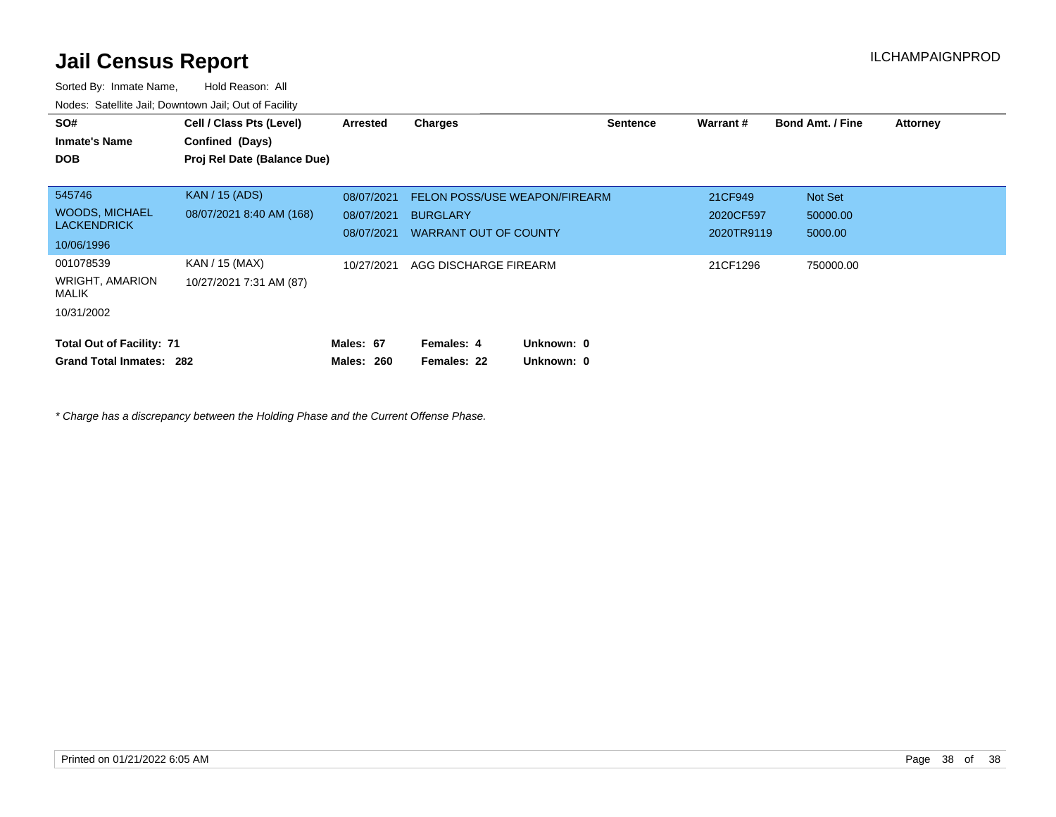# Jail Census Report

ILCHAMPAIGNPROD

Sorted By: Inmate Name, Hold Reason: All

Nodes: Satellite Jail; Downtown Jail; Out of Facility

| SO#<br>Inmate's Name<br>DOB | Cell / Class Pts (Level)<br>Confined (Days)<br>Proj Rel Date (Balance Due) | Arrested | Charges | Sentence | Warrant # | Bond Amt. / Fine | Attorney |
|---|---|---|---|---|---|---|---|
| 545746<br>WOODS, MICHAEL LACKENDRICK<br>10/06/1996 | KAN / 15 (ADS)<br>08/07/2021 8:40 AM (168) | 08/07/2021<br>08/07/2021<br>08/07/2021 | FELON POSS/USE WEAPON/FIREARM<br>BURGLARY<br>WARRANT OUT OF COUNTY | | 21CF949<br>2020CF597<br>2020TR9119 | Not Set<br>50000.00<br>5000.00 | |
| 001078539<br>WRIGHT, AMARION MALIK<br>10/31/2002 | KAN / 15 (MAX)<br>10/27/2021 7:31 AM (87) | 10/27/2021 | AGG DISCHARGE FIREARM | | 21CF1296 | 750000.00 | |

| | | | |
|---|---|---|---|
| **Total Out of Facility: 71** | **Males: 67** | **Females: 4** | **Unknown: 0** |
| **Grand Total Inmates: 282** | **Males: 260** | **Females: 22** | **Unknown: 0** |

*\* Charge has a discrepancy between the Holding Phase and the Current Offense Phase.*

Printed on 01/21/2022 6:05 AM